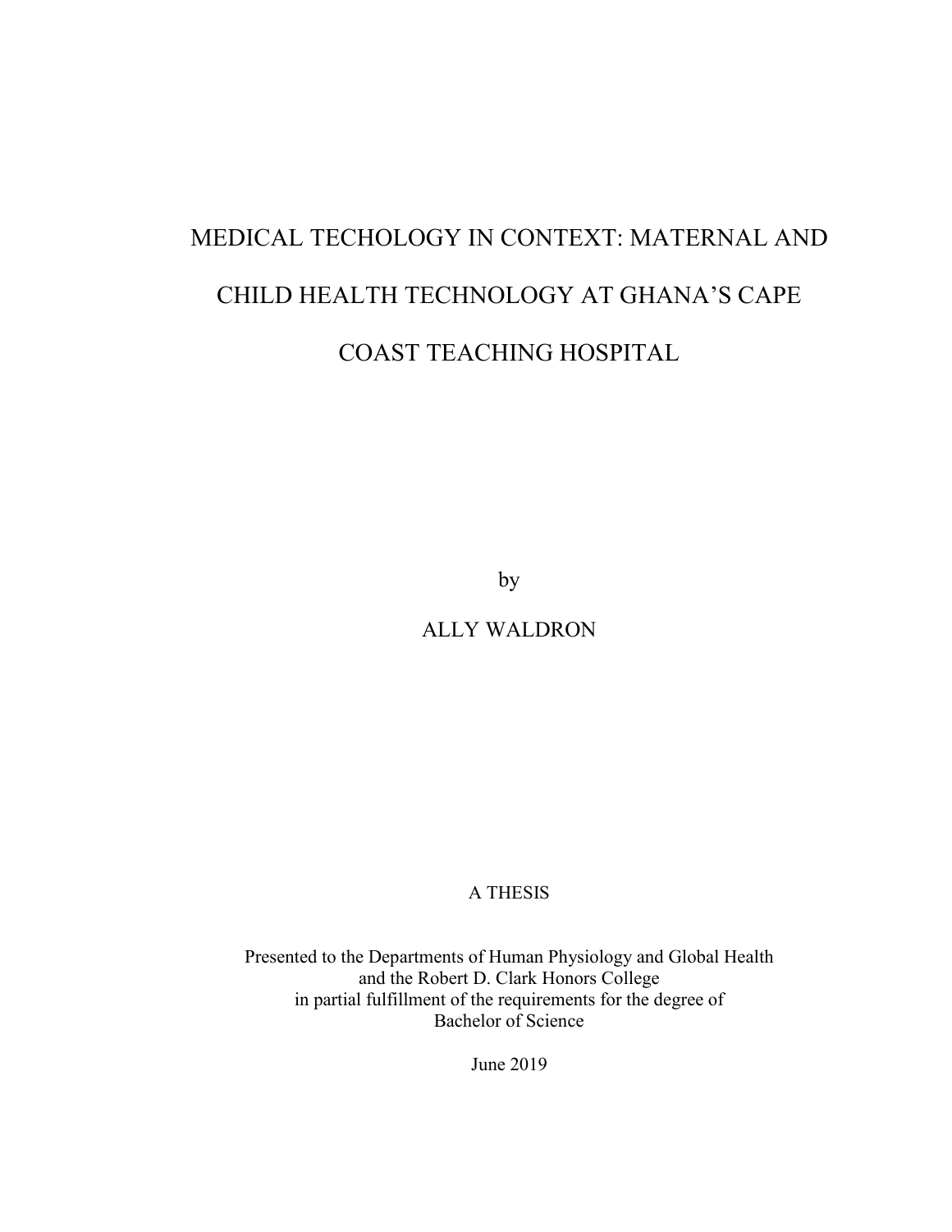# MEDICAL TECHOLOGY IN CONTEXT: MATERNAL AND CHILD HEALTH TECHNOLOGY AT GHANA'S CAPE COAST TEACHING HOSPITAL

by

ALLY WALDRON

A THESIS

Presented to the Departments of Human Physiology and Global Health
and the Robert D. Clark Honors College
in partial fulfillment of the requirements for the degree of
Bachelor of Science

June 2019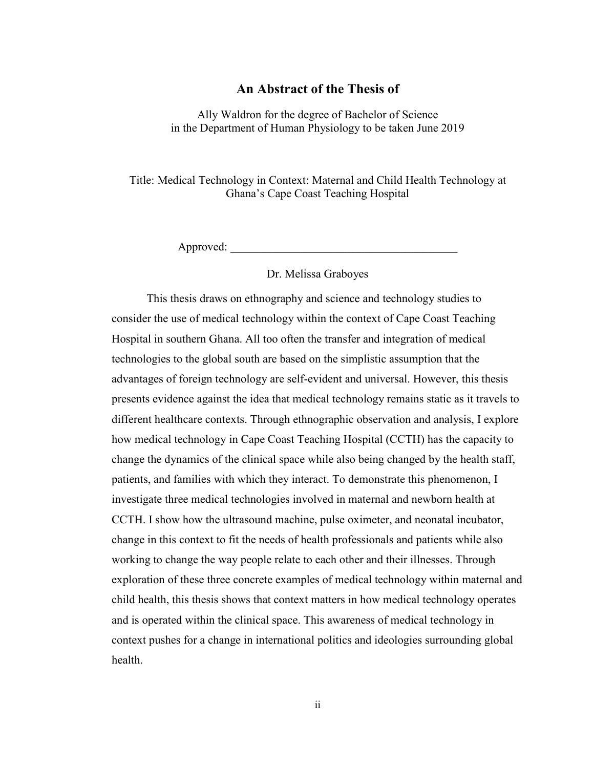# An Abstract of the Thesis of

Ally Waldron for the degree of Bachelor of Science
in the Department of Human Physiology to be taken June 2019

Title: Medical Technology in Context: Maternal and Child Health Technology at Ghana's Cape Coast Teaching Hospital

Approved: _______________________________________

Dr. Melissa Graboyes

This thesis draws on ethnography and science and technology studies to consider the use of medical technology within the context of Cape Coast Teaching Hospital in southern Ghana. All too often the transfer and integration of medical technologies to the global south are based on the simplistic assumption that the advantages of foreign technology are self-evident and universal. However, this thesis presents evidence against the idea that medical technology remains static as it travels to different healthcare contexts. Through ethnographic observation and analysis, I explore how medical technology in Cape Coast Teaching Hospital (CCTH) has the capacity to change the dynamics of the clinical space while also being changed by the health staff, patients, and families with which they interact. To demonstrate this phenomenon, I investigate three medical technologies involved in maternal and newborn health at CCTH. I show how the ultrasound machine, pulse oximeter, and neonatal incubator, change in this context to fit the needs of health professionals and patients while also working to change the way people relate to each other and their illnesses. Through exploration of these three concrete examples of medical technology within maternal and child health, this thesis shows that context matters in how medical technology operates and is operated within the clinical space. This awareness of medical technology in context pushes for a change in international politics and ideologies surrounding global health.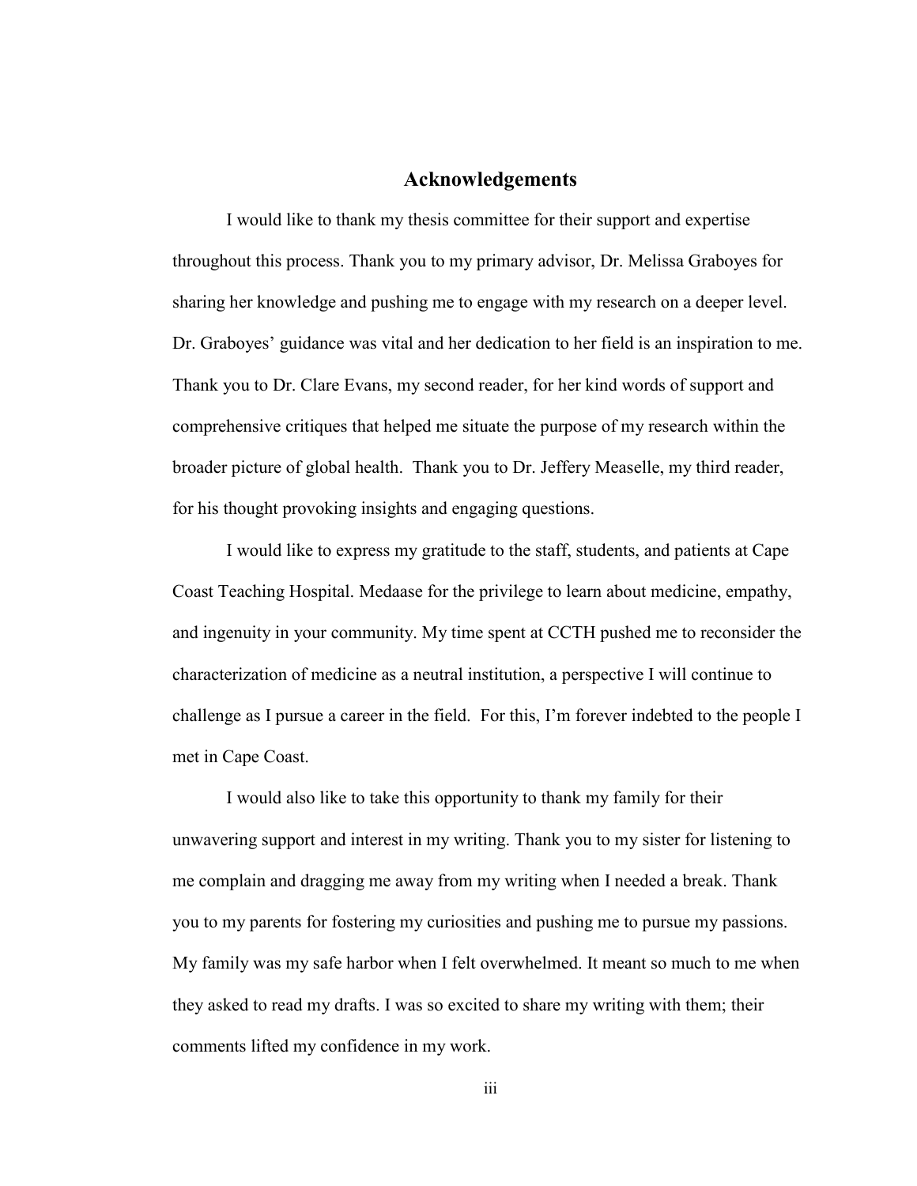# Acknowledgements

I would like to thank my thesis committee for their support and expertise throughout this process. Thank you to my primary advisor, Dr. Melissa Graboyes for sharing her knowledge and pushing me to engage with my research on a deeper level. Dr. Graboyes' guidance was vital and her dedication to her field is an inspiration to me. Thank you to Dr. Clare Evans, my second reader, for her kind words of support and comprehensive critiques that helped me situate the purpose of my research within the broader picture of global health. Thank you to Dr. Jeffery Measelle, my third reader, for his thought provoking insights and engaging questions.

I would like to express my gratitude to the staff, students, and patients at Cape Coast Teaching Hospital. Medaase for the privilege to learn about medicine, empathy, and ingenuity in your community. My time spent at CCTH pushed me to reconsider the characterization of medicine as a neutral institution, a perspective I will continue to challenge as I pursue a career in the field. For this, I'm forever indebted to the people I met in Cape Coast.

I would also like to take this opportunity to thank my family for their unwavering support and interest in my writing. Thank you to my sister for listening to me complain and dragging me away from my writing when I needed a break. Thank you to my parents for fostering my curiosities and pushing me to pursue my passions. My family was my safe harbor when I felt overwhelmed. It meant so much to me when they asked to read my drafts. I was so excited to share my writing with them; their comments lifted my confidence in my work.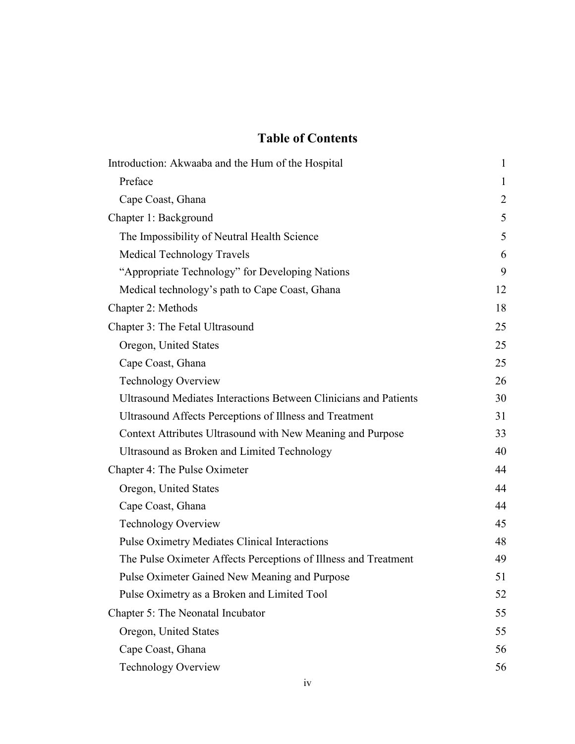# Table of Contents

| | |
|---|---|
| Introduction: Akwaaba and the Hum of the Hospital | 1 |
| Preface | 1 |
| Cape Coast, Ghana | 2 |
| Chapter 1: Background | 5 |
| The Impossibility of Neutral Health Science | 5 |
| Medical Technology Travels | 6 |
| “Appropriate Technology” for Developing Nations | 9 |
| Medical technology’s path to Cape Coast, Ghana | 12 |
| Chapter 2: Methods | 18 |
| Chapter 3: The Fetal Ultrasound | 25 |
| Oregon, United States | 25 |
| Cape Coast, Ghana | 25 |
| Technology Overview | 26 |
| Ultrasound Mediates Interactions Between Clinicians and Patients | 30 |
| Ultrasound Affects Perceptions of Illness and Treatment | 31 |
| Context Attributes Ultrasound with New Meaning and Purpose | 33 |
| Ultrasound as Broken and Limited Technology | 40 |
| Chapter 4: The Pulse Oximeter | 44 |
| Oregon, United States | 44 |
| Cape Coast, Ghana | 44 |
| Technology Overview | 45 |
| Pulse Oximetry Mediates Clinical Interactions | 48 |
| The Pulse Oximeter Affects Perceptions of Illness and Treatment | 49 |
| Pulse Oximeter Gained New Meaning and Purpose | 51 |
| Pulse Oximetry as a Broken and Limited Tool | 52 |
| Chapter 5: The Neonatal Incubator | 55 |
| Oregon, United States | 55 |
| Cape Coast, Ghana | 56 |
| Technology Overview | 56 |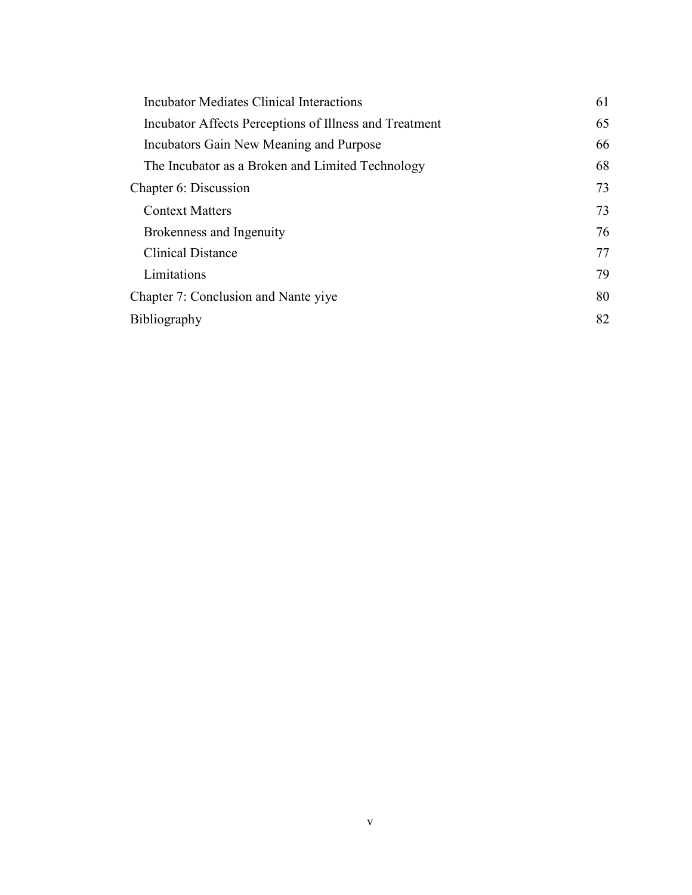| | |
|---|---|
| Incubator Mediates Clinical Interactions | 61 |
| Incubator Affects Perceptions of Illness and Treatment | 65 |
| Incubators Gain New Meaning and Purpose | 66 |
| The Incubator as a Broken and Limited Technology | 68 |
| Chapter 6: Discussion | 73 |
| Context Matters | 73 |
| Brokenness and Ingenuity | 76 |
| Clinical Distance | 77 |
| Limitations | 79 |
| Chapter 7: Conclusion and Nante yiye | 80 |
| Bibliography | 82 |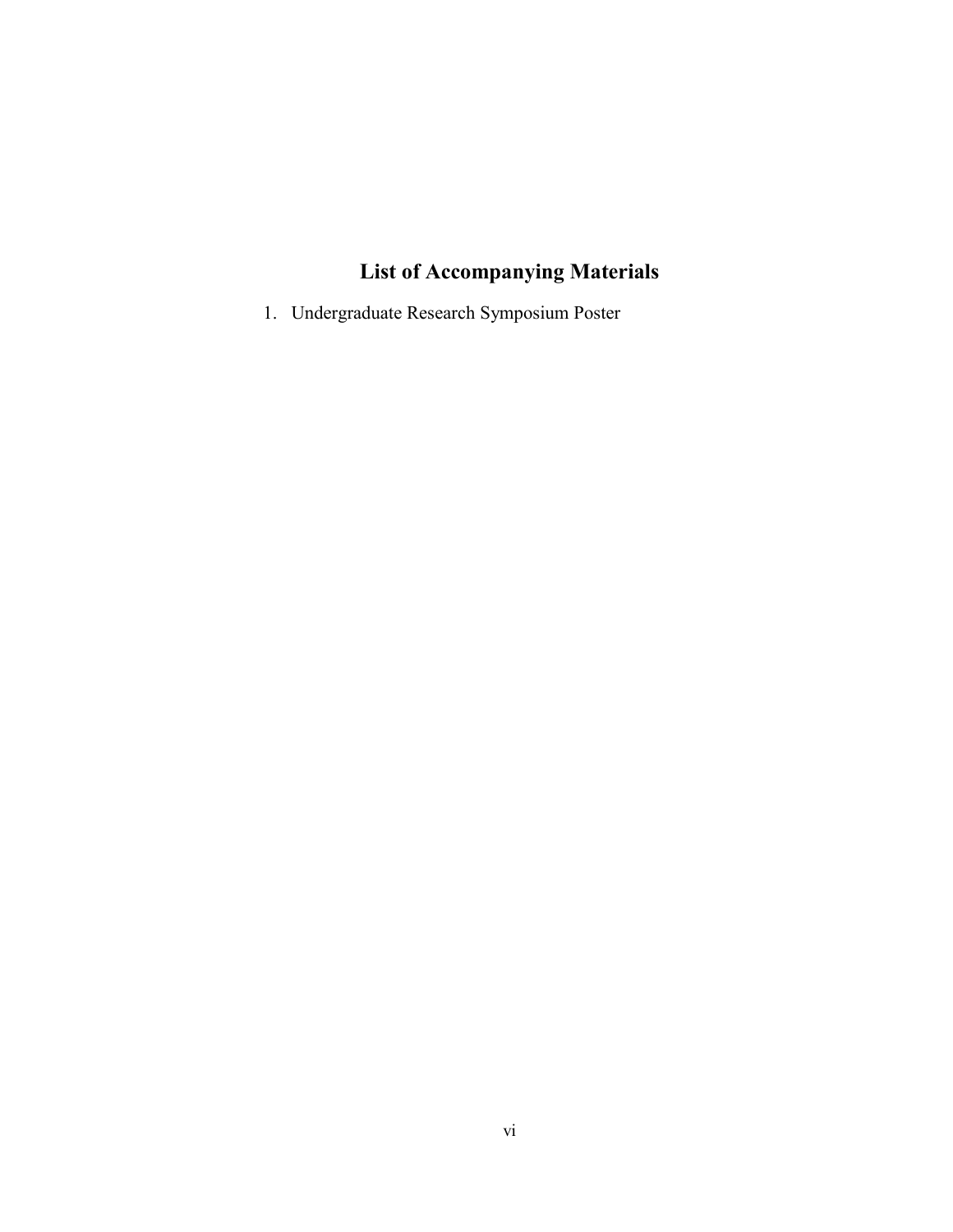## List of Accompanying Materials

1. Undergraduate Research Symposium Poster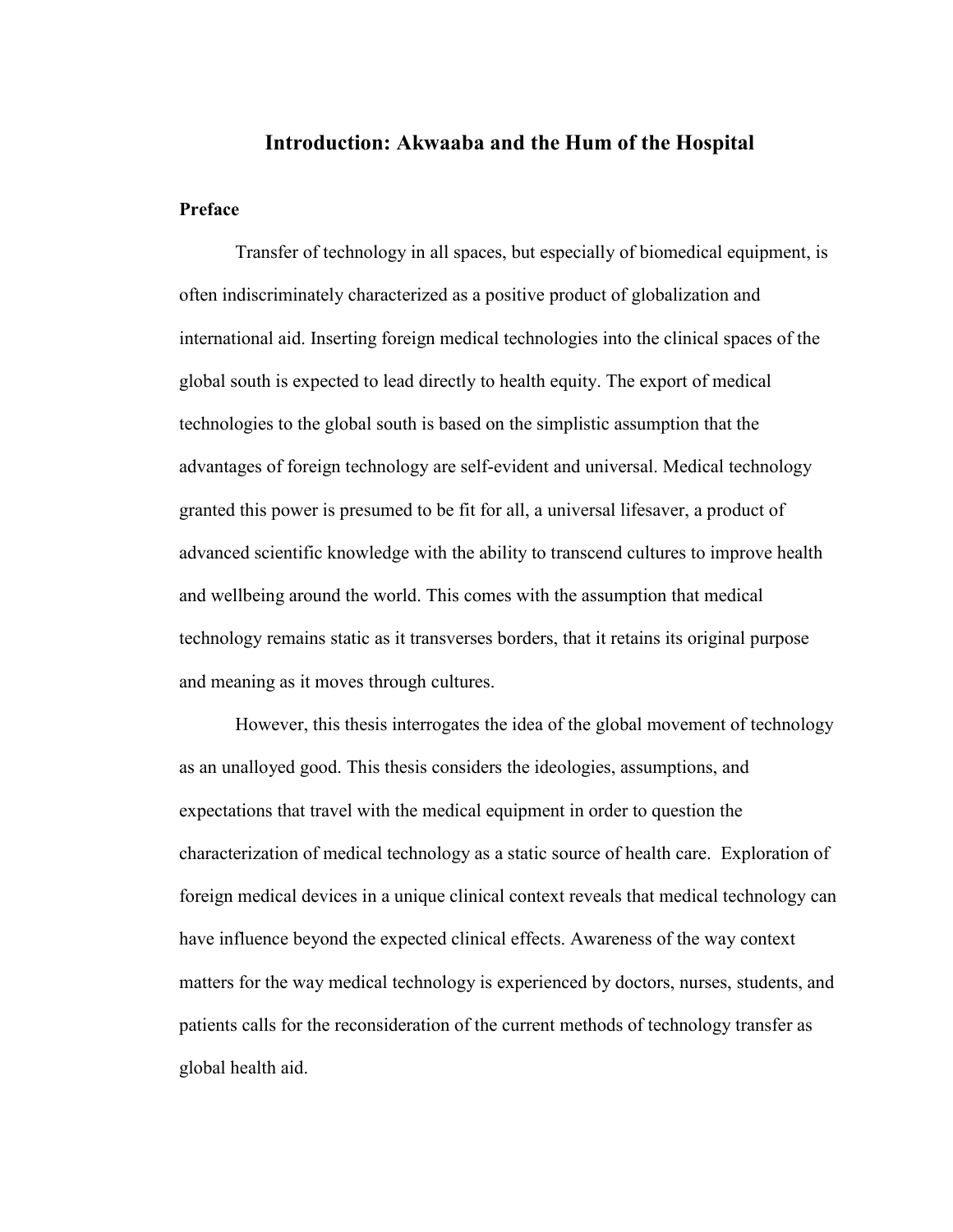# Introduction: Akwaaba and the Hum of the Hospital

## Preface

Transfer of technology in all spaces, but especially of biomedical equipment, is often indiscriminately characterized as a positive product of globalization and international aid. Inserting foreign medical technologies into the clinical spaces of the global south is expected to lead directly to health equity. The export of medical technologies to the global south is based on the simplistic assumption that the advantages of foreign technology are self-evident and universal. Medical technology granted this power is presumed to be fit for all, a universal lifesaver, a product of advanced scientific knowledge with the ability to transcend cultures to improve health and wellbeing around the world. This comes with the assumption that medical technology remains static as it transverses borders, that it retains its original purpose and meaning as it moves through cultures.

However, this thesis interrogates the idea of the global movement of technology as an unalloyed good. This thesis considers the ideologies, assumptions, and expectations that travel with the medical equipment in order to question the characterization of medical technology as a static source of health care. Exploration of foreign medical devices in a unique clinical context reveals that medical technology can have influence beyond the expected clinical effects. Awareness of the way context matters for the way medical technology is experienced by doctors, nurses, students, and patients calls for the reconsideration of the current methods of technology transfer as global health aid.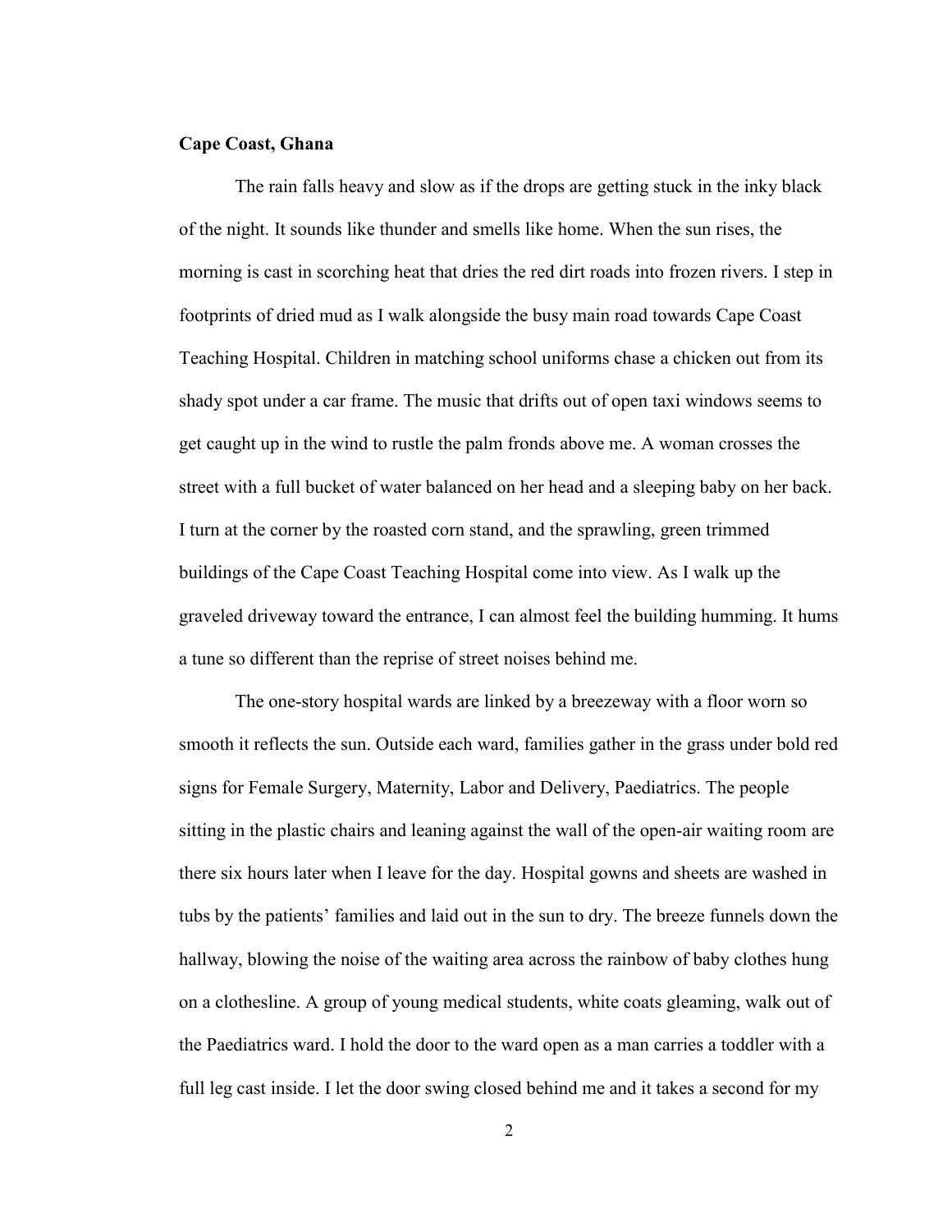**Cape Coast, Ghana**

The rain falls heavy and slow as if the drops are getting stuck in the inky black of the night. It sounds like thunder and smells like home. When the sun rises, the morning is cast in scorching heat that dries the red dirt roads into frozen rivers. I step in footprints of dried mud as I walk alongside the busy main road towards Cape Coast Teaching Hospital. Children in matching school uniforms chase a chicken out from its shady spot under a car frame. The music that drifts out of open taxi windows seems to get caught up in the wind to rustle the palm fronds above me. A woman crosses the street with a full bucket of water balanced on her head and a sleeping baby on her back. I turn at the corner by the roasted corn stand, and the sprawling, green trimmed buildings of the Cape Coast Teaching Hospital come into view. As I walk up the graveled driveway toward the entrance, I can almost feel the building humming. It hums a tune so different than the reprise of street noises behind me.

The one-story hospital wards are linked by a breezeway with a floor worn so smooth it reflects the sun. Outside each ward, families gather in the grass under bold red signs for Female Surgery, Maternity, Labor and Delivery, Paediatrics. The people sitting in the plastic chairs and leaning against the wall of the open-air waiting room are there six hours later when I leave for the day. Hospital gowns and sheets are washed in tubs by the patients' families and laid out in the sun to dry. The breeze funnels down the hallway, blowing the noise of the waiting area across the rainbow of baby clothes hung on a clothesline. A group of young medical students, white coats gleaming, walk out of the Paediatrics ward. I hold the door to the ward open as a man carries a toddler with a full leg cast inside. I let the door swing closed behind me and it takes a second for my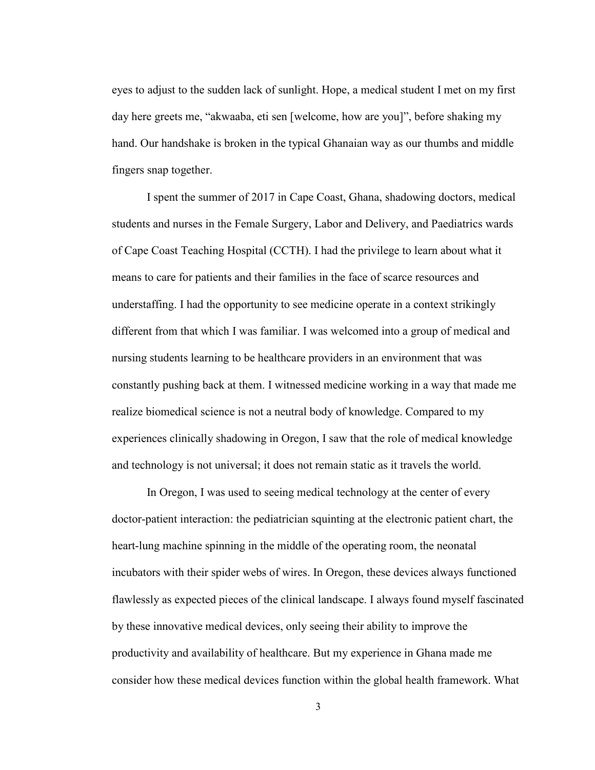eyes to adjust to the sudden lack of sunlight. Hope, a medical student I met on my first day here greets me, "akwaaba, eti sen [welcome, how are you]", before shaking my hand. Our handshake is broken in the typical Ghanaian way as our thumbs and middle fingers snap together.

I spent the summer of 2017 in Cape Coast, Ghana, shadowing doctors, medical students and nurses in the Female Surgery, Labor and Delivery, and Paediatrics wards of Cape Coast Teaching Hospital (CCTH). I had the privilege to learn about what it means to care for patients and their families in the face of scarce resources and understaffing. I had the opportunity to see medicine operate in a context strikingly different from that which I was familiar. I was welcomed into a group of medical and nursing students learning to be healthcare providers in an environment that was constantly pushing back at them. I witnessed medicine working in a way that made me realize biomedical science is not a neutral body of knowledge. Compared to my experiences clinically shadowing in Oregon, I saw that the role of medical knowledge and technology is not universal; it does not remain static as it travels the world.

In Oregon, I was used to seeing medical technology at the center of every doctor-patient interaction: the pediatrician squinting at the electronic patient chart, the heart-lung machine spinning in the middle of the operating room, the neonatal incubators with their spider webs of wires. In Oregon, these devices always functioned flawlessly as expected pieces of the clinical landscape. I always found myself fascinated by these innovative medical devices, only seeing their ability to improve the productivity and availability of healthcare. But my experience in Ghana made me consider how these medical devices function within the global health framework. What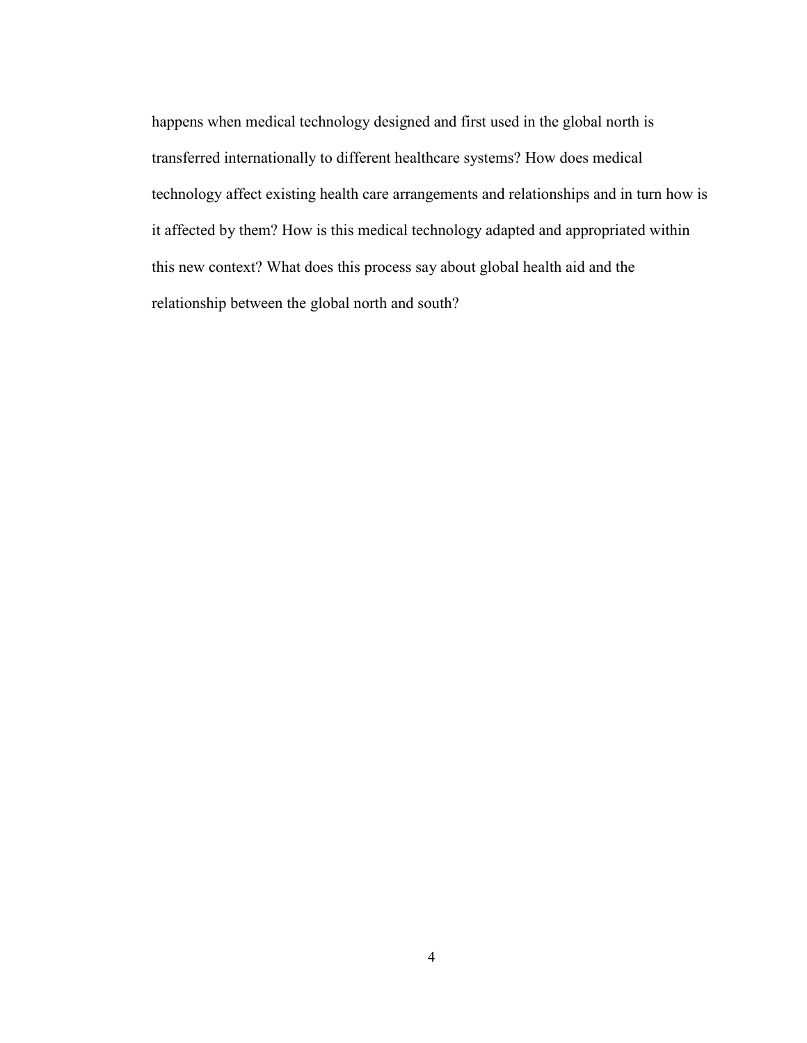happens when medical technology designed and first used in the global north is transferred internationally to different healthcare systems? How does medical technology affect existing health care arrangements and relationships and in turn how is it affected by them? How is this medical technology adapted and appropriated within this new context? What does this process say about global health aid and the relationship between the global north and south?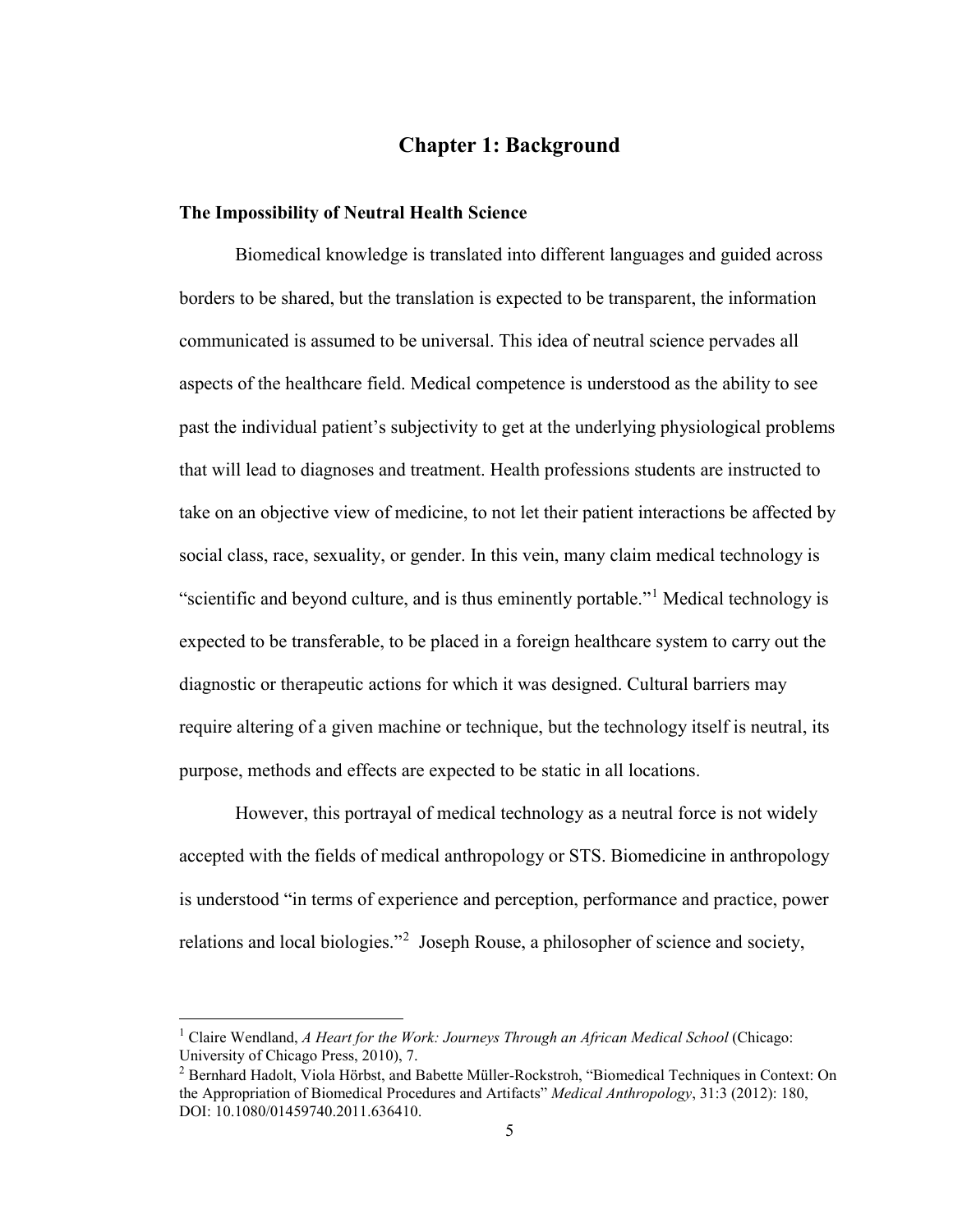# Chapter 1: Background

## The Impossibility of Neutral Health Science

Biomedical knowledge is translated into different languages and guided across borders to be shared, but the translation is expected to be transparent, the information communicated is assumed to be universal. This idea of neutral science pervades all aspects of the healthcare field. Medical competence is understood as the ability to see past the individual patient's subjectivity to get at the underlying physiological problems that will lead to diagnoses and treatment. Health professions students are instructed to take on an objective view of medicine, to not let their patient interactions be affected by social class, race, sexuality, or gender. In this vein, many claim medical technology is "scientific and beyond culture, and is thus eminently portable."[1] Medical technology is expected to be transferable, to be placed in a foreign healthcare system to carry out the diagnostic or therapeutic actions for which it was designed. Cultural barriers may require altering of a given machine or technique, but the technology itself is neutral, its purpose, methods and effects are expected to be static in all locations.

However, this portrayal of medical technology as a neutral force is not widely accepted with the fields of medical anthropology or STS. Biomedicine in anthropology is understood "in terms of experience and perception, performance and practice, power relations and local biologies."[2] Joseph Rouse, a philosopher of science and society,

---

[1] Claire Wendland, *A Heart for the Work: Journeys Through an African Medical School* (Chicago: University of Chicago Press, 2010), 7.

[2] Bernhard Hadolt, Viola Hörbst, and Babette Müller-Rockstroh, "Biomedical Techniques in Context: On the Appropriation of Biomedical Procedures and Artifacts" *Medical Anthropology*, 31:3 (2012): 180, DOI: 10.1080/01459740.2011.636410.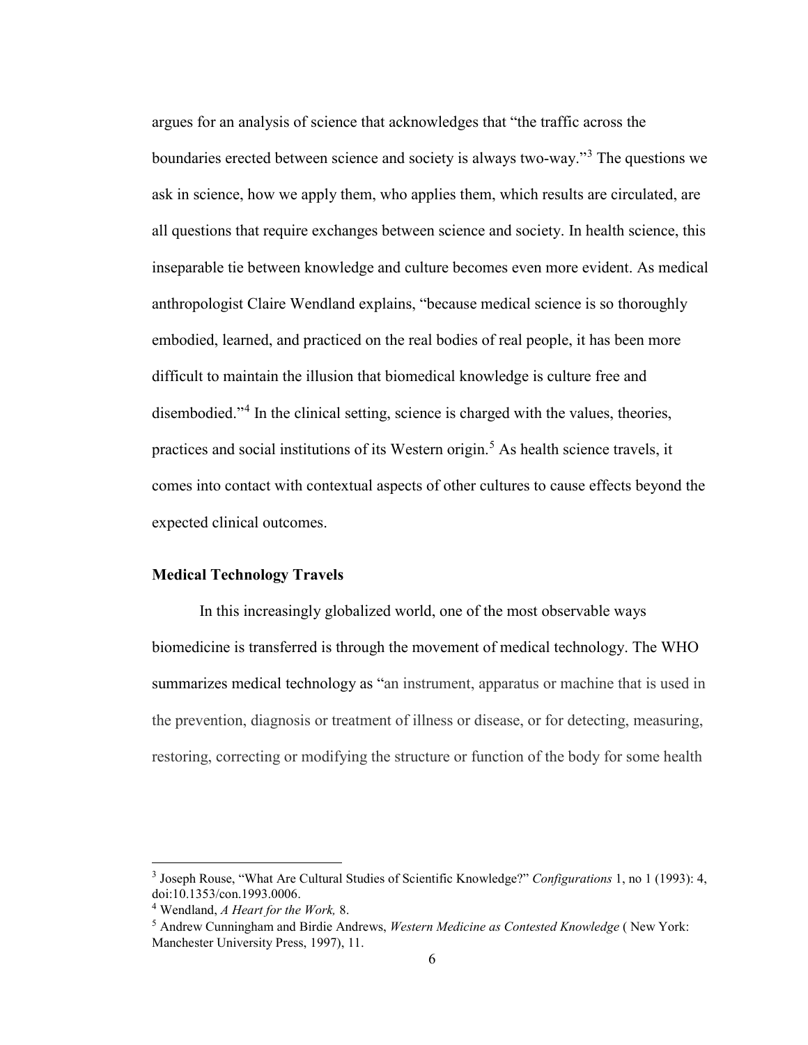argues for an analysis of science that acknowledges that "the traffic across the boundaries erected between science and society is always two-way."[3] The questions we ask in science, how we apply them, who applies them, which results are circulated, are all questions that require exchanges between science and society. In health science, this inseparable tie between knowledge and culture becomes even more evident. As medical anthropologist Claire Wendland explains, "because medical science is so thoroughly embodied, learned, and practiced on the real bodies of real people, it has been more difficult to maintain the illusion that biomedical knowledge is culture free and disembodied."[4] In the clinical setting, science is charged with the values, theories, practices and social institutions of its Western origin.[5] As health science travels, it comes into contact with contextual aspects of other cultures to cause effects beyond the expected clinical outcomes.

### Medical Technology Travels

In this increasingly globalized world, one of the most observable ways biomedicine is transferred is through the movement of medical technology. The WHO summarizes medical technology as "an instrument, apparatus or machine that is used in the prevention, diagnosis or treatment of illness or disease, or for detecting, measuring, restoring, correcting or modifying the structure or function of the body for some health

---

[3] Joseph Rouse, "What Are Cultural Studies of Scientific Knowledge?" *Configurations* 1, no 1 (1993): 4, doi:10.1353/con.1993.0006.

[4] Wendland, *A Heart for the Work,* 8.

[5] Andrew Cunningham and Birdie Andrews, *Western Medicine as Contested Knowledge* ( New York: Manchester University Press, 1997), 11.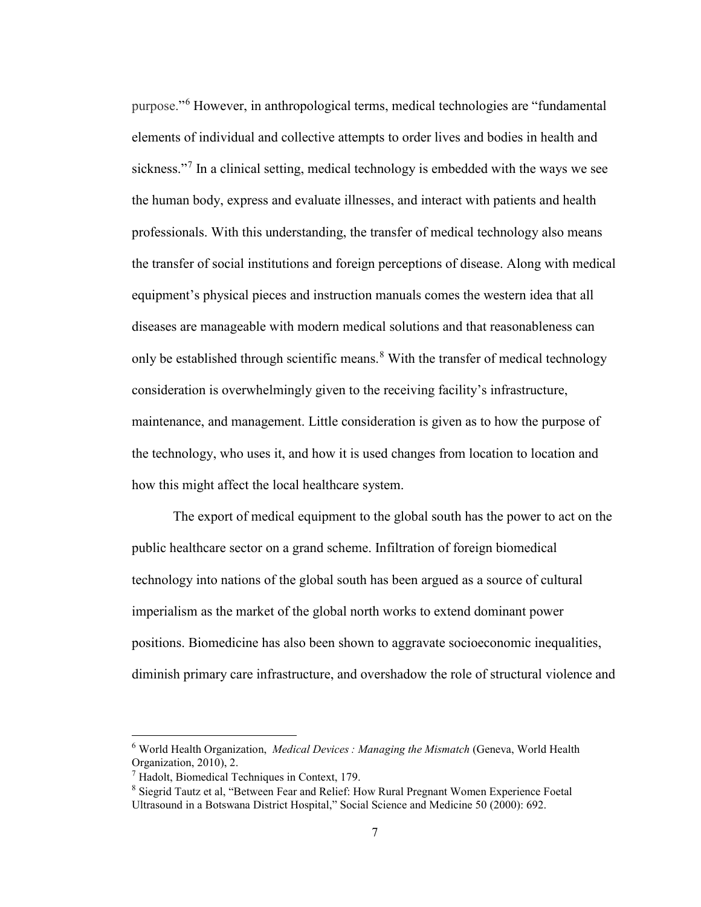purpose."[6] However, in anthropological terms, medical technologies are "fundamental elements of individual and collective attempts to order lives and bodies in health and sickness."[7] In a clinical setting, medical technology is embedded with the ways we see the human body, express and evaluate illnesses, and interact with patients and health professionals. With this understanding, the transfer of medical technology also means the transfer of social institutions and foreign perceptions of disease. Along with medical equipment's physical pieces and instruction manuals comes the western idea that all diseases are manageable with modern medical solutions and that reasonableness can only be established through scientific means.[8] With the transfer of medical technology consideration is overwhelmingly given to the receiving facility's infrastructure, maintenance, and management. Little consideration is given as to how the purpose of the technology, who uses it, and how it is used changes from location to location and how this might affect the local healthcare system.

The export of medical equipment to the global south has the power to act on the public healthcare sector on a grand scheme. Infiltration of foreign biomedical technology into nations of the global south has been argued as a source of cultural imperialism as the market of the global north works to extend dominant power positions. Biomedicine has also been shown to aggravate socioeconomic inequalities, diminish primary care infrastructure, and overshadow the role of structural violence and

---

[6] World Health Organization, *Medical Devices : Managing the Mismatch* (Geneva, World Health Organization, 2010), 2.

[7] Hadolt, Biomedical Techniques in Context, 179.

[8] Siegrid Tautz et al, "Between Fear and Relief: How Rural Pregnant Women Experience Foetal Ultrasound in a Botswana District Hospital," Social Science and Medicine 50 (2000): 692.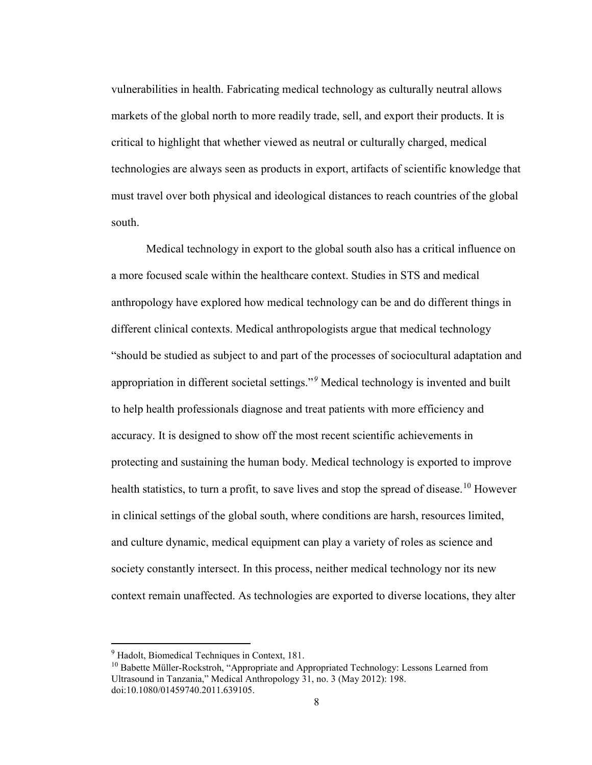vulnerabilities in health. Fabricating medical technology as culturally neutral allows markets of the global north to more readily trade, sell, and export their products. It is critical to highlight that whether viewed as neutral or culturally charged, medical technologies are always seen as products in export, artifacts of scientific knowledge that must travel over both physical and ideological distances to reach countries of the global south.

Medical technology in export to the global south also has a critical influence on a more focused scale within the healthcare context. Studies in STS and medical anthropology have explored how medical technology can be and do different things in different clinical contexts. Medical anthropologists argue that medical technology "should be studied as subject to and part of the processes of sociocultural adaptation and appropriation in different societal settings."[9] Medical technology is invented and built to help health professionals diagnose and treat patients with more efficiency and accuracy. It is designed to show off the most recent scientific achievements in protecting and sustaining the human body. Medical technology is exported to improve health statistics, to turn a profit, to save lives and stop the spread of disease.[10] However in clinical settings of the global south, where conditions are harsh, resources limited, and culture dynamic, medical equipment can play a variety of roles as science and society constantly intersect. In this process, neither medical technology nor its new context remain unaffected. As technologies are exported to diverse locations, they alter

---

[9] Hadolt, Biomedical Techniques in Context, 181.

[10] Babette Müller-Rockstroh, "Appropriate and Appropriated Technology: Lessons Learned from Ultrasound in Tanzania," Medical Anthropology 31, no. 3 (May 2012): 198. doi:10.1080/01459740.2011.639105.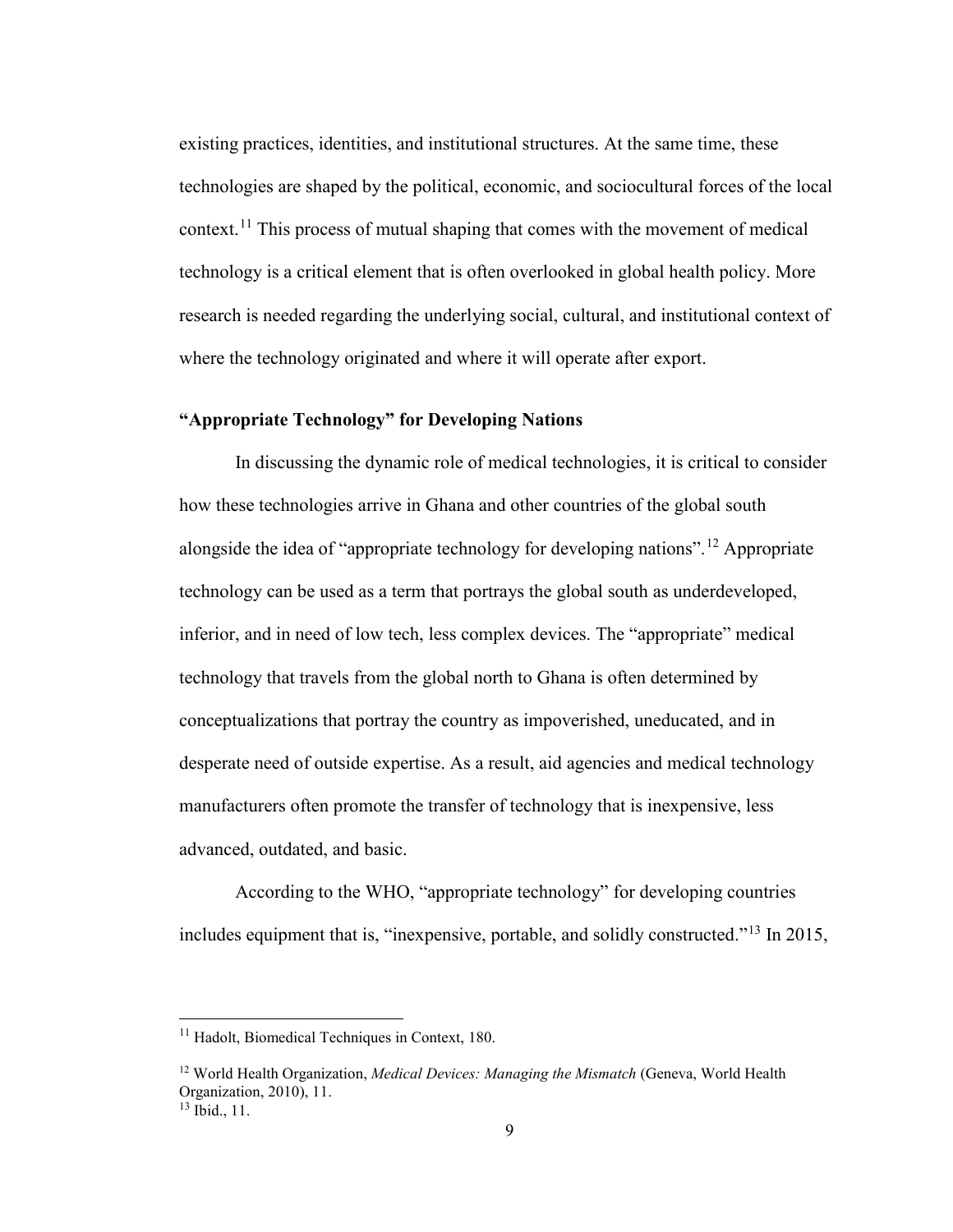existing practices, identities, and institutional structures. At the same time, these technologies are shaped by the political, economic, and sociocultural forces of the local context.[11] This process of mutual shaping that comes with the movement of medical technology is a critical element that is often overlooked in global health policy. More research is needed regarding the underlying social, cultural, and institutional context of where the technology originated and where it will operate after export.

### "Appropriate Technology" for Developing Nations

In discussing the dynamic role of medical technologies, it is critical to consider how these technologies arrive in Ghana and other countries of the global south alongside the idea of "appropriate technology for developing nations".[12] Appropriate technology can be used as a term that portrays the global south as underdeveloped, inferior, and in need of low tech, less complex devices. The "appropriate" medical technology that travels from the global north to Ghana is often determined by conceptualizations that portray the country as impoverished, uneducated, and in desperate need of outside expertise. As a result, aid agencies and medical technology manufacturers often promote the transfer of technology that is inexpensive, less advanced, outdated, and basic.

According to the WHO, "appropriate technology" for developing countries includes equipment that is, "inexpensive, portable, and solidly constructed."[13] In 2015,

---

[11] Hadolt, Biomedical Techniques in Context, 180.

[12] World Health Organization, *Medical Devices: Managing the Mismatch* (Geneva, World Health Organization, 2010), 11.

[13] Ibid., 11.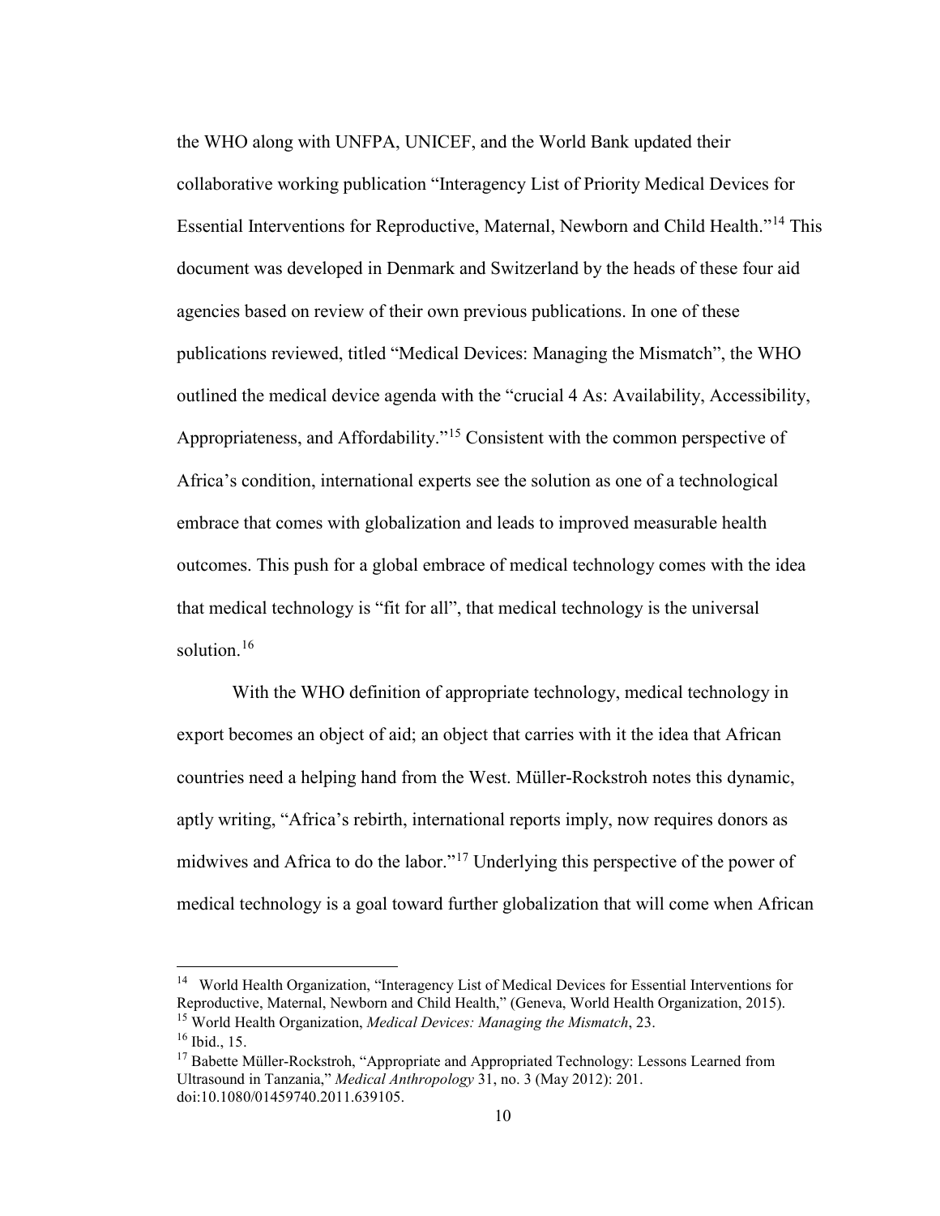the WHO along with UNFPA, UNICEF, and the World Bank updated their collaborative working publication "Interagency List of Priority Medical Devices for Essential Interventions for Reproductive, Maternal, Newborn and Child Health."[14] This document was developed in Denmark and Switzerland by the heads of these four aid agencies based on review of their own previous publications. In one of these publications reviewed, titled "Medical Devices: Managing the Mismatch", the WHO outlined the medical device agenda with the "crucial 4 As: Availability, Accessibility, Appropriateness, and Affordability."[15] Consistent with the common perspective of Africa's condition, international experts see the solution as one of a technological embrace that comes with globalization and leads to improved measurable health outcomes. This push for a global embrace of medical technology comes with the idea that medical technology is "fit for all", that medical technology is the universal solution.[16]

With the WHO definition of appropriate technology, medical technology in export becomes an object of aid; an object that carries with it the idea that African countries need a helping hand from the West. Müller-Rockstroh notes this dynamic, aptly writing, "Africa's rebirth, international reports imply, now requires donors as midwives and Africa to do the labor."[17] Underlying this perspective of the power of medical technology is a goal toward further globalization that will come when African

---

[14] World Health Organization, "Interagency List of Medical Devices for Essential Interventions for Reproductive, Maternal, Newborn and Child Health," (Geneva, World Health Organization, 2015).

[15] World Health Organization, *Medical Devices: Managing the Mismatch*, 23.

[16] Ibid., 15.

[17] Babette Müller-Rockstroh, "Appropriate and Appropriated Technology: Lessons Learned from Ultrasound in Tanzania," *Medical Anthropology* 31, no. 3 (May 2012): 201. doi:10.1080/01459740.2011.639105.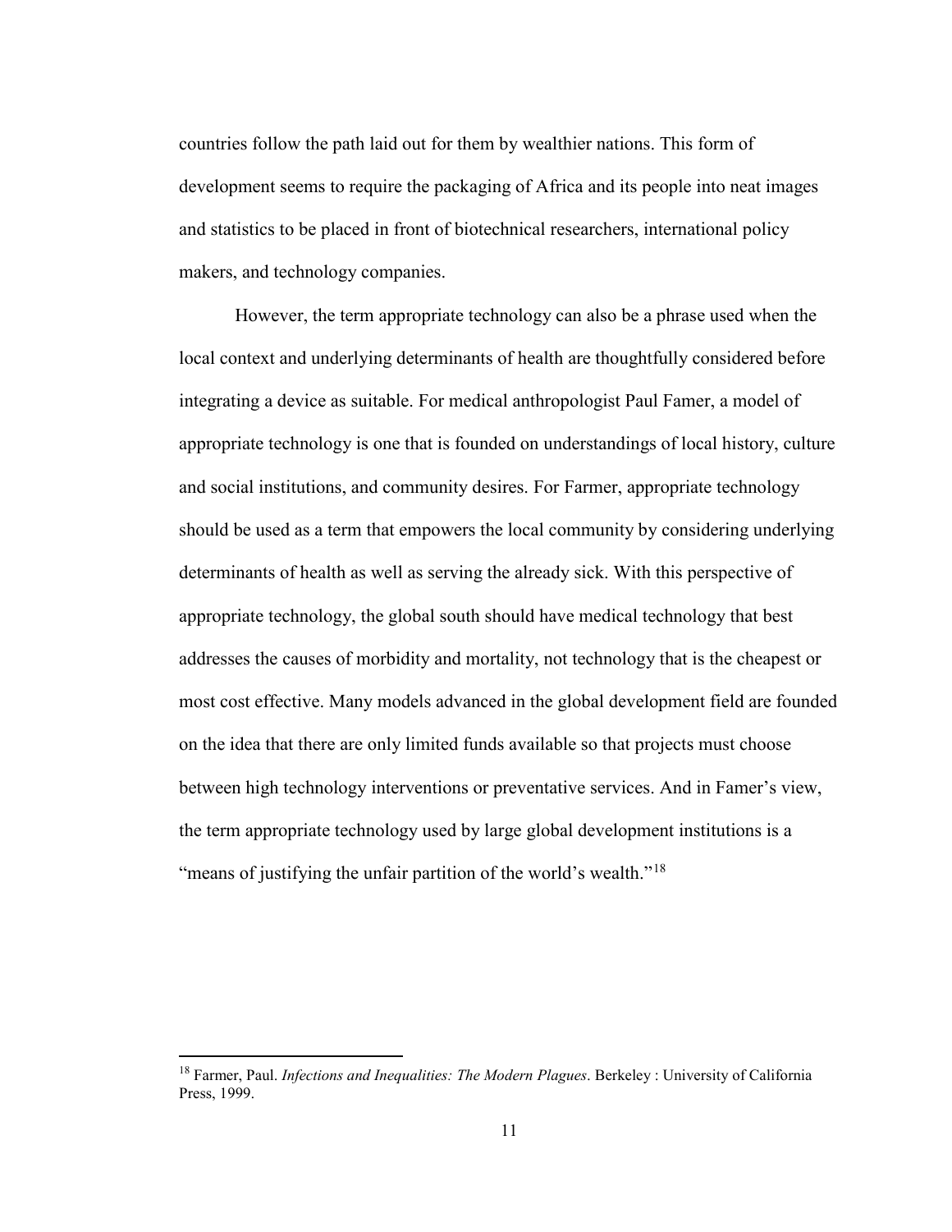countries follow the path laid out for them by wealthier nations. This form of development seems to require the packaging of Africa and its people into neat images and statistics to be placed in front of biotechnical researchers, international policy makers, and technology companies.

However, the term appropriate technology can also be a phrase used when the local context and underlying determinants of health are thoughtfully considered before integrating a device as suitable. For medical anthropologist Paul Famer, a model of appropriate technology is one that is founded on understandings of local history, culture and social institutions, and community desires. For Farmer, appropriate technology should be used as a term that empowers the local community by considering underlying determinants of health as well as serving the already sick. With this perspective of appropriate technology, the global south should have medical technology that best addresses the causes of morbidity and mortality, not technology that is the cheapest or most cost effective. Many models advanced in the global development field are founded on the idea that there are only limited funds available so that projects must choose between high technology interventions or preventative services. And in Famer's view, the term appropriate technology used by large global development institutions is a "means of justifying the unfair partition of the world's wealth."[18]

[18] Farmer, Paul. *Infections and Inequalities: The Modern Plagues*. Berkeley : University of California Press, 1999.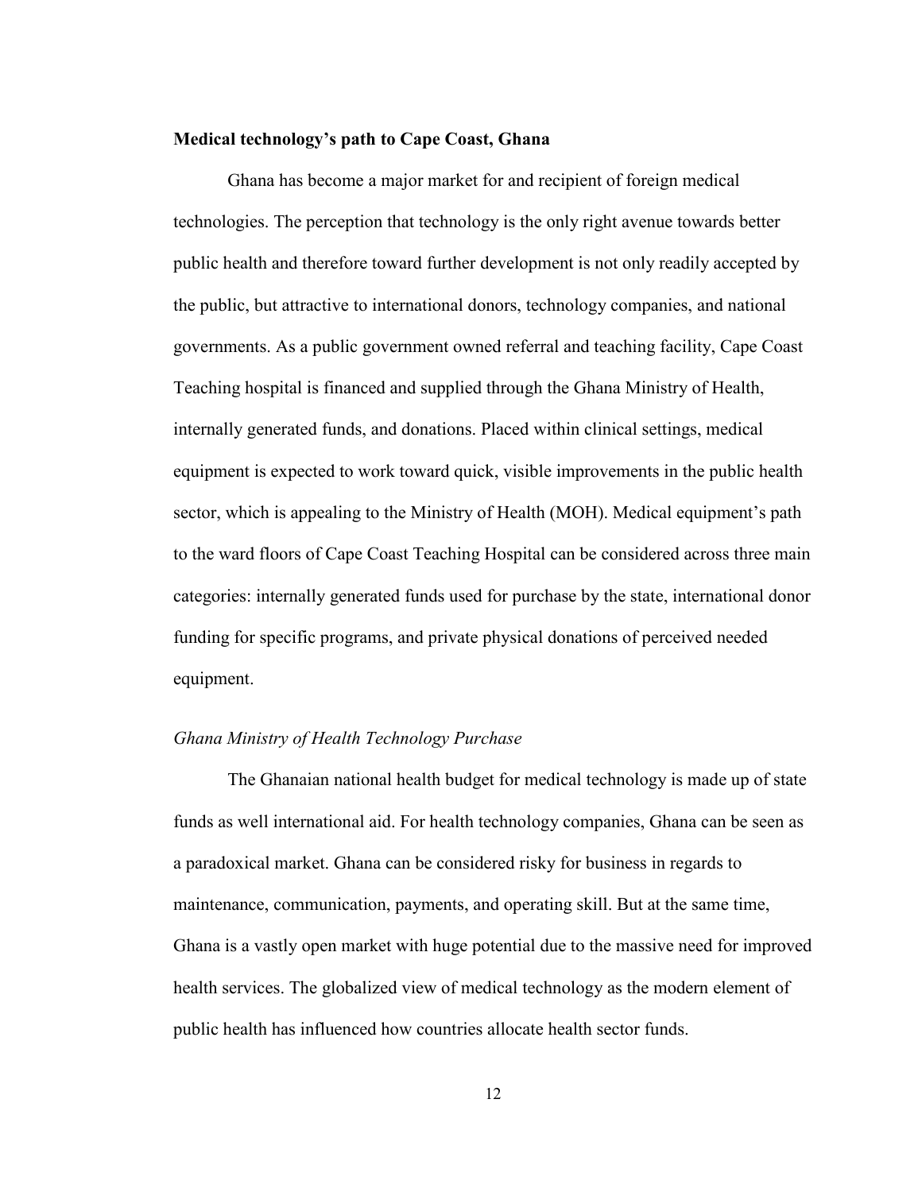**Medical technology's path to Cape Coast, Ghana**

Ghana has become a major market for and recipient of foreign medical technologies. The perception that technology is the only right avenue towards better public health and therefore toward further development is not only readily accepted by the public, but attractive to international donors, technology companies, and national governments. As a public government owned referral and teaching facility, Cape Coast Teaching hospital is financed and supplied through the Ghana Ministry of Health, internally generated funds, and donations. Placed within clinical settings, medical equipment is expected to work toward quick, visible improvements in the public health sector, which is appealing to the Ministry of Health (MOH). Medical equipment's path to the ward floors of Cape Coast Teaching Hospital can be considered across three main categories: internally generated funds used for purchase by the state, international donor funding for specific programs, and private physical donations of perceived needed equipment.

*Ghana Ministry of Health Technology Purchase*

The Ghanaian national health budget for medical technology is made up of state funds as well international aid. For health technology companies, Ghana can be seen as a paradoxical market. Ghana can be considered risky for business in regards to maintenance, communication, payments, and operating skill. But at the same time, Ghana is a vastly open market with huge potential due to the massive need for improved health services. The globalized view of medical technology as the modern element of public health has influenced how countries allocate health sector funds.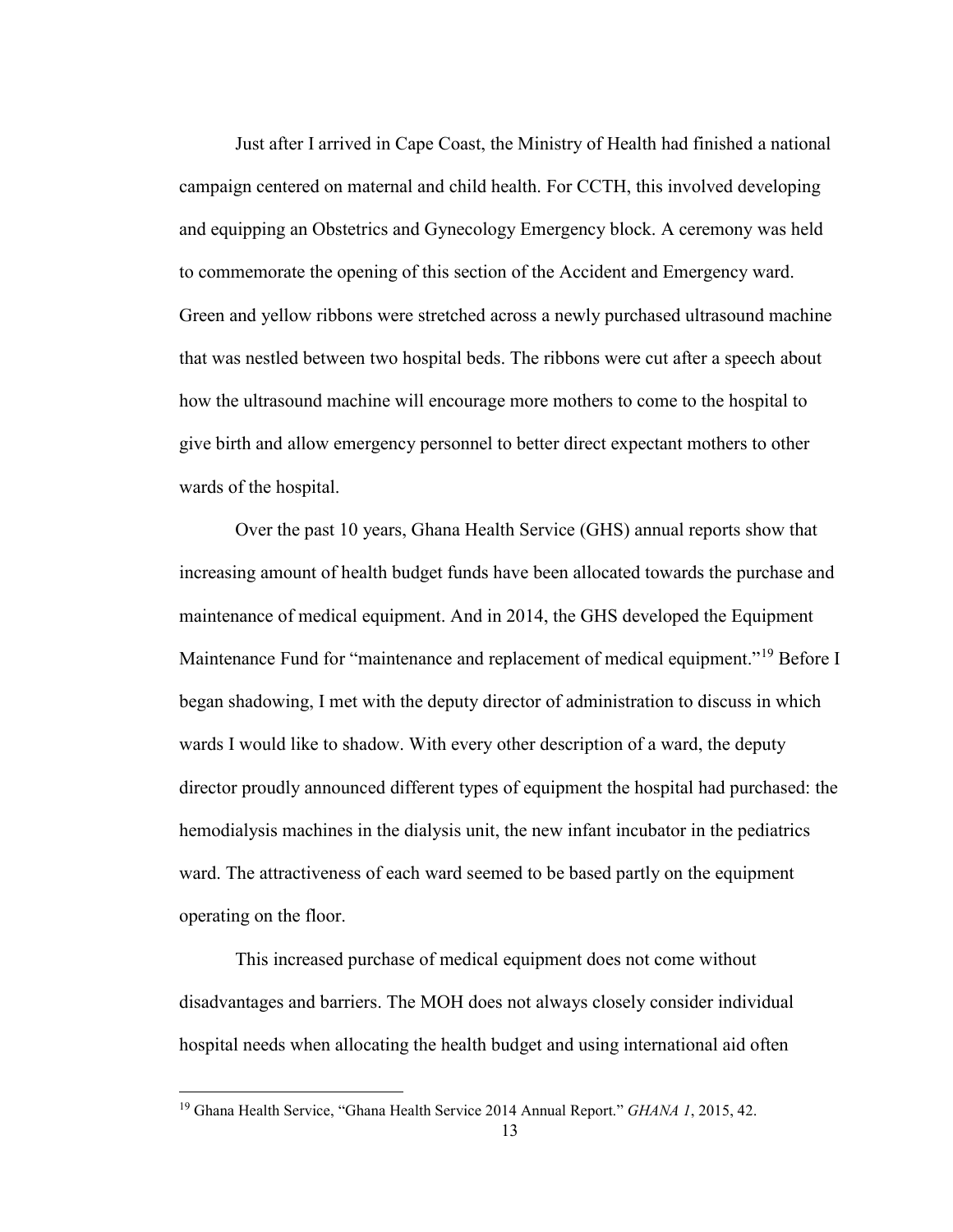Just after I arrived in Cape Coast, the Ministry of Health had finished a national campaign centered on maternal and child health. For CCTH, this involved developing and equipping an Obstetrics and Gynecology Emergency block. A ceremony was held to commemorate the opening of this section of the Accident and Emergency ward. Green and yellow ribbons were stretched across a newly purchased ultrasound machine that was nestled between two hospital beds. The ribbons were cut after a speech about how the ultrasound machine will encourage more mothers to come to the hospital to give birth and allow emergency personnel to better direct expectant mothers to other wards of the hospital.

Over the past 10 years, Ghana Health Service (GHS) annual reports show that increasing amount of health budget funds have been allocated towards the purchase and maintenance of medical equipment. And in 2014, the GHS developed the Equipment Maintenance Fund for "maintenance and replacement of medical equipment."[19] Before I began shadowing, I met with the deputy director of administration to discuss in which wards I would like to shadow. With every other description of a ward, the deputy director proudly announced different types of equipment the hospital had purchased: the hemodialysis machines in the dialysis unit, the new infant incubator in the pediatrics ward. The attractiveness of each ward seemed to be based partly on the equipment operating on the floor.

This increased purchase of medical equipment does not come without disadvantages and barriers. The MOH does not always closely consider individual hospital needs when allocating the health budget and using international aid often

[19] Ghana Health Service, "Ghana Health Service 2014 Annual Report." *GHANA 1*, 2015, 42.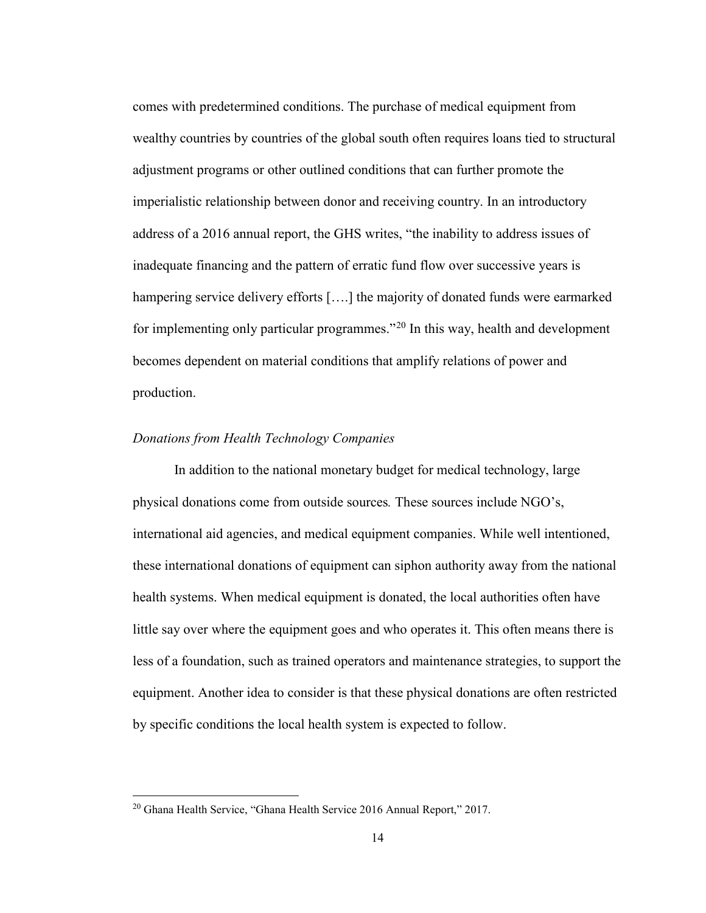comes with predetermined conditions. The purchase of medical equipment from wealthy countries by countries of the global south often requires loans tied to structural adjustment programs or other outlined conditions that can further promote the imperialistic relationship between donor and receiving country. In an introductory address of a 2016 annual report, the GHS writes, "the inability to address issues of inadequate financing and the pattern of erratic fund flow over successive years is hampering service delivery efforts [….] the majority of donated funds were earmarked for implementing only particular programmes."[20] In this way, health and development becomes dependent on material conditions that amplify relations of power and production.

*Donations from Health Technology Companies*

In addition to the national monetary budget for medical technology, large physical donations come from outside sources*.* These sources include NGO's, international aid agencies, and medical equipment companies. While well intentioned, these international donations of equipment can siphon authority away from the national health systems. When medical equipment is donated, the local authorities often have little say over where the equipment goes and who operates it. This often means there is less of a foundation, such as trained operators and maintenance strategies, to support the equipment. Another idea to consider is that these physical donations are often restricted by specific conditions the local health system is expected to follow.

---

[20] Ghana Health Service, "Ghana Health Service 2016 Annual Report," 2017.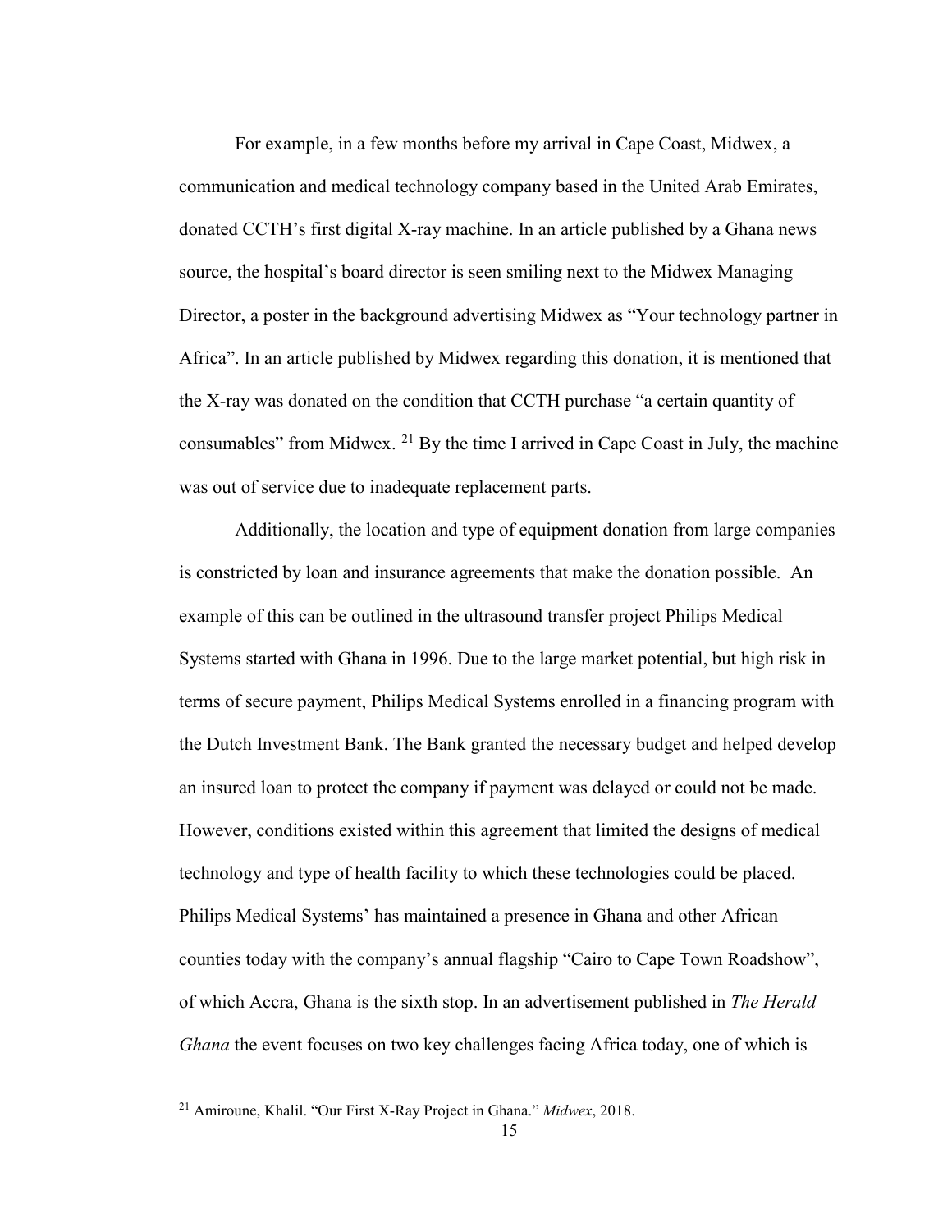For example, in a few months before my arrival in Cape Coast, Midwex, a communication and medical technology company based in the United Arab Emirates, donated CCTH's first digital X-ray machine. In an article published by a Ghana news source, the hospital's board director is seen smiling next to the Midwex Managing Director, a poster in the background advertising Midwex as "Your technology partner in Africa". In an article published by Midwex regarding this donation, it is mentioned that the X-ray was donated on the condition that CCTH purchase "a certain quantity of consumables" from Midwex. [21] By the time I arrived in Cape Coast in July, the machine was out of service due to inadequate replacement parts.

Additionally, the location and type of equipment donation from large companies is constricted by loan and insurance agreements that make the donation possible. An example of this can be outlined in the ultrasound transfer project Philips Medical Systems started with Ghana in 1996. Due to the large market potential, but high risk in terms of secure payment, Philips Medical Systems enrolled in a financing program with the Dutch Investment Bank. The Bank granted the necessary budget and helped develop an insured loan to protect the company if payment was delayed or could not be made. However, conditions existed within this agreement that limited the designs of medical technology and type of health facility to which these technologies could be placed. Philips Medical Systems' has maintained a presence in Ghana and other African counties today with the company's annual flagship "Cairo to Cape Town Roadshow", of which Accra, Ghana is the sixth stop. In an advertisement published in *The Herald Ghana* the event focuses on two key challenges facing Africa today, one of which is

---

[21] Amiroune, Khalil. "Our First X-Ray Project in Ghana." *Midwex*, 2018.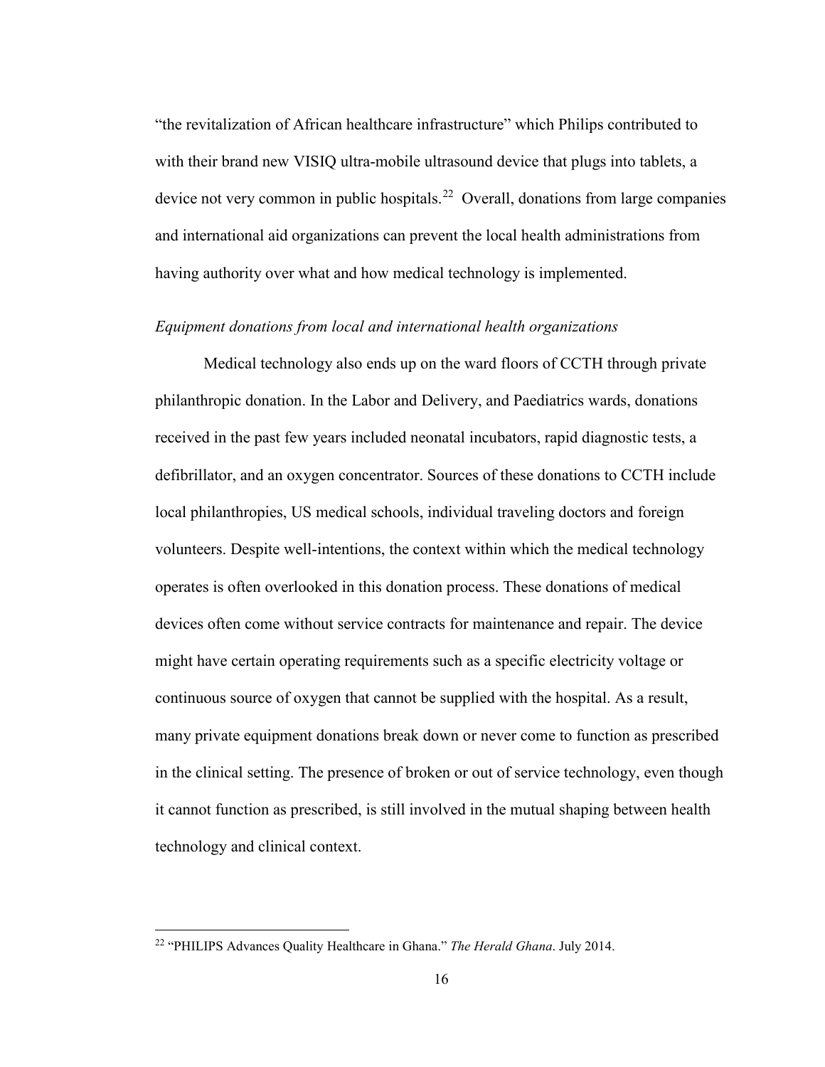"the revitalization of African healthcare infrastructure" which Philips contributed to with their brand new VISIQ ultra-mobile ultrasound device that plugs into tablets, a device not very common in public hospitals.[22] Overall, donations from large companies and international aid organizations can prevent the local health administrations from having authority over what and how medical technology is implemented.

*Equipment donations from local and international health organizations*

Medical technology also ends up on the ward floors of CCTH through private philanthropic donation. In the Labor and Delivery, and Paediatrics wards, donations received in the past few years included neonatal incubators, rapid diagnostic tests, a defibrillator, and an oxygen concentrator. Sources of these donations to CCTH include local philanthropies, US medical schools, individual traveling doctors and foreign volunteers. Despite well-intentions, the context within which the medical technology operates is often overlooked in this donation process. These donations of medical devices often come without service contracts for maintenance and repair. The device might have certain operating requirements such as a specific electricity voltage or continuous source of oxygen that cannot be supplied with the hospital. As a result, many private equipment donations break down or never come to function as prescribed in the clinical setting. The presence of broken or out of service technology, even though it cannot function as prescribed, is still involved in the mutual shaping between health technology and clinical context.

---

[22] "PHILIPS Advances Quality Healthcare in Ghana." *The Herald Ghana*. July 2014.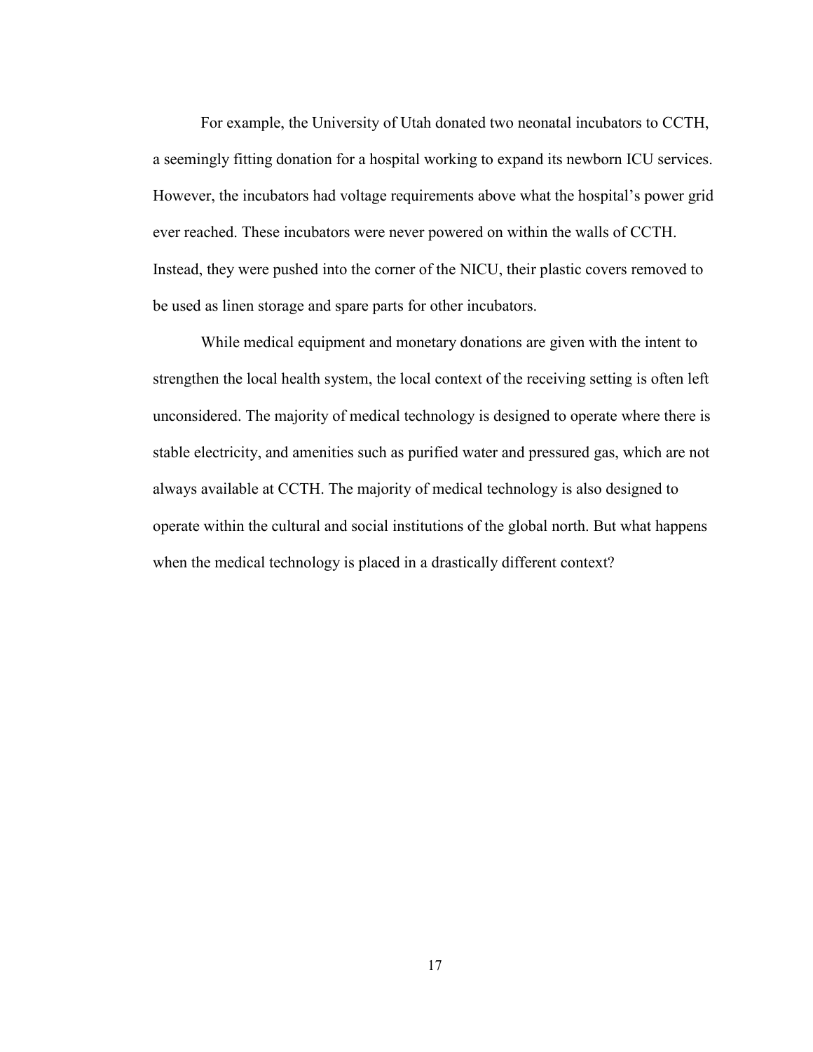For example, the University of Utah donated two neonatal incubators to CCTH, a seemingly fitting donation for a hospital working to expand its newborn ICU services. However, the incubators had voltage requirements above what the hospital's power grid ever reached. These incubators were never powered on within the walls of CCTH. Instead, they were pushed into the corner of the NICU, their plastic covers removed to be used as linen storage and spare parts for other incubators.

While medical equipment and monetary donations are given with the intent to strengthen the local health system, the local context of the receiving setting is often left unconsidered. The majority of medical technology is designed to operate where there is stable electricity, and amenities such as purified water and pressured gas, which are not always available at CCTH. The majority of medical technology is also designed to operate within the cultural and social institutions of the global north. But what happens when the medical technology is placed in a drastically different context?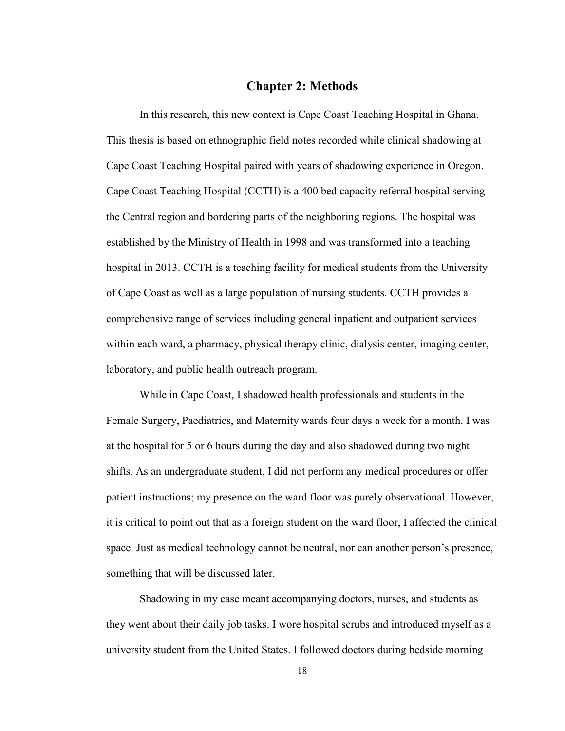# Chapter 2: Methods

In this research, this new context is Cape Coast Teaching Hospital in Ghana. This thesis is based on ethnographic field notes recorded while clinical shadowing at Cape Coast Teaching Hospital paired with years of shadowing experience in Oregon. Cape Coast Teaching Hospital (CCTH) is a 400 bed capacity referral hospital serving the Central region and bordering parts of the neighboring regions. The hospital was established by the Ministry of Health in 1998 and was transformed into a teaching hospital in 2013. CCTH is a teaching facility for medical students from the University of Cape Coast as well as a large population of nursing students. CCTH provides a comprehensive range of services including general inpatient and outpatient services within each ward, a pharmacy, physical therapy clinic, dialysis center, imaging center, laboratory, and public health outreach program.

While in Cape Coast, I shadowed health professionals and students in the Female Surgery, Paediatrics, and Maternity wards four days a week for a month. I was at the hospital for 5 or 6 hours during the day and also shadowed during two night shifts. As an undergraduate student, I did not perform any medical procedures or offer patient instructions; my presence on the ward floor was purely observational. However, it is critical to point out that as a foreign student on the ward floor, I affected the clinical space. Just as medical technology cannot be neutral, nor can another person's presence, something that will be discussed later.

Shadowing in my case meant accompanying doctors, nurses, and students as they went about their daily job tasks. I wore hospital scrubs and introduced myself as a university student from the United States. I followed doctors during bedside morning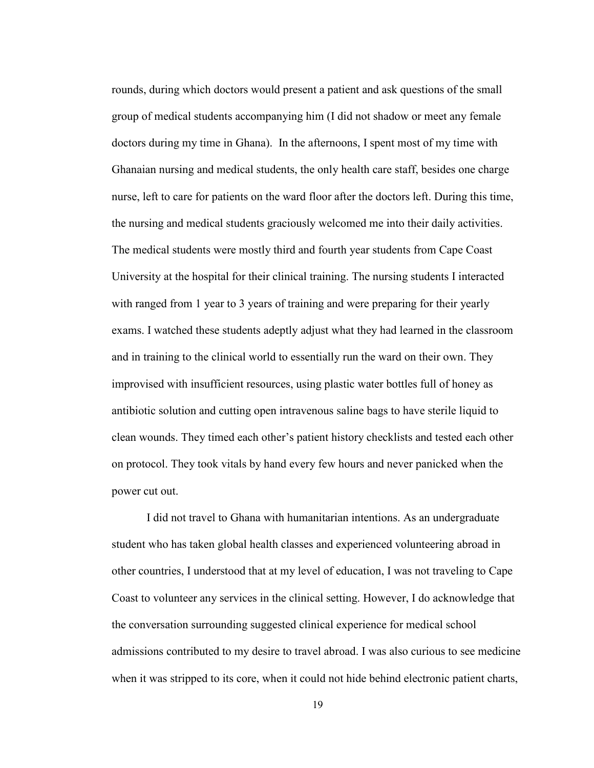rounds, during which doctors would present a patient and ask questions of the small group of medical students accompanying him (I did not shadow or meet any female doctors during my time in Ghana). In the afternoons, I spent most of my time with Ghanaian nursing and medical students, the only health care staff, besides one charge nurse, left to care for patients on the ward floor after the doctors left. During this time, the nursing and medical students graciously welcomed me into their daily activities. The medical students were mostly third and fourth year students from Cape Coast University at the hospital for their clinical training. The nursing students I interacted with ranged from 1 year to 3 years of training and were preparing for their yearly exams. I watched these students adeptly adjust what they had learned in the classroom and in training to the clinical world to essentially run the ward on their own. They improvised with insufficient resources, using plastic water bottles full of honey as antibiotic solution and cutting open intravenous saline bags to have sterile liquid to clean wounds. They timed each other's patient history checklists and tested each other on protocol. They took vitals by hand every few hours and never panicked when the power cut out.

I did not travel to Ghana with humanitarian intentions. As an undergraduate student who has taken global health classes and experienced volunteering abroad in other countries, I understood that at my level of education, I was not traveling to Cape Coast to volunteer any services in the clinical setting. However, I do acknowledge that the conversation surrounding suggested clinical experience for medical school admissions contributed to my desire to travel abroad. I was also curious to see medicine when it was stripped to its core, when it could not hide behind electronic patient charts,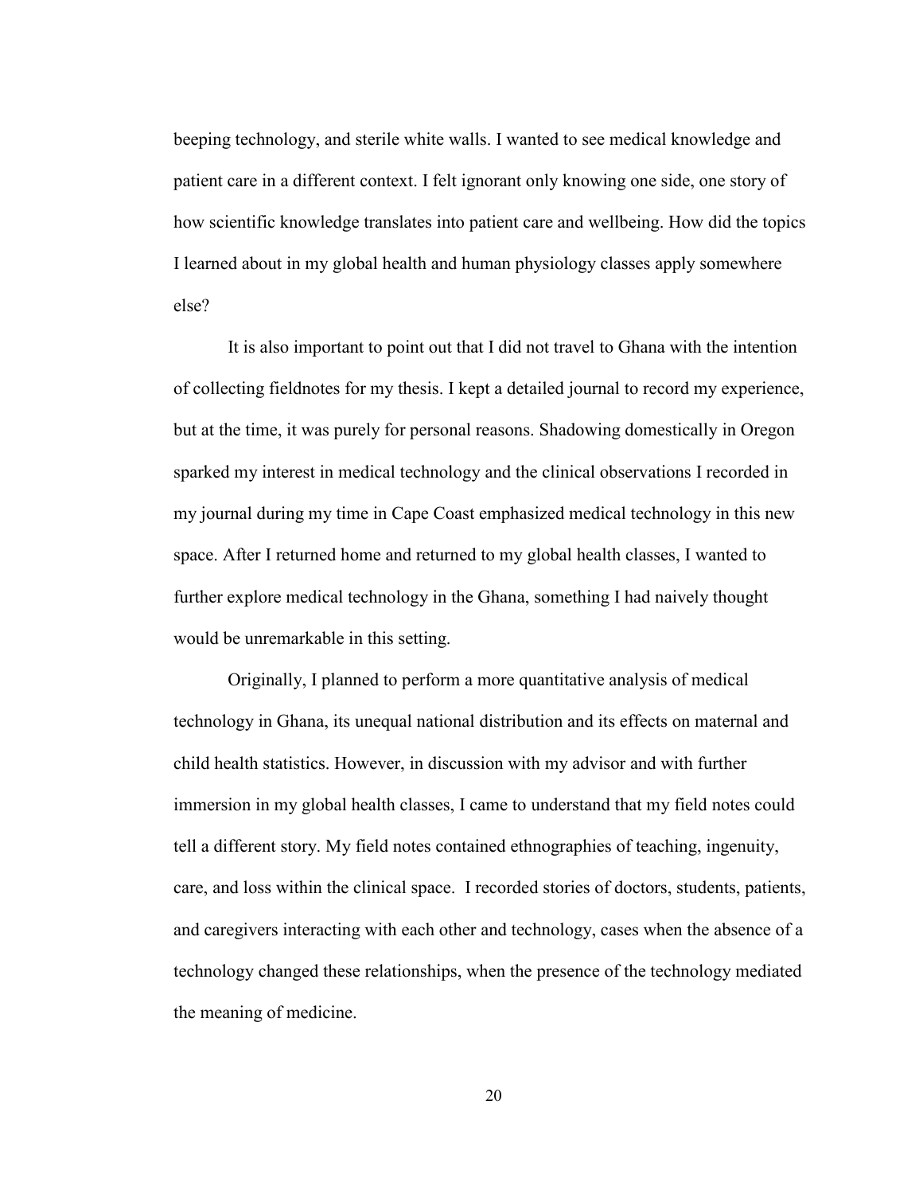beeping technology, and sterile white walls. I wanted to see medical knowledge and patient care in a different context. I felt ignorant only knowing one side, one story of how scientific knowledge translates into patient care and wellbeing. How did the topics I learned about in my global health and human physiology classes apply somewhere else?

It is also important to point out that I did not travel to Ghana with the intention of collecting fieldnotes for my thesis. I kept a detailed journal to record my experience, but at the time, it was purely for personal reasons. Shadowing domestically in Oregon sparked my interest in medical technology and the clinical observations I recorded in my journal during my time in Cape Coast emphasized medical technology in this new space. After I returned home and returned to my global health classes, I wanted to further explore medical technology in the Ghana, something I had naively thought would be unremarkable in this setting.

Originally, I planned to perform a more quantitative analysis of medical technology in Ghana, its unequal national distribution and its effects on maternal and child health statistics. However, in discussion with my advisor and with further immersion in my global health classes, I came to understand that my field notes could tell a different story. My field notes contained ethnographies of teaching, ingenuity, care, and loss within the clinical space. I recorded stories of doctors, students, patients, and caregivers interacting with each other and technology, cases when the absence of a technology changed these relationships, when the presence of the technology mediated the meaning of medicine.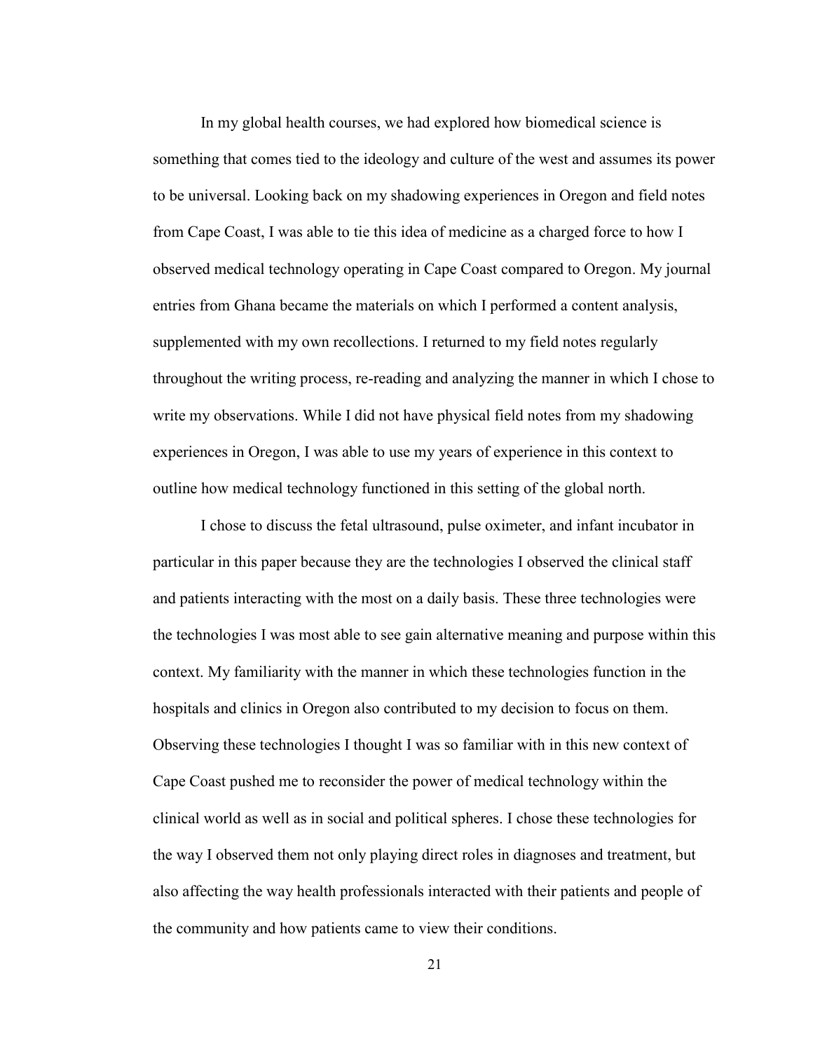In my global health courses, we had explored how biomedical science is something that comes tied to the ideology and culture of the west and assumes its power to be universal. Looking back on my shadowing experiences in Oregon and field notes from Cape Coast, I was able to tie this idea of medicine as a charged force to how I observed medical technology operating in Cape Coast compared to Oregon. My journal entries from Ghana became the materials on which I performed a content analysis, supplemented with my own recollections. I returned to my field notes regularly throughout the writing process, re-reading and analyzing the manner in which I chose to write my observations. While I did not have physical field notes from my shadowing experiences in Oregon, I was able to use my years of experience in this context to outline how medical technology functioned in this setting of the global north.

I chose to discuss the fetal ultrasound, pulse oximeter, and infant incubator in particular in this paper because they are the technologies I observed the clinical staff and patients interacting with the most on a daily basis. These three technologies were the technologies I was most able to see gain alternative meaning and purpose within this context. My familiarity with the manner in which these technologies function in the hospitals and clinics in Oregon also contributed to my decision to focus on them. Observing these technologies I thought I was so familiar with in this new context of Cape Coast pushed me to reconsider the power of medical technology within the clinical world as well as in social and political spheres. I chose these technologies for the way I observed them not only playing direct roles in diagnoses and treatment, but also affecting the way health professionals interacted with their patients and people of the community and how patients came to view their conditions.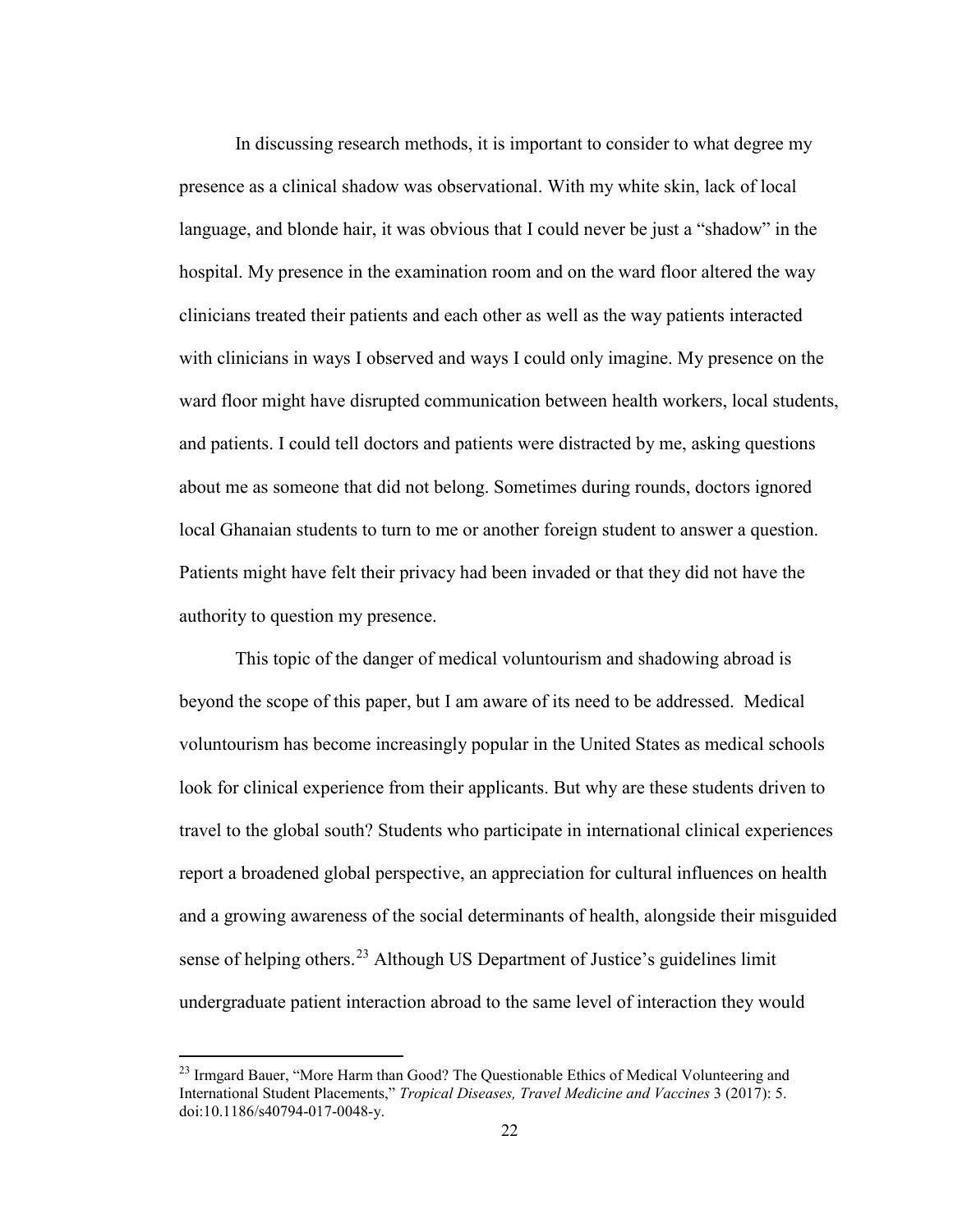In discussing research methods, it is important to consider to what degree my presence as a clinical shadow was observational. With my white skin, lack of local language, and blonde hair, it was obvious that I could never be just a "shadow" in the hospital. My presence in the examination room and on the ward floor altered the way clinicians treated their patients and each other as well as the way patients interacted with clinicians in ways I observed and ways I could only imagine. My presence on the ward floor might have disrupted communication between health workers, local students, and patients. I could tell doctors and patients were distracted by me, asking questions about me as someone that did not belong. Sometimes during rounds, doctors ignored local Ghanaian students to turn to me or another foreign student to answer a question. Patients might have felt their privacy had been invaded or that they did not have the authority to question my presence.

This topic of the danger of medical voluntourism and shadowing abroad is beyond the scope of this paper, but I am aware of its need to be addressed. Medical voluntourism has become increasingly popular in the United States as medical schools look for clinical experience from their applicants. But why are these students driven to travel to the global south? Students who participate in international clinical experiences report a broadened global perspective, an appreciation for cultural influences on health and a growing awareness of the social determinants of health, alongside their misguided sense of helping others.[23] Although US Department of Justice's guidelines limit undergraduate patient interaction abroad to the same level of interaction they would

[23] Irmgard Bauer, "More Harm than Good? The Questionable Ethics of Medical Volunteering and International Student Placements," *Tropical Diseases, Travel Medicine and Vaccines* 3 (2017): 5. doi:10.1186/s40794-017-0048-y.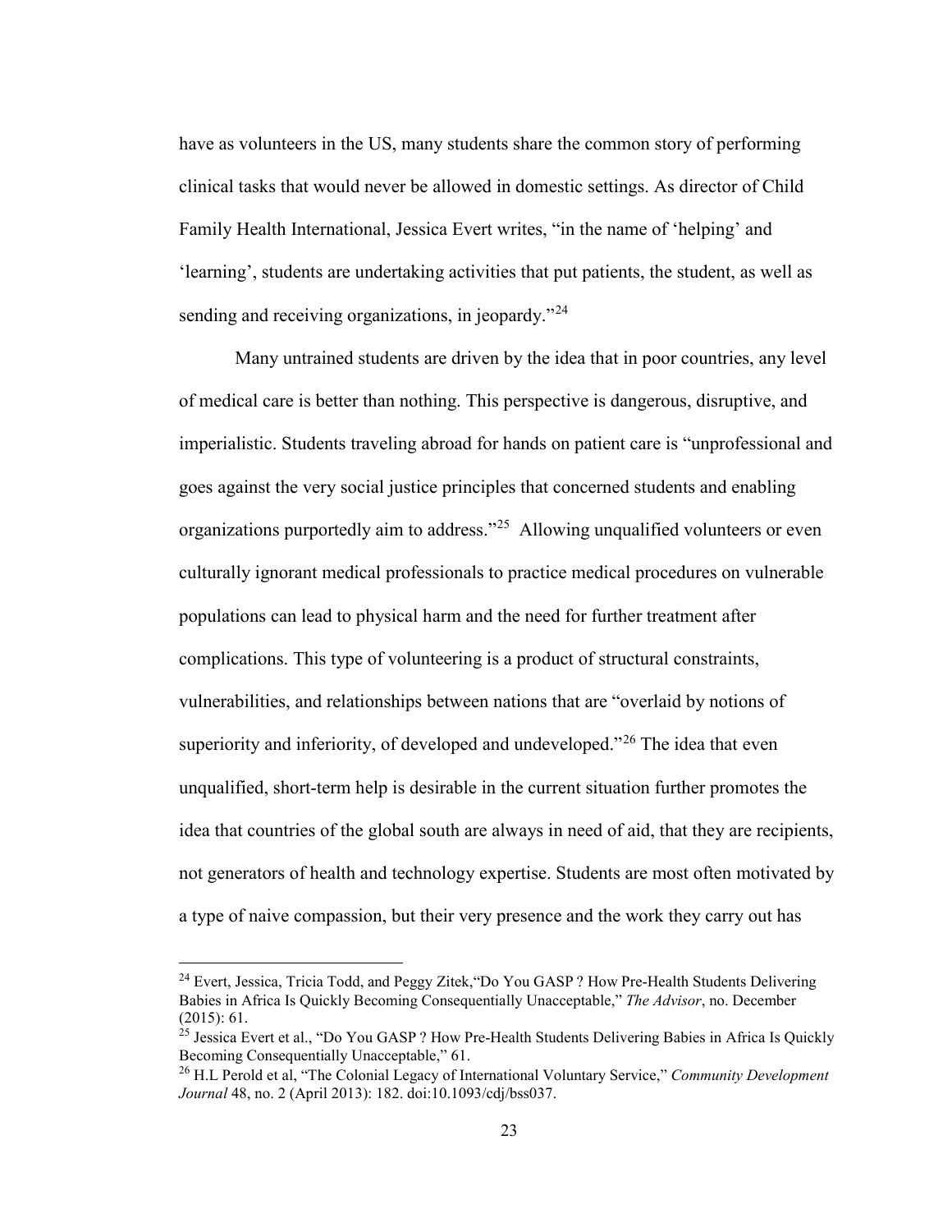have as volunteers in the US, many students share the common story of performing clinical tasks that would never be allowed in domestic settings. As director of Child Family Health International, Jessica Evert writes, "in the name of 'helping' and 'learning', students are undertaking activities that put patients, the student, as well as sending and receiving organizations, in jeopardy."[24]

Many untrained students are driven by the idea that in poor countries, any level of medical care is better than nothing. This perspective is dangerous, disruptive, and imperialistic. Students traveling abroad for hands on patient care is "unprofessional and goes against the very social justice principles that concerned students and enabling organizations purportedly aim to address."[25] Allowing unqualified volunteers or even culturally ignorant medical professionals to practice medical procedures on vulnerable populations can lead to physical harm and the need for further treatment after complications. This type of volunteering is a product of structural constraints, vulnerabilities, and relationships between nations that are "overlaid by notions of superiority and inferiority, of developed and undeveloped."[26] The idea that even unqualified, short-term help is desirable in the current situation further promotes the idea that countries of the global south are always in need of aid, that they are recipients, not generators of health and technology expertise. Students are most often motivated by a type of naive compassion, but their very presence and the work they carry out has

---

[24] Evert, Jessica, Tricia Todd, and Peggy Zitek,"Do You GASP ? How Pre-Health Students Delivering Babies in Africa Is Quickly Becoming Consequentially Unacceptable," *The Advisor*, no. December (2015): 61.

[25] Jessica Evert et al., "Do You GASP ? How Pre-Health Students Delivering Babies in Africa Is Quickly Becoming Consequentially Unacceptable," 61.

[26] H.L Perold et al, "The Colonial Legacy of International Voluntary Service," *Community Development Journal* 48, no. 2 (April 2013): 182. doi:10.1093/cdj/bss037.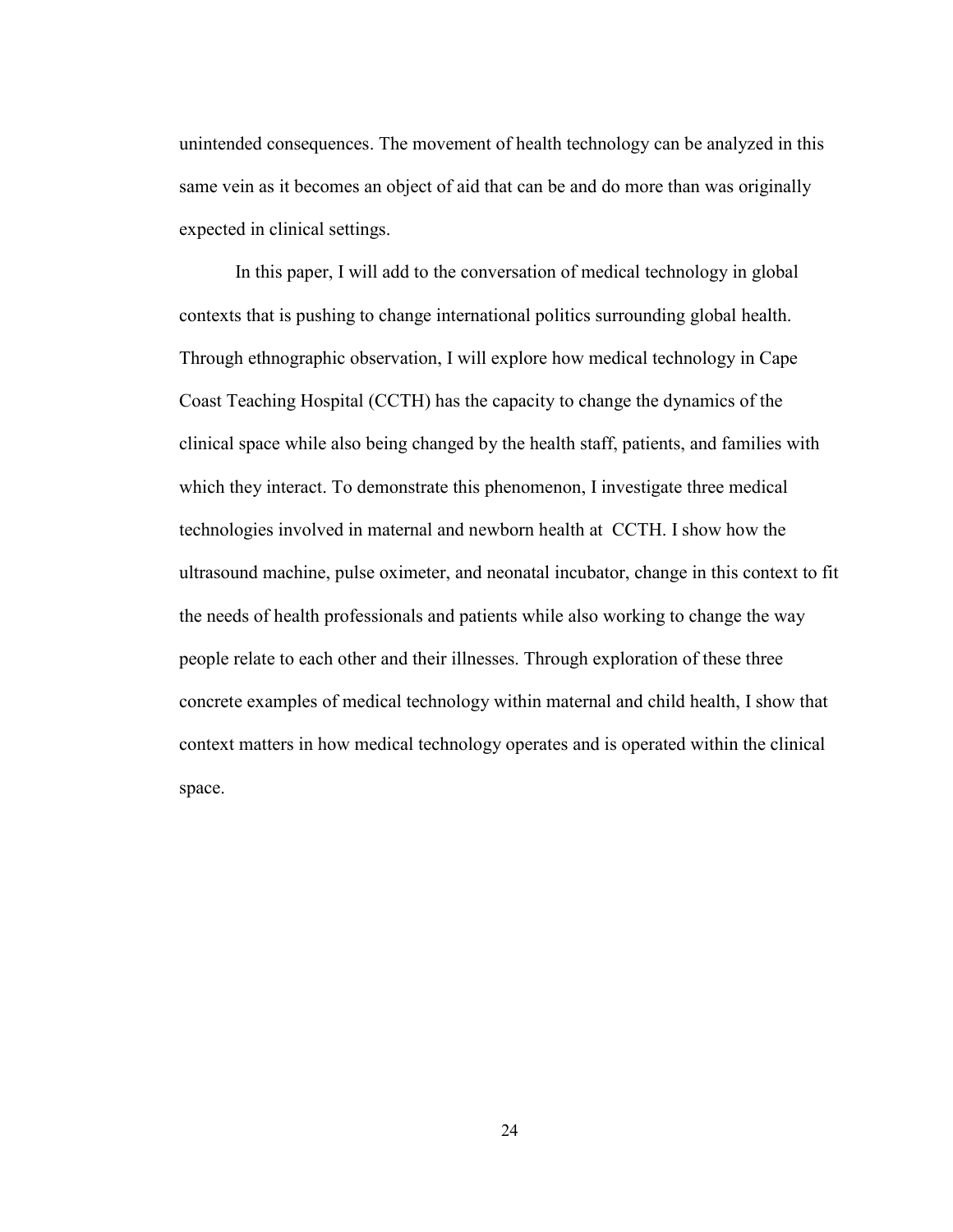unintended consequences. The movement of health technology can be analyzed in this same vein as it becomes an object of aid that can be and do more than was originally expected in clinical settings.

In this paper, I will add to the conversation of medical technology in global contexts that is pushing to change international politics surrounding global health. Through ethnographic observation, I will explore how medical technology in Cape Coast Teaching Hospital (CCTH) has the capacity to change the dynamics of the clinical space while also being changed by the health staff, patients, and families with which they interact. To demonstrate this phenomenon, I investigate three medical technologies involved in maternal and newborn health at CCTH. I show how the ultrasound machine, pulse oximeter, and neonatal incubator, change in this context to fit the needs of health professionals and patients while also working to change the way people relate to each other and their illnesses. Through exploration of these three concrete examples of medical technology within maternal and child health, I show that context matters in how medical technology operates and is operated within the clinical space.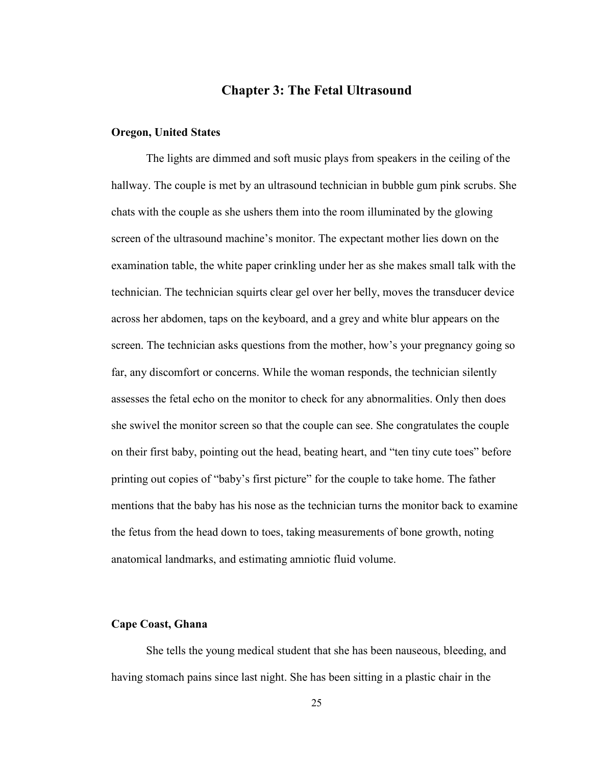## Chapter 3: The Fetal Ultrasound

### Oregon, United States

The lights are dimmed and soft music plays from speakers in the ceiling of the hallway. The couple is met by an ultrasound technician in bubble gum pink scrubs. She chats with the couple as she ushers them into the room illuminated by the glowing screen of the ultrasound machine's monitor. The expectant mother lies down on the examination table, the white paper crinkling under her as she makes small talk with the technician. The technician squirts clear gel over her belly, moves the transducer device across her abdomen, taps on the keyboard, and a grey and white blur appears on the screen. The technician asks questions from the mother, how's your pregnancy going so far, any discomfort or concerns. While the woman responds, the technician silently assesses the fetal echo on the monitor to check for any abnormalities. Only then does she swivel the monitor screen so that the couple can see. She congratulates the couple on their first baby, pointing out the head, beating heart, and "ten tiny cute toes" before printing out copies of "baby's first picture" for the couple to take home. The father mentions that the baby has his nose as the technician turns the monitor back to examine the fetus from the head down to toes, taking measurements of bone growth, noting anatomical landmarks, and estimating amniotic fluid volume.

### Cape Coast, Ghana

She tells the young medical student that she has been nauseous, bleeding, and having stomach pains since last night. She has been sitting in a plastic chair in the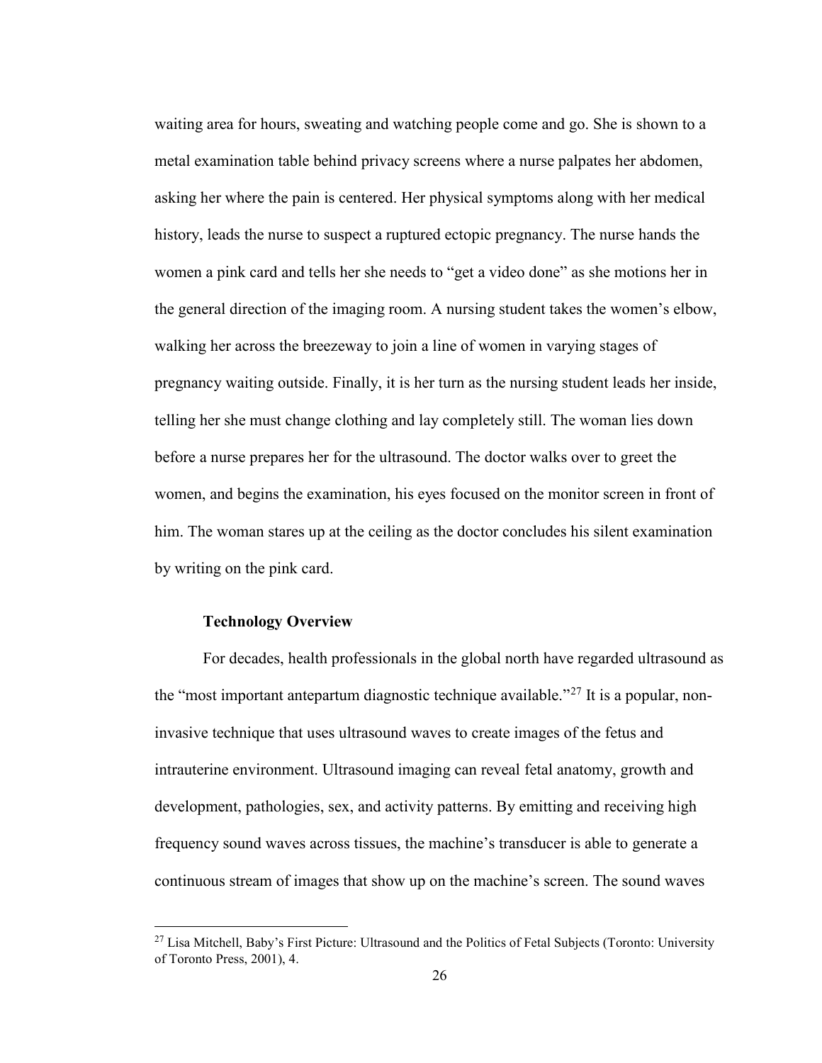waiting area for hours, sweating and watching people come and go. She is shown to a metal examination table behind privacy screens where a nurse palpates her abdomen, asking her where the pain is centered. Her physical symptoms along with her medical history, leads the nurse to suspect a ruptured ectopic pregnancy. The nurse hands the women a pink card and tells her she needs to "get a video done" as she motions her in the general direction of the imaging room. A nursing student takes the women's elbow, walking her across the breezeway to join a line of women in varying stages of pregnancy waiting outside. Finally, it is her turn as the nursing student leads her inside, telling her she must change clothing and lay completely still. The woman lies down before a nurse prepares her for the ultrasound. The doctor walks over to greet the women, and begins the examination, his eyes focused on the monitor screen in front of him. The woman stares up at the ceiling as the doctor concludes his silent examination by writing on the pink card.

### Technology Overview

For decades, health professionals in the global north have regarded ultrasound as the "most important antepartum diagnostic technique available."[27] It is a popular, non-invasive technique that uses ultrasound waves to create images of the fetus and intrauterine environment. Ultrasound imaging can reveal fetal anatomy, growth and development, pathologies, sex, and activity patterns. By emitting and receiving high frequency sound waves across tissues, the machine's transducer is able to generate a continuous stream of images that show up on the machine's screen. The sound waves

---

[27] Lisa Mitchell, Baby's First Picture: Ultrasound and the Politics of Fetal Subjects (Toronto: University of Toronto Press, 2001), 4.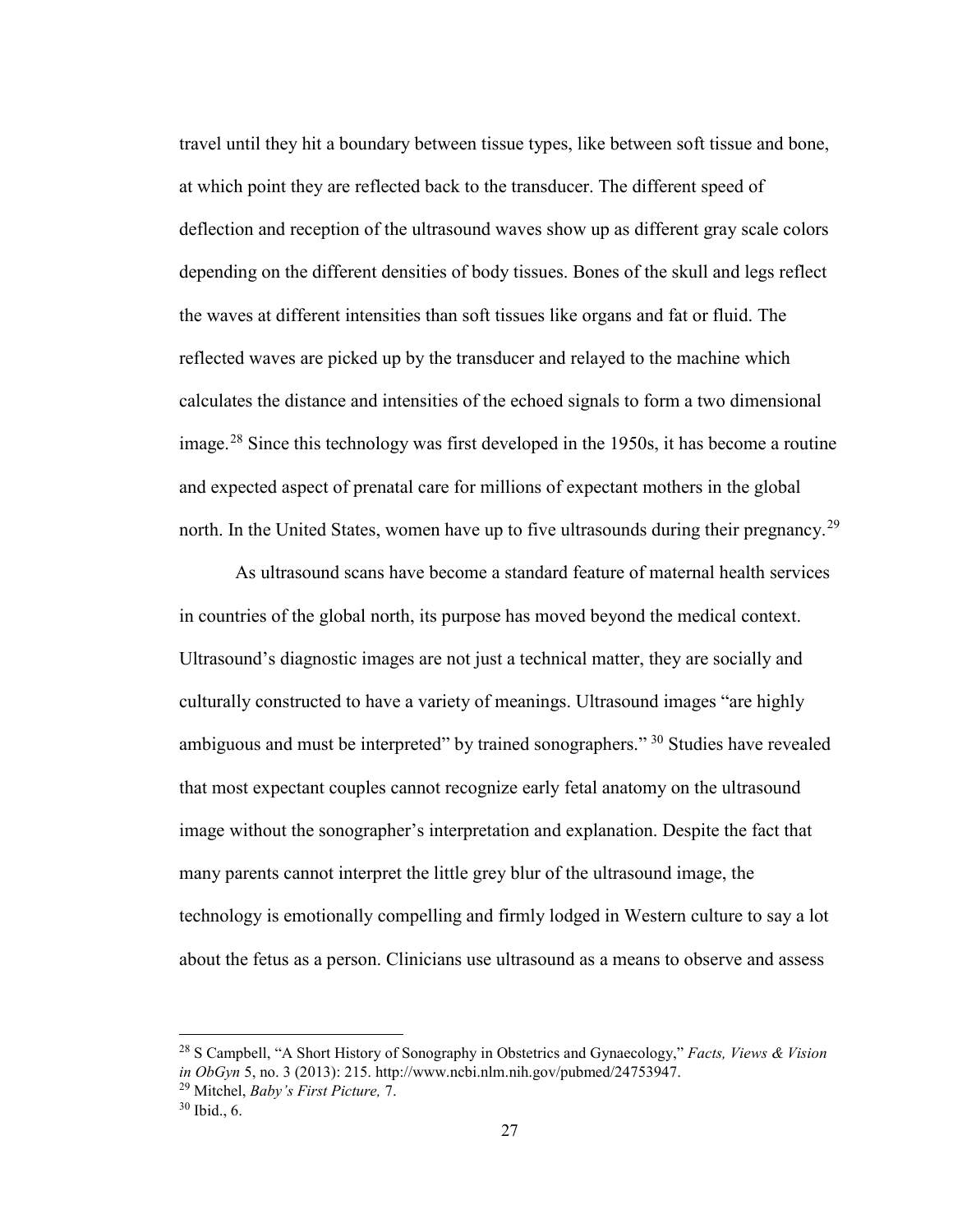travel until they hit a boundary between tissue types, like between soft tissue and bone, at which point they are reflected back to the transducer. The different speed of deflection and reception of the ultrasound waves show up as different gray scale colors depending on the different densities of body tissues. Bones of the skull and legs reflect the waves at different intensities than soft tissues like organs and fat or fluid. The reflected waves are picked up by the transducer and relayed to the machine which calculates the distance and intensities of the echoed signals to form a two dimensional image.[28] Since this technology was first developed in the 1950s, it has become a routine and expected aspect of prenatal care for millions of expectant mothers in the global north. In the United States, women have up to five ultrasounds during their pregnancy.[29]

As ultrasound scans have become a standard feature of maternal health services in countries of the global north, its purpose has moved beyond the medical context. Ultrasound's diagnostic images are not just a technical matter, they are socially and culturally constructed to have a variety of meanings. Ultrasound images "are highly ambiguous and must be interpreted" by trained sonographers." [30] Studies have revealed that most expectant couples cannot recognize early fetal anatomy on the ultrasound image without the sonographer's interpretation and explanation. Despite the fact that many parents cannot interpret the little grey blur of the ultrasound image, the technology is emotionally compelling and firmly lodged in Western culture to say a lot about the fetus as a person. Clinicians use ultrasound as a means to observe and assess

---

[28] S Campbell, "A Short History of Sonography in Obstetrics and Gynaecology," *Facts, Views & Vision in ObGyn* 5, no. 3 (2013): 215. http://www.ncbi.nlm.nih.gov/pubmed/24753947.

[29] Mitchel, *Baby's First Picture,* 7.

[30] Ibid., 6.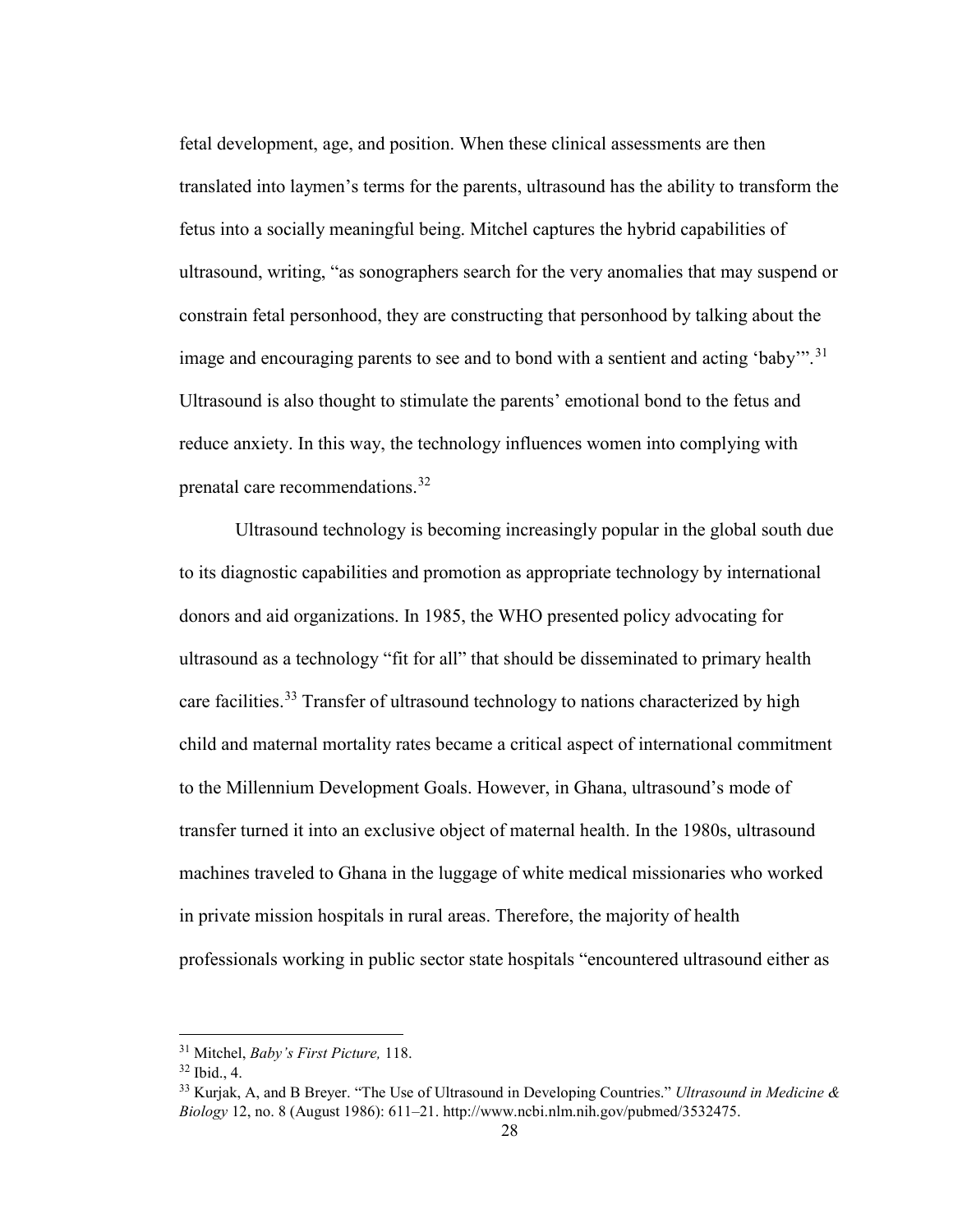fetal development, age, and position. When these clinical assessments are then translated into laymen's terms for the parents, ultrasound has the ability to transform the fetus into a socially meaningful being. Mitchel captures the hybrid capabilities of ultrasound, writing, "as sonographers search for the very anomalies that may suspend or constrain fetal personhood, they are constructing that personhood by talking about the image and encouraging parents to see and to bond with a sentient and acting 'baby'".[31] Ultrasound is also thought to stimulate the parents' emotional bond to the fetus and reduce anxiety. In this way, the technology influences women into complying with prenatal care recommendations.[32]

Ultrasound technology is becoming increasingly popular in the global south due to its diagnostic capabilities and promotion as appropriate technology by international donors and aid organizations. In 1985, the WHO presented policy advocating for ultrasound as a technology "fit for all" that should be disseminated to primary health care facilities.[33] Transfer of ultrasound technology to nations characterized by high child and maternal mortality rates became a critical aspect of international commitment to the Millennium Development Goals. However, in Ghana, ultrasound's mode of transfer turned it into an exclusive object of maternal health. In the 1980s, ultrasound machines traveled to Ghana in the luggage of white medical missionaries who worked in private mission hospitals in rural areas. Therefore, the majority of health professionals working in public sector state hospitals "encountered ultrasound either as

---

[31] Mitchel, *Baby's First Picture,* 118.

[32] Ibid., 4.

[33] Kurjak, A, and B Breyer. "The Use of Ultrasound in Developing Countries." *Ultrasound in Medicine & Biology* 12, no. 8 (August 1986): 611–21. http://www.ncbi.nlm.nih.gov/pubmed/3532475.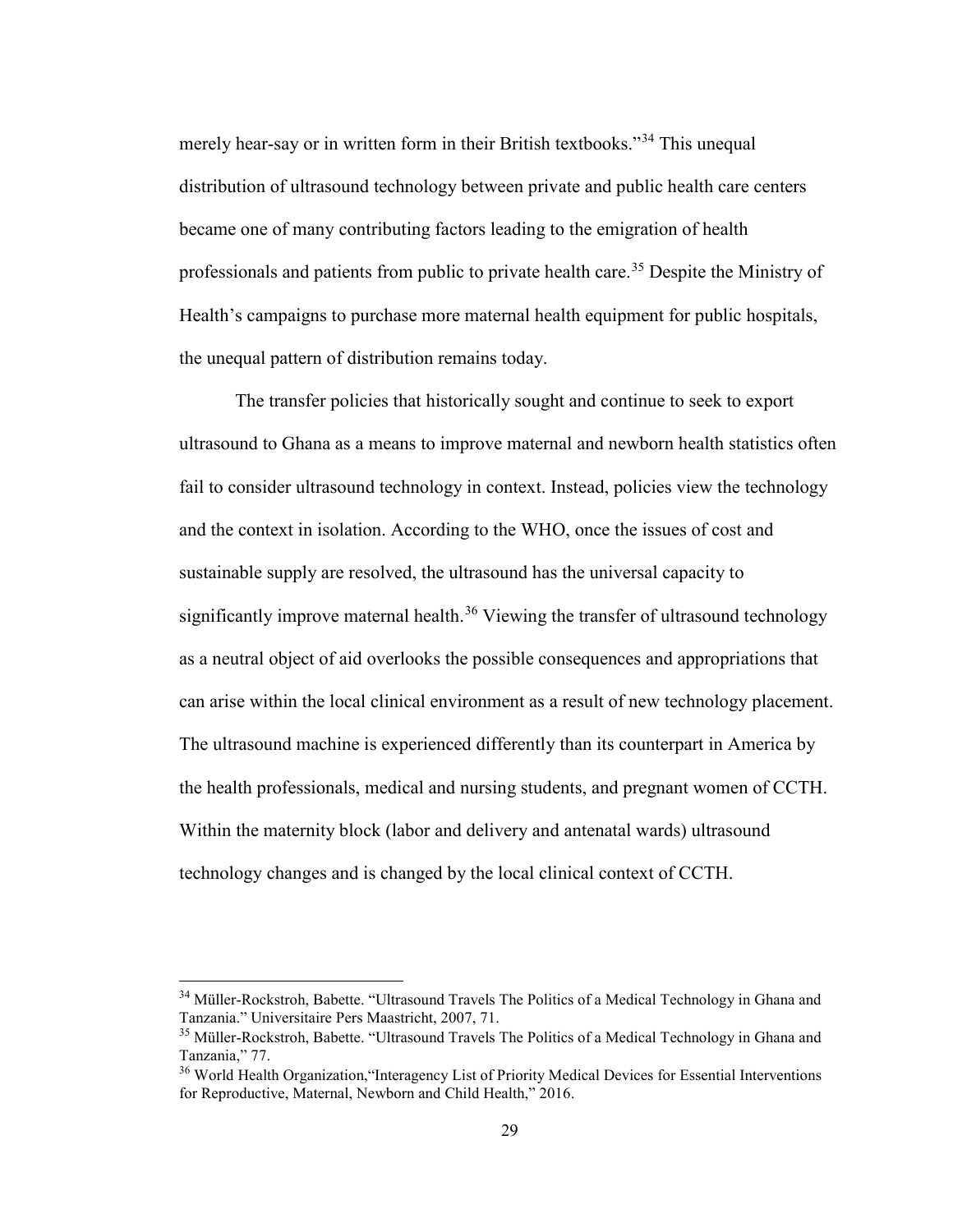merely hear-say or in written form in their British textbooks."[34] This unequal distribution of ultrasound technology between private and public health care centers became one of many contributing factors leading to the emigration of health professionals and patients from public to private health care.[35] Despite the Ministry of Health's campaigns to purchase more maternal health equipment for public hospitals, the unequal pattern of distribution remains today.

The transfer policies that historically sought and continue to seek to export ultrasound to Ghana as a means to improve maternal and newborn health statistics often fail to consider ultrasound technology in context. Instead, policies view the technology and the context in isolation. According to the WHO, once the issues of cost and sustainable supply are resolved, the ultrasound has the universal capacity to significantly improve maternal health.[36] Viewing the transfer of ultrasound technology as a neutral object of aid overlooks the possible consequences and appropriations that can arise within the local clinical environment as a result of new technology placement. The ultrasound machine is experienced differently than its counterpart in America by the health professionals, medical and nursing students, and pregnant women of CCTH. Within the maternity block (labor and delivery and antenatal wards) ultrasound technology changes and is changed by the local clinical context of CCTH.

---

[34] Müller-Rockstroh, Babette. "Ultrasound Travels The Politics of a Medical Technology in Ghana and Tanzania." Universitaire Pers Maastricht, 2007, 71.

[35] Müller-Rockstroh, Babette. "Ultrasound Travels The Politics of a Medical Technology in Ghana and Tanzania," 77.

[36] World Health Organization,"Interagency List of Priority Medical Devices for Essential Interventions for Reproductive, Maternal, Newborn and Child Health," 2016.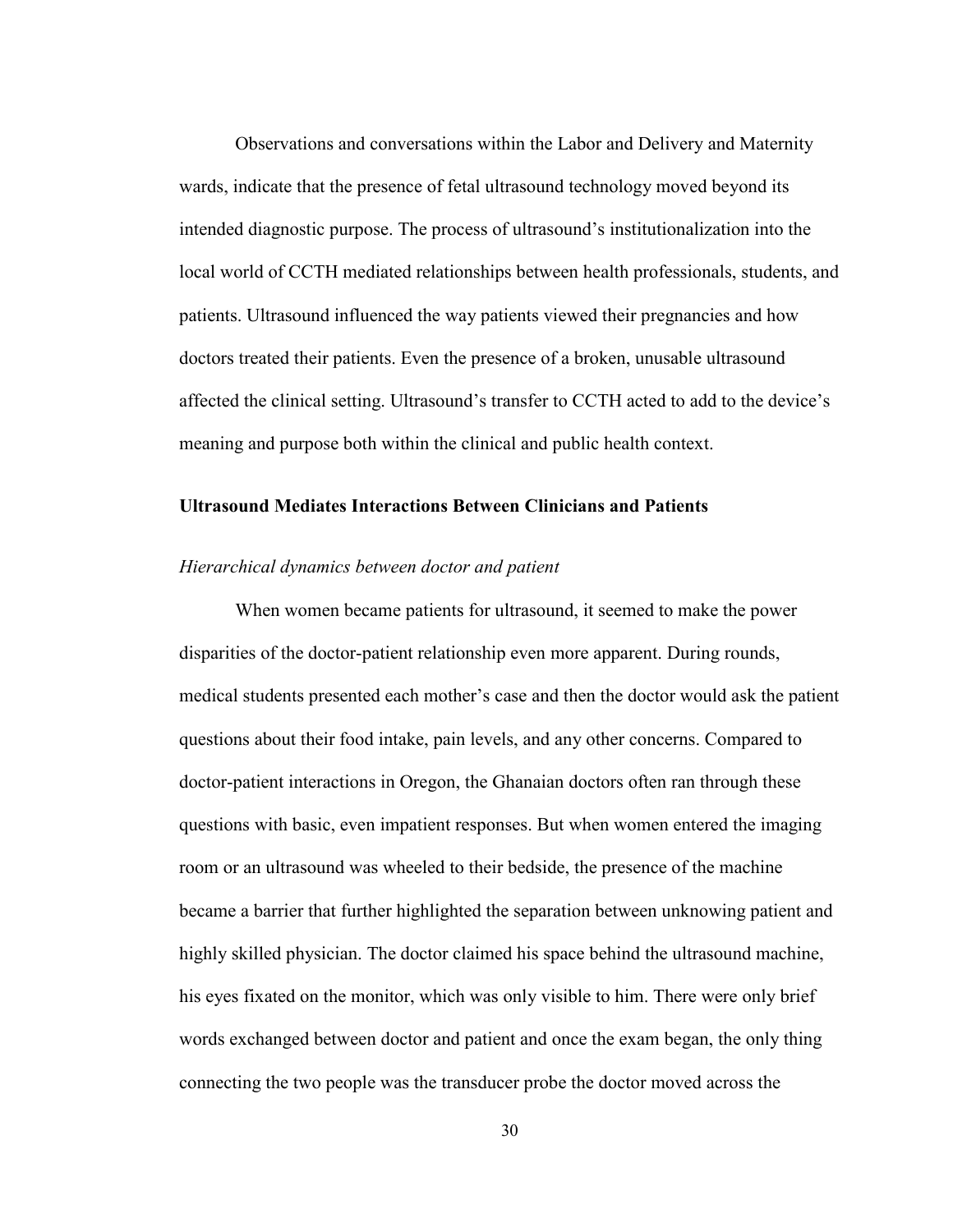Observations and conversations within the Labor and Delivery and Maternity wards, indicate that the presence of fetal ultrasound technology moved beyond its intended diagnostic purpose. The process of ultrasound's institutionalization into the local world of CCTH mediated relationships between health professionals, students, and patients. Ultrasound influenced the way patients viewed their pregnancies and how doctors treated their patients. Even the presence of a broken, unusable ultrasound affected the clinical setting. Ultrasound's transfer to CCTH acted to add to the device's meaning and purpose both within the clinical and public health context.

## Ultrasound Mediates Interactions Between Clinicians and Patients

### *Hierarchical dynamics between doctor and patient*

When women became patients for ultrasound, it seemed to make the power disparities of the doctor-patient relationship even more apparent. During rounds, medical students presented each mother's case and then the doctor would ask the patient questions about their food intake, pain levels, and any other concerns. Compared to doctor-patient interactions in Oregon, the Ghanaian doctors often ran through these questions with basic, even impatient responses. But when women entered the imaging room or an ultrasound was wheeled to their bedside, the presence of the machine became a barrier that further highlighted the separation between unknowing patient and highly skilled physician. The doctor claimed his space behind the ultrasound machine, his eyes fixated on the monitor, which was only visible to him. There were only brief words exchanged between doctor and patient and once the exam began, the only thing connecting the two people was the transducer probe the doctor moved across the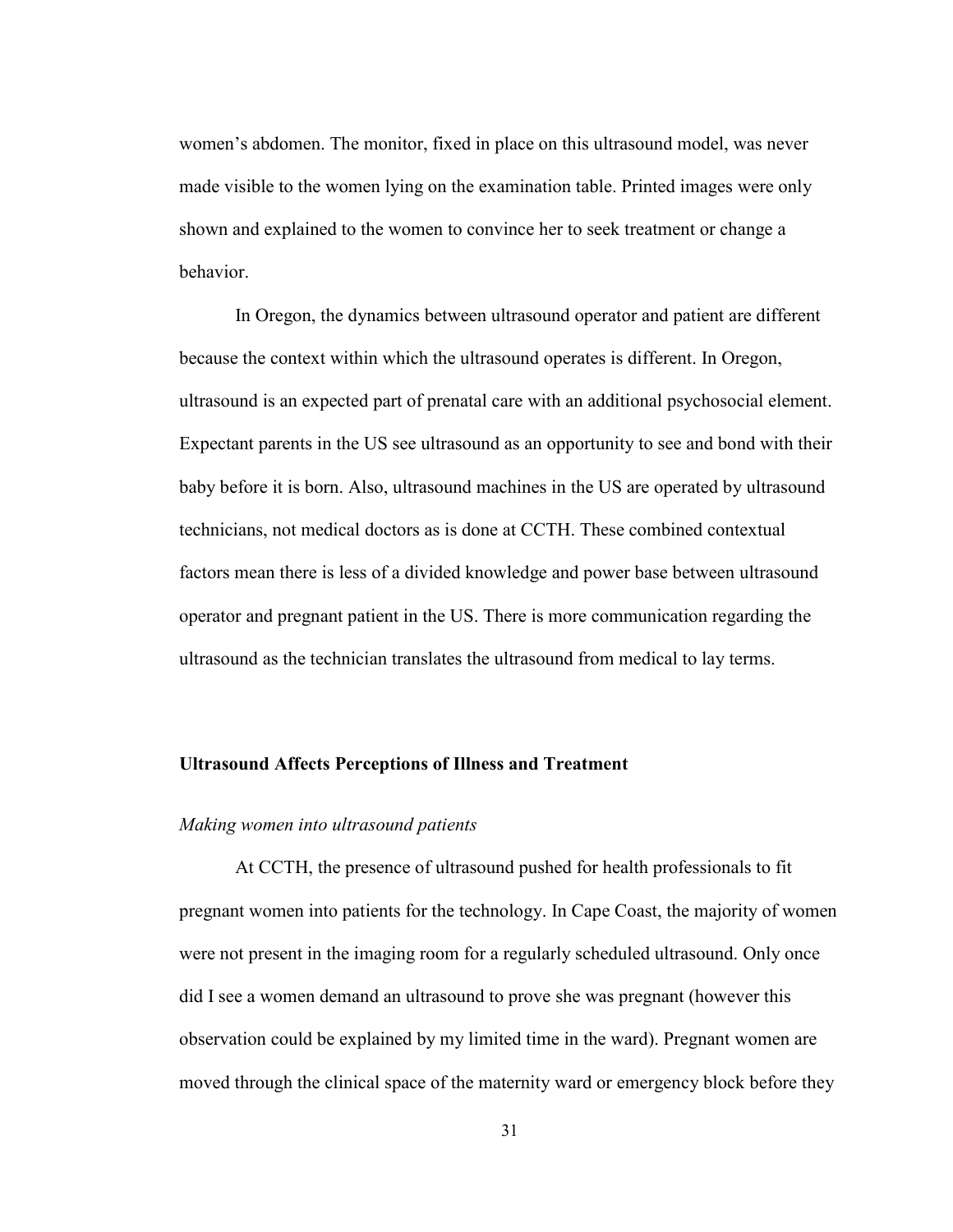women's abdomen. The monitor, fixed in place on this ultrasound model, was never made visible to the women lying on the examination table. Printed images were only shown and explained to the women to convince her to seek treatment or change a behavior.

In Oregon, the dynamics between ultrasound operator and patient are different because the context within which the ultrasound operates is different. In Oregon, ultrasound is an expected part of prenatal care with an additional psychosocial element. Expectant parents in the US see ultrasound as an opportunity to see and bond with their baby before it is born. Also, ultrasound machines in the US are operated by ultrasound technicians, not medical doctors as is done at CCTH. These combined contextual factors mean there is less of a divided knowledge and power base between ultrasound operator and pregnant patient in the US. There is more communication regarding the ultrasound as the technician translates the ultrasound from medical to lay terms.

## Ultrasound Affects Perceptions of Illness and Treatment

### *Making women into ultrasound patients*

At CCTH, the presence of ultrasound pushed for health professionals to fit pregnant women into patients for the technology. In Cape Coast, the majority of women were not present in the imaging room for a regularly scheduled ultrasound. Only once did I see a women demand an ultrasound to prove she was pregnant (however this observation could be explained by my limited time in the ward). Pregnant women are moved through the clinical space of the maternity ward or emergency block before they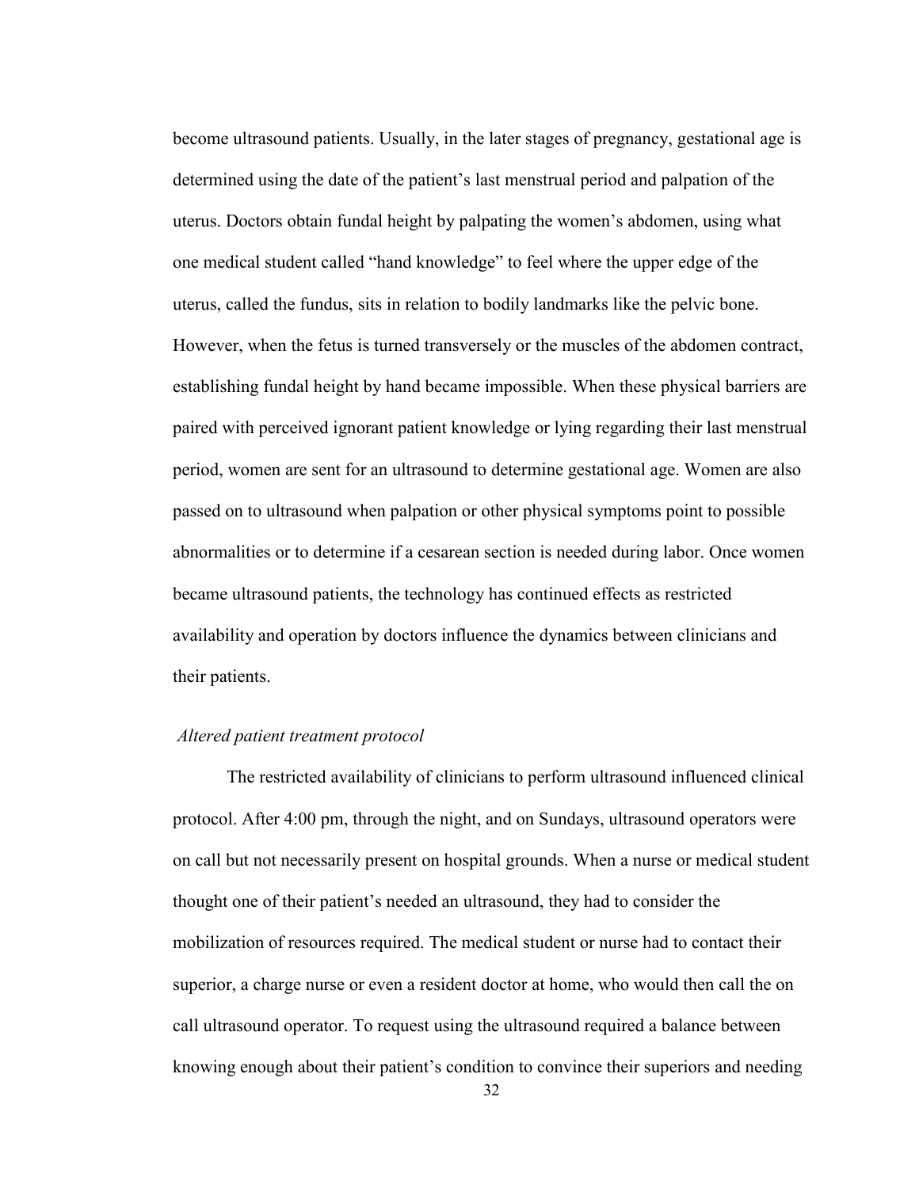become ultrasound patients. Usually, in the later stages of pregnancy, gestational age is determined using the date of the patient's last menstrual period and palpation of the uterus. Doctors obtain fundal height by palpating the women's abdomen, using what one medical student called "hand knowledge" to feel where the upper edge of the uterus, called the fundus, sits in relation to bodily landmarks like the pelvic bone. However, when the fetus is turned transversely or the muscles of the abdomen contract, establishing fundal height by hand became impossible. When these physical barriers are paired with perceived ignorant patient knowledge or lying regarding their last menstrual period, women are sent for an ultrasound to determine gestational age. Women are also passed on to ultrasound when palpation or other physical symptoms point to possible abnormalities or to determine if a cesarean section is needed during labor. Once women became ultrasound patients, the technology has continued effects as restricted availability and operation by doctors influence the dynamics between clinicians and their patients.

*Altered patient treatment protocol*

The restricted availability of clinicians to perform ultrasound influenced clinical protocol. After 4:00 pm, through the night, and on Sundays, ultrasound operators were on call but not necessarily present on hospital grounds. When a nurse or medical student thought one of their patient's needed an ultrasound, they had to consider the mobilization of resources required. The medical student or nurse had to contact their superior, a charge nurse or even a resident doctor at home, who would then call the on call ultrasound operator. To request using the ultrasound required a balance between knowing enough about their patient's condition to convince their superiors and needing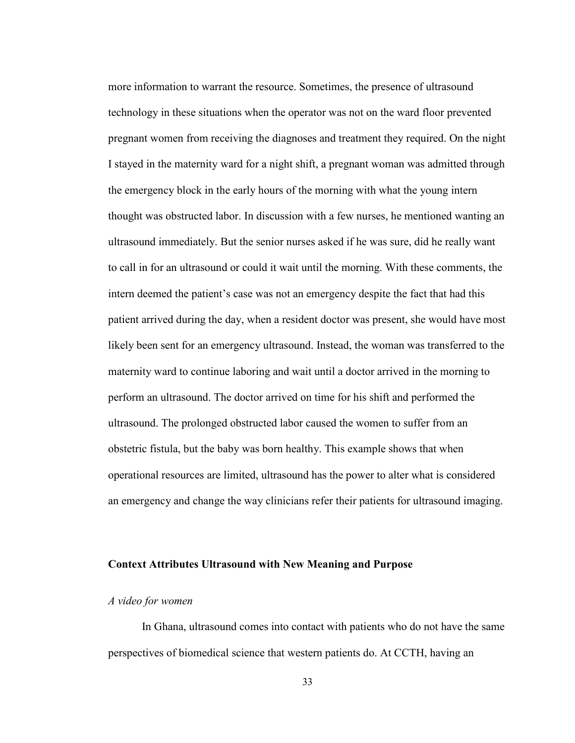more information to warrant the resource. Sometimes, the presence of ultrasound technology in these situations when the operator was not on the ward floor prevented pregnant women from receiving the diagnoses and treatment they required. On the night I stayed in the maternity ward for a night shift, a pregnant woman was admitted through the emergency block in the early hours of the morning with what the young intern thought was obstructed labor. In discussion with a few nurses, he mentioned wanting an ultrasound immediately. But the senior nurses asked if he was sure, did he really want to call in for an ultrasound or could it wait until the morning. With these comments, the intern deemed the patient's case was not an emergency despite the fact that had this patient arrived during the day, when a resident doctor was present, she would have most likely been sent for an emergency ultrasound. Instead, the woman was transferred to the maternity ward to continue laboring and wait until a doctor arrived in the morning to perform an ultrasound. The doctor arrived on time for his shift and performed the ultrasound. The prolonged obstructed labor caused the women to suffer from an obstetric fistula, but the baby was born healthy. This example shows that when operational resources are limited, ultrasound has the power to alter what is considered an emergency and change the way clinicians refer their patients for ultrasound imaging.

## Context Attributes Ultrasound with New Meaning and Purpose

### *A video for women*

In Ghana, ultrasound comes into contact with patients who do not have the same perspectives of biomedical science that western patients do. At CCTH, having an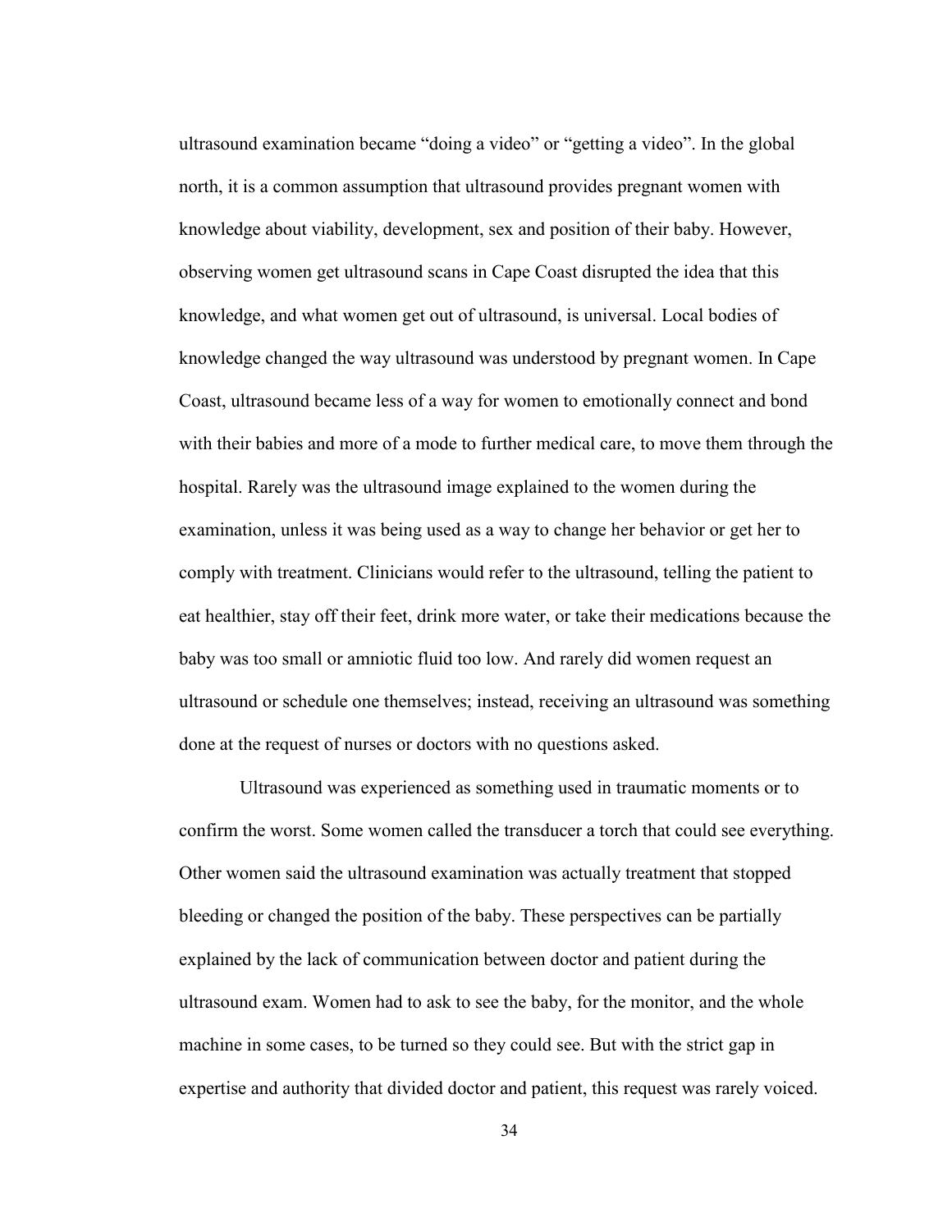ultrasound examination became "doing a video" or "getting a video". In the global north, it is a common assumption that ultrasound provides pregnant women with knowledge about viability, development, sex and position of their baby. However, observing women get ultrasound scans in Cape Coast disrupted the idea that this knowledge, and what women get out of ultrasound, is universal. Local bodies of knowledge changed the way ultrasound was understood by pregnant women. In Cape Coast, ultrasound became less of a way for women to emotionally connect and bond with their babies and more of a mode to further medical care, to move them through the hospital. Rarely was the ultrasound image explained to the women during the examination, unless it was being used as a way to change her behavior or get her to comply with treatment. Clinicians would refer to the ultrasound, telling the patient to eat healthier, stay off their feet, drink more water, or take their medications because the baby was too small or amniotic fluid too low. And rarely did women request an ultrasound or schedule one themselves; instead, receiving an ultrasound was something done at the request of nurses or doctors with no questions asked.

Ultrasound was experienced as something used in traumatic moments or to confirm the worst. Some women called the transducer a torch that could see everything. Other women said the ultrasound examination was actually treatment that stopped bleeding or changed the position of the baby. These perspectives can be partially explained by the lack of communication between doctor and patient during the ultrasound exam. Women had to ask to see the baby, for the monitor, and the whole machine in some cases, to be turned so they could see. But with the strict gap in expertise and authority that divided doctor and patient, this request was rarely voiced.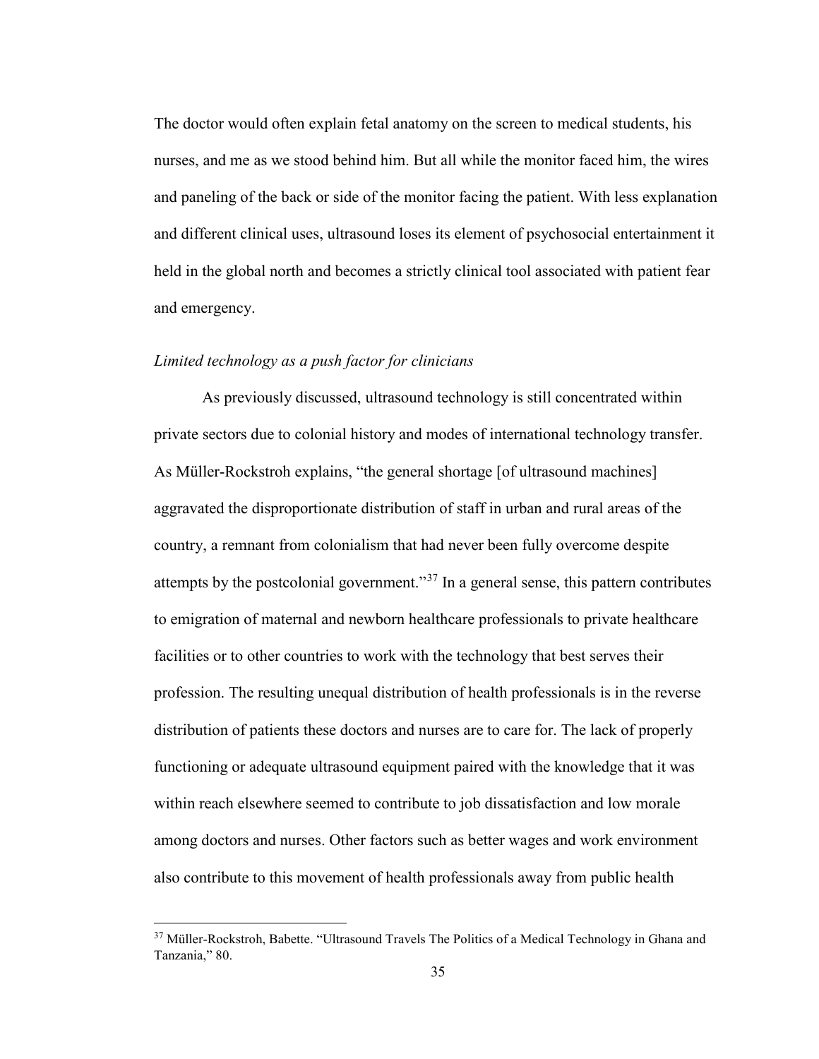The doctor would often explain fetal anatomy on the screen to medical students, his nurses, and me as we stood behind him. But all while the monitor faced him, the wires and paneling of the back or side of the monitor facing the patient. With less explanation and different clinical uses, ultrasound loses its element of psychosocial entertainment it held in the global north and becomes a strictly clinical tool associated with patient fear and emergency.

*Limited technology as a push factor for clinicians*

As previously discussed, ultrasound technology is still concentrated within private sectors due to colonial history and modes of international technology transfer. As Müller-Rockstroh explains, "the general shortage [of ultrasound machines] aggravated the disproportionate distribution of staff in urban and rural areas of the country, a remnant from colonialism that had never been fully overcome despite attempts by the postcolonial government."[37] In a general sense, this pattern contributes to emigration of maternal and newborn healthcare professionals to private healthcare facilities or to other countries to work with the technology that best serves their profession. The resulting unequal distribution of health professionals is in the reverse distribution of patients these doctors and nurses are to care for. The lack of properly functioning or adequate ultrasound equipment paired with the knowledge that it was within reach elsewhere seemed to contribute to job dissatisfaction and low morale among doctors and nurses. Other factors such as better wages and work environment also contribute to this movement of health professionals away from public health

---

[37] Müller-Rockstroh, Babette. "Ultrasound Travels The Politics of a Medical Technology in Ghana and Tanzania," 80.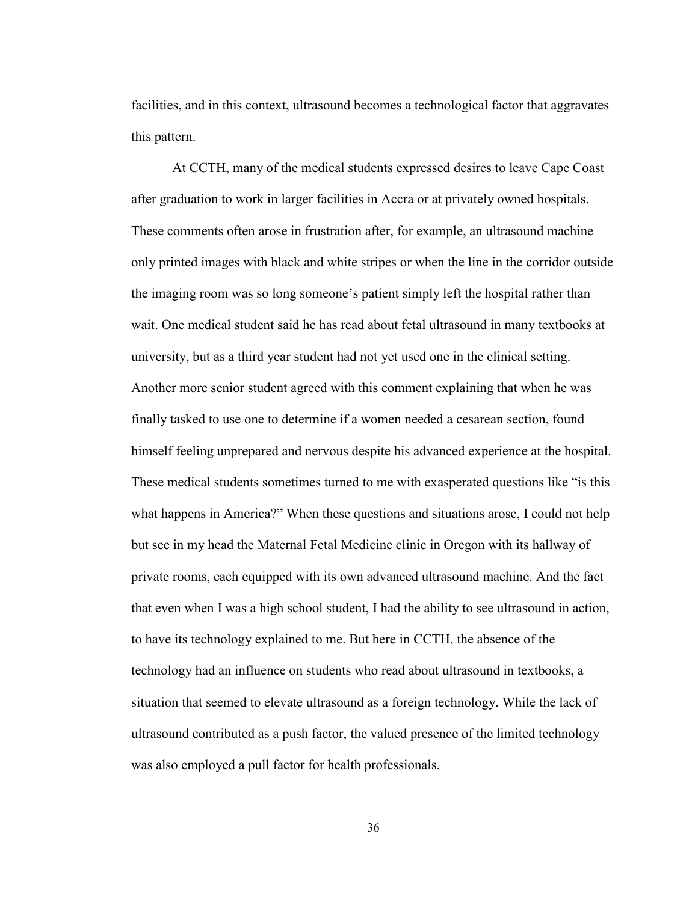facilities, and in this context, ultrasound becomes a technological factor that aggravates this pattern.

At CCTH, many of the medical students expressed desires to leave Cape Coast after graduation to work in larger facilities in Accra or at privately owned hospitals. These comments often arose in frustration after, for example, an ultrasound machine only printed images with black and white stripes or when the line in the corridor outside the imaging room was so long someone's patient simply left the hospital rather than wait. One medical student said he has read about fetal ultrasound in many textbooks at university, but as a third year student had not yet used one in the clinical setting. Another more senior student agreed with this comment explaining that when he was finally tasked to use one to determine if a women needed a cesarean section, found himself feeling unprepared and nervous despite his advanced experience at the hospital. These medical students sometimes turned to me with exasperated questions like "is this what happens in America?" When these questions and situations arose, I could not help but see in my head the Maternal Fetal Medicine clinic in Oregon with its hallway of private rooms, each equipped with its own advanced ultrasound machine. And the fact that even when I was a high school student, I had the ability to see ultrasound in action, to have its technology explained to me. But here in CCTH, the absence of the technology had an influence on students who read about ultrasound in textbooks, a situation that seemed to elevate ultrasound as a foreign technology. While the lack of ultrasound contributed as a push factor, the valued presence of the limited technology was also employed a pull factor for health professionals.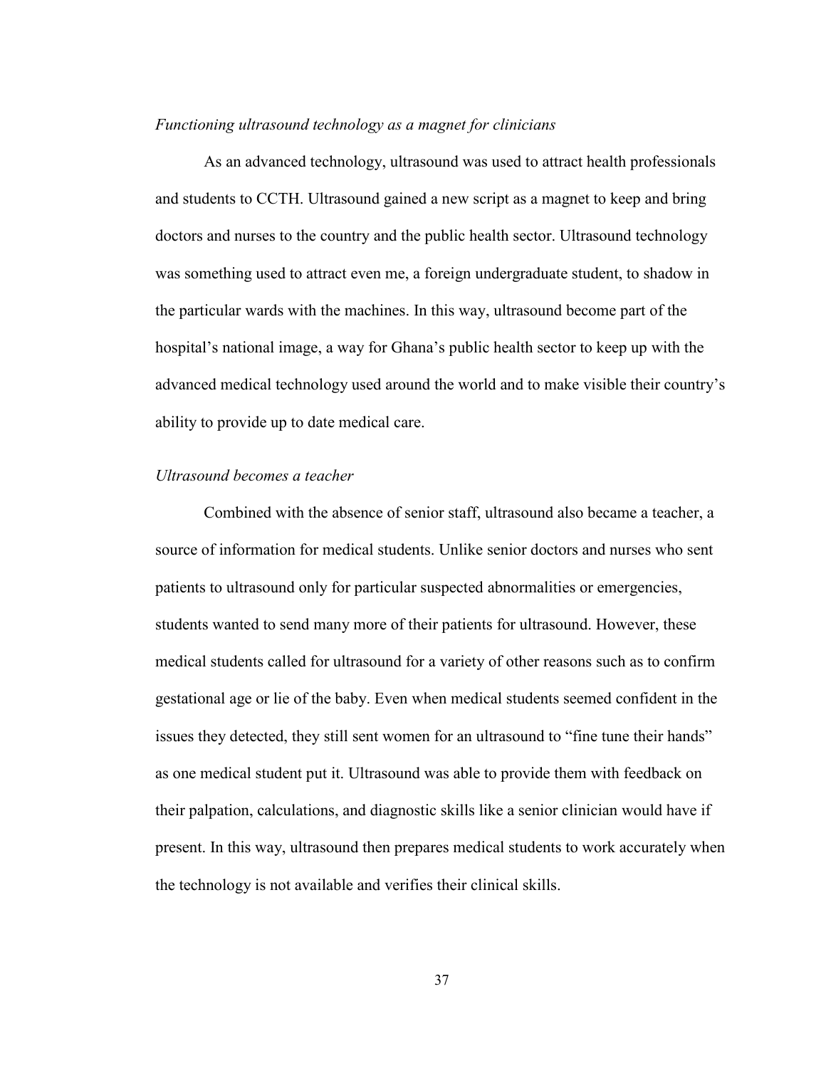*Functioning ultrasound technology as a magnet for clinicians*

As an advanced technology, ultrasound was used to attract health professionals and students to CCTH. Ultrasound gained a new script as a magnet to keep and bring doctors and nurses to the country and the public health sector. Ultrasound technology was something used to attract even me, a foreign undergraduate student, to shadow in the particular wards with the machines. In this way, ultrasound become part of the hospital's national image, a way for Ghana's public health sector to keep up with the advanced medical technology used around the world and to make visible their country's ability to provide up to date medical care.

*Ultrasound becomes a teacher*

Combined with the absence of senior staff, ultrasound also became a teacher, a source of information for medical students. Unlike senior doctors and nurses who sent patients to ultrasound only for particular suspected abnormalities or emergencies, students wanted to send many more of their patients for ultrasound. However, these medical students called for ultrasound for a variety of other reasons such as to confirm gestational age or lie of the baby. Even when medical students seemed confident in the issues they detected, they still sent women for an ultrasound to "fine tune their hands" as one medical student put it. Ultrasound was able to provide them with feedback on their palpation, calculations, and diagnostic skills like a senior clinician would have if present. In this way, ultrasound then prepares medical students to work accurately when the technology is not available and verifies their clinical skills.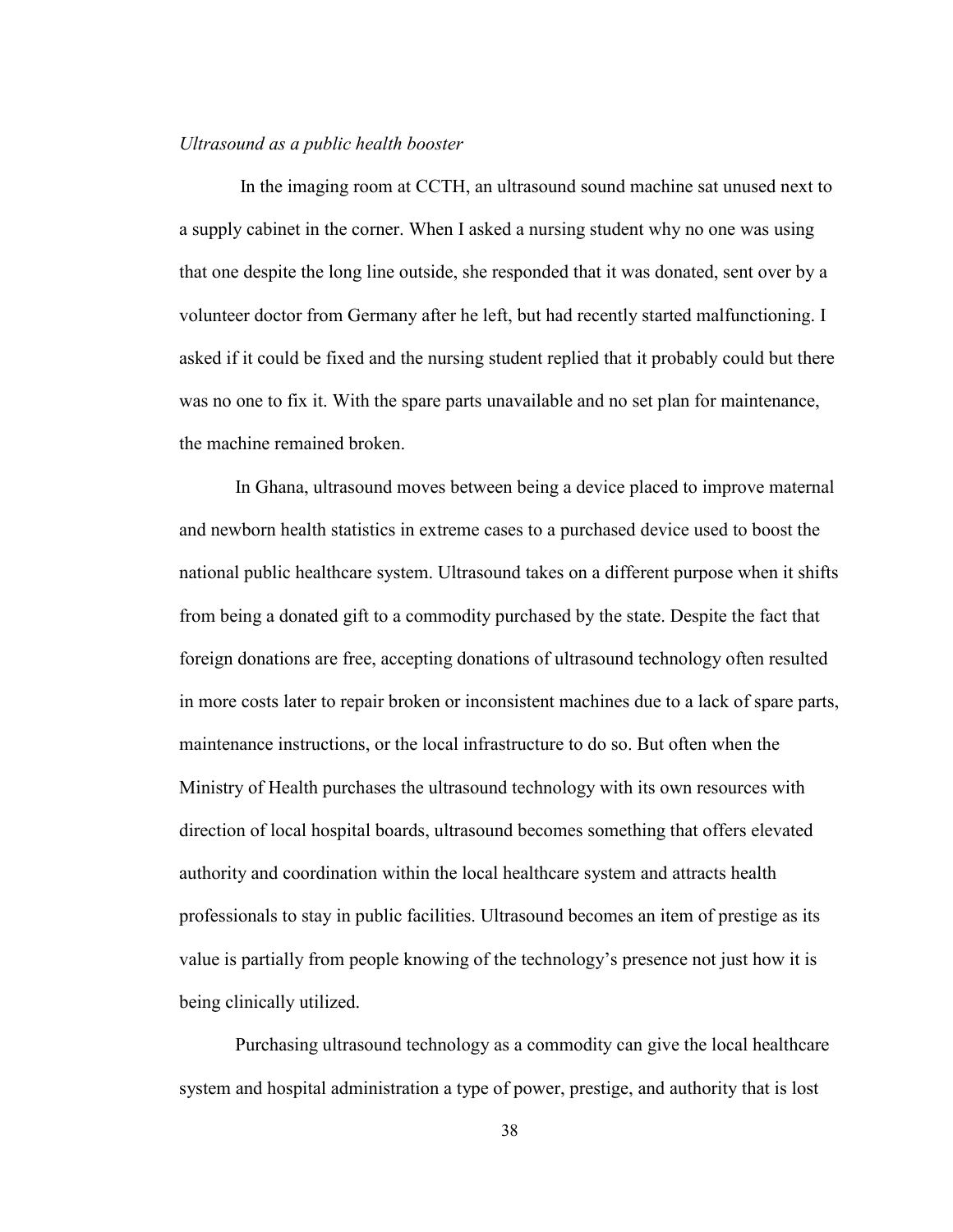*Ultrasound as a public health booster*

In the imaging room at CCTH, an ultrasound sound machine sat unused next to a supply cabinet in the corner. When I asked a nursing student why no one was using that one despite the long line outside, she responded that it was donated, sent over by a volunteer doctor from Germany after he left, but had recently started malfunctioning. I asked if it could be fixed and the nursing student replied that it probably could but there was no one to fix it. With the spare parts unavailable and no set plan for maintenance, the machine remained broken.

In Ghana, ultrasound moves between being a device placed to improve maternal and newborn health statistics in extreme cases to a purchased device used to boost the national public healthcare system. Ultrasound takes on a different purpose when it shifts from being a donated gift to a commodity purchased by the state. Despite the fact that foreign donations are free, accepting donations of ultrasound technology often resulted in more costs later to repair broken or inconsistent machines due to a lack of spare parts, maintenance instructions, or the local infrastructure to do so. But often when the Ministry of Health purchases the ultrasound technology with its own resources with direction of local hospital boards, ultrasound becomes something that offers elevated authority and coordination within the local healthcare system and attracts health professionals to stay in public facilities. Ultrasound becomes an item of prestige as its value is partially from people knowing of the technology's presence not just how it is being clinically utilized.

Purchasing ultrasound technology as a commodity can give the local healthcare system and hospital administration a type of power, prestige, and authority that is lost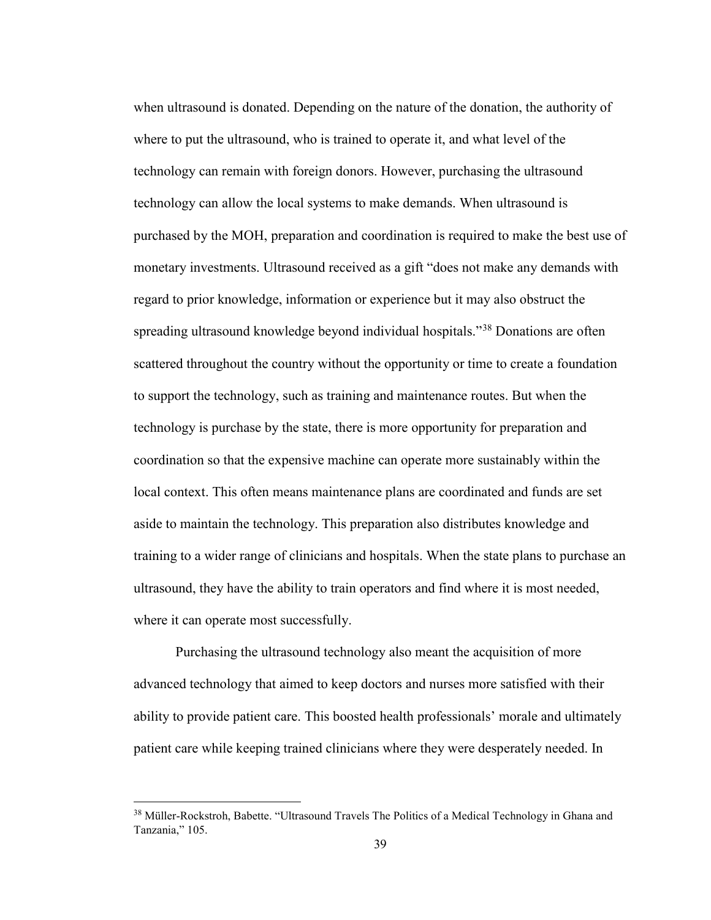when ultrasound is donated. Depending on the nature of the donation, the authority of where to put the ultrasound, who is trained to operate it, and what level of the technology can remain with foreign donors. However, purchasing the ultrasound technology can allow the local systems to make demands. When ultrasound is purchased by the MOH, preparation and coordination is required to make the best use of monetary investments. Ultrasound received as a gift "does not make any demands with regard to prior knowledge, information or experience but it may also obstruct the spreading ultrasound knowledge beyond individual hospitals."[38] Donations are often scattered throughout the country without the opportunity or time to create a foundation to support the technology, such as training and maintenance routes. But when the technology is purchase by the state, there is more opportunity for preparation and coordination so that the expensive machine can operate more sustainably within the local context. This often means maintenance plans are coordinated and funds are set aside to maintain the technology. This preparation also distributes knowledge and training to a wider range of clinicians and hospitals. When the state plans to purchase an ultrasound, they have the ability to train operators and find where it is most needed, where it can operate most successfully.

Purchasing the ultrasound technology also meant the acquisition of more advanced technology that aimed to keep doctors and nurses more satisfied with their ability to provide patient care. This boosted health professionals' morale and ultimately patient care while keeping trained clinicians where they were desperately needed. In

---

[38] Müller-Rockstroh, Babette. "Ultrasound Travels The Politics of a Medical Technology in Ghana and Tanzania," 105.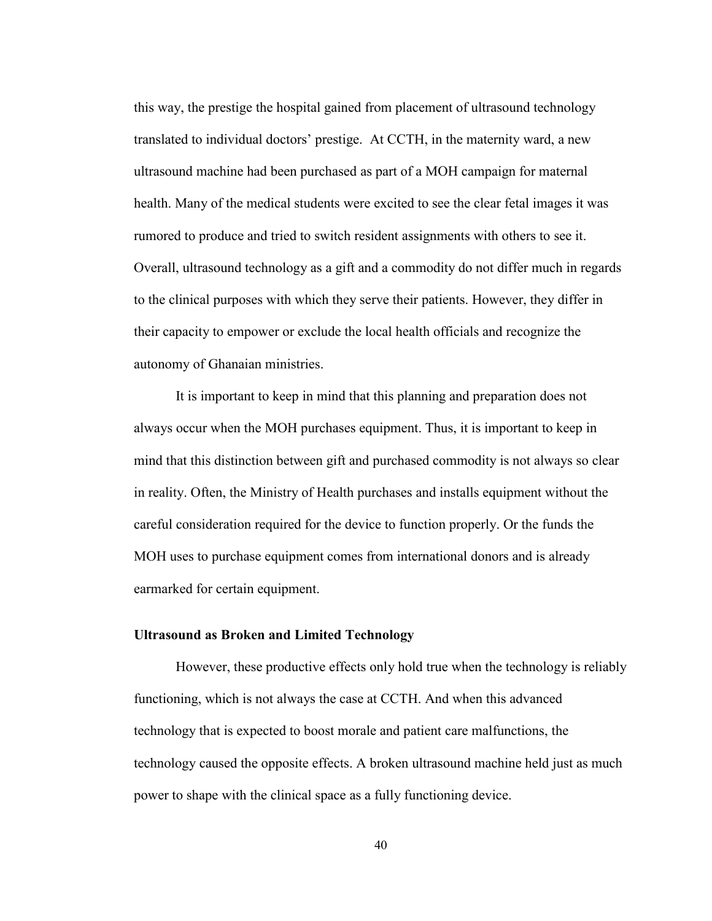this way, the prestige the hospital gained from placement of ultrasound technology translated to individual doctors' prestige. At CCTH, in the maternity ward, a new ultrasound machine had been purchased as part of a MOH campaign for maternal health. Many of the medical students were excited to see the clear fetal images it was rumored to produce and tried to switch resident assignments with others to see it. Overall, ultrasound technology as a gift and a commodity do not differ much in regards to the clinical purposes with which they serve their patients. However, they differ in their capacity to empower or exclude the local health officials and recognize the autonomy of Ghanaian ministries.

It is important to keep in mind that this planning and preparation does not always occur when the MOH purchases equipment. Thus, it is important to keep in mind that this distinction between gift and purchased commodity is not always so clear in reality. Often, the Ministry of Health purchases and installs equipment without the careful consideration required for the device to function properly. Or the funds the MOH uses to purchase equipment comes from international donors and is already earmarked for certain equipment.

**Ultrasound as Broken and Limited Technology**

However, these productive effects only hold true when the technology is reliably functioning, which is not always the case at CCTH. And when this advanced technology that is expected to boost morale and patient care malfunctions, the technology caused the opposite effects. A broken ultrasound machine held just as much power to shape with the clinical space as a fully functioning device.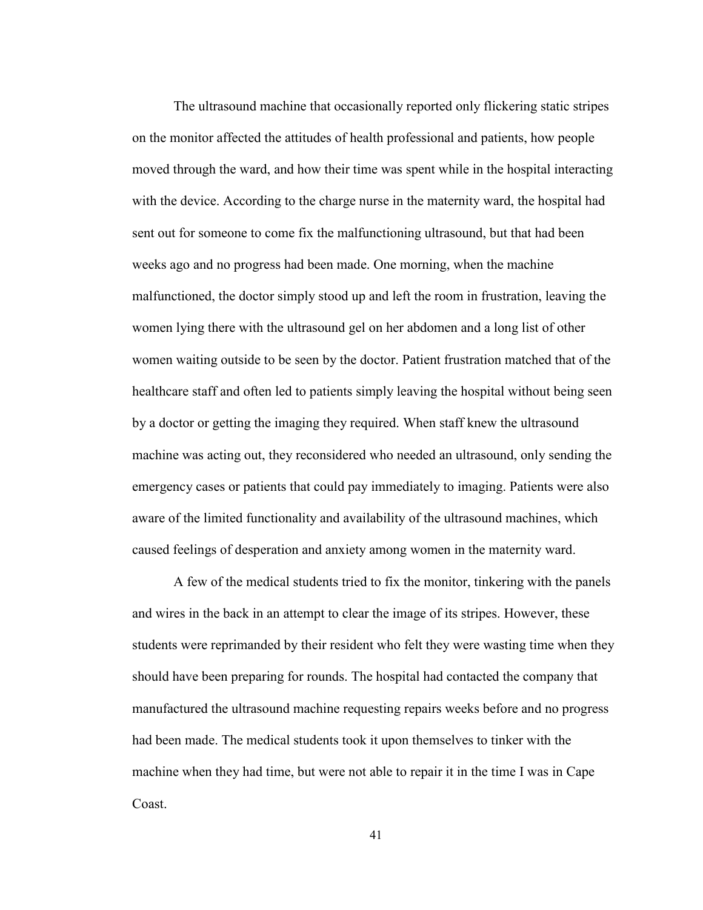The ultrasound machine that occasionally reported only flickering static stripes on the monitor affected the attitudes of health professional and patients, how people moved through the ward, and how their time was spent while in the hospital interacting with the device. According to the charge nurse in the maternity ward, the hospital had sent out for someone to come fix the malfunctioning ultrasound, but that had been weeks ago and no progress had been made. One morning, when the machine malfunctioned, the doctor simply stood up and left the room in frustration, leaving the women lying there with the ultrasound gel on her abdomen and a long list of other women waiting outside to be seen by the doctor. Patient frustration matched that of the healthcare staff and often led to patients simply leaving the hospital without being seen by a doctor or getting the imaging they required. When staff knew the ultrasound machine was acting out, they reconsidered who needed an ultrasound, only sending the emergency cases or patients that could pay immediately to imaging. Patients were also aware of the limited functionality and availability of the ultrasound machines, which caused feelings of desperation and anxiety among women in the maternity ward.

A few of the medical students tried to fix the monitor, tinkering with the panels and wires in the back in an attempt to clear the image of its stripes. However, these students were reprimanded by their resident who felt they were wasting time when they should have been preparing for rounds. The hospital had contacted the company that manufactured the ultrasound machine requesting repairs weeks before and no progress had been made. The medical students took it upon themselves to tinker with the machine when they had time, but were not able to repair it in the time I was in Cape Coast.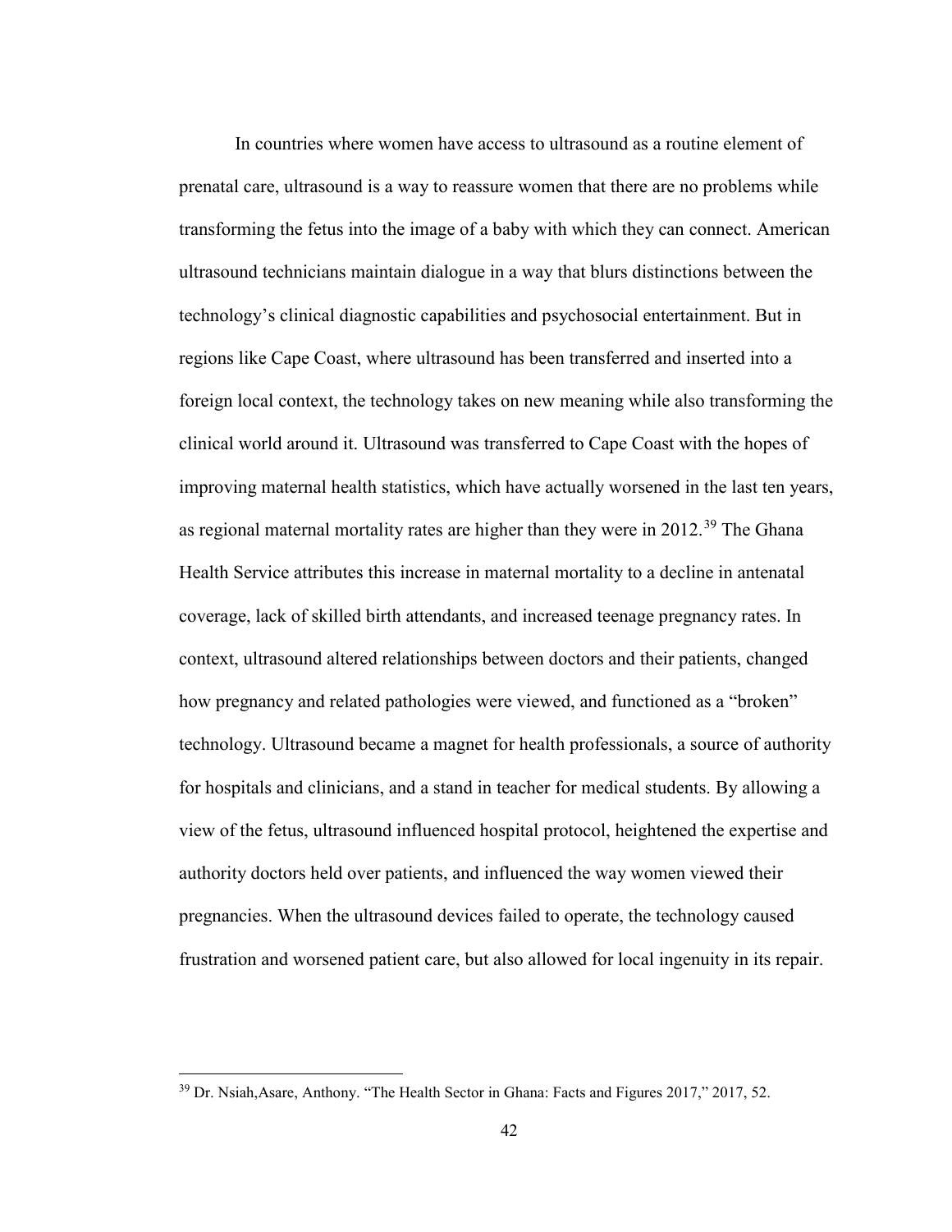In countries where women have access to ultrasound as a routine element of prenatal care, ultrasound is a way to reassure women that there are no problems while transforming the fetus into the image of a baby with which they can connect. American ultrasound technicians maintain dialogue in a way that blurs distinctions between the technology's clinical diagnostic capabilities and psychosocial entertainment. But in regions like Cape Coast, where ultrasound has been transferred and inserted into a foreign local context, the technology takes on new meaning while also transforming the clinical world around it. Ultrasound was transferred to Cape Coast with the hopes of improving maternal health statistics, which have actually worsened in the last ten years, as regional maternal mortality rates are higher than they were in 2012.[39] The Ghana Health Service attributes this increase in maternal mortality to a decline in antenatal coverage, lack of skilled birth attendants, and increased teenage pregnancy rates. In context, ultrasound altered relationships between doctors and their patients, changed how pregnancy and related pathologies were viewed, and functioned as a "broken" technology. Ultrasound became a magnet for health professionals, a source of authority for hospitals and clinicians, and a stand in teacher for medical students. By allowing a view of the fetus, ultrasound influenced hospital protocol, heightened the expertise and authority doctors held over patients, and influenced the way women viewed their pregnancies. When the ultrasound devices failed to operate, the technology caused frustration and worsened patient care, but also allowed for local ingenuity in its repair.

---

[39] Dr. Nsiah,Asare, Anthony. "The Health Sector in Ghana: Facts and Figures 2017," 2017, 52.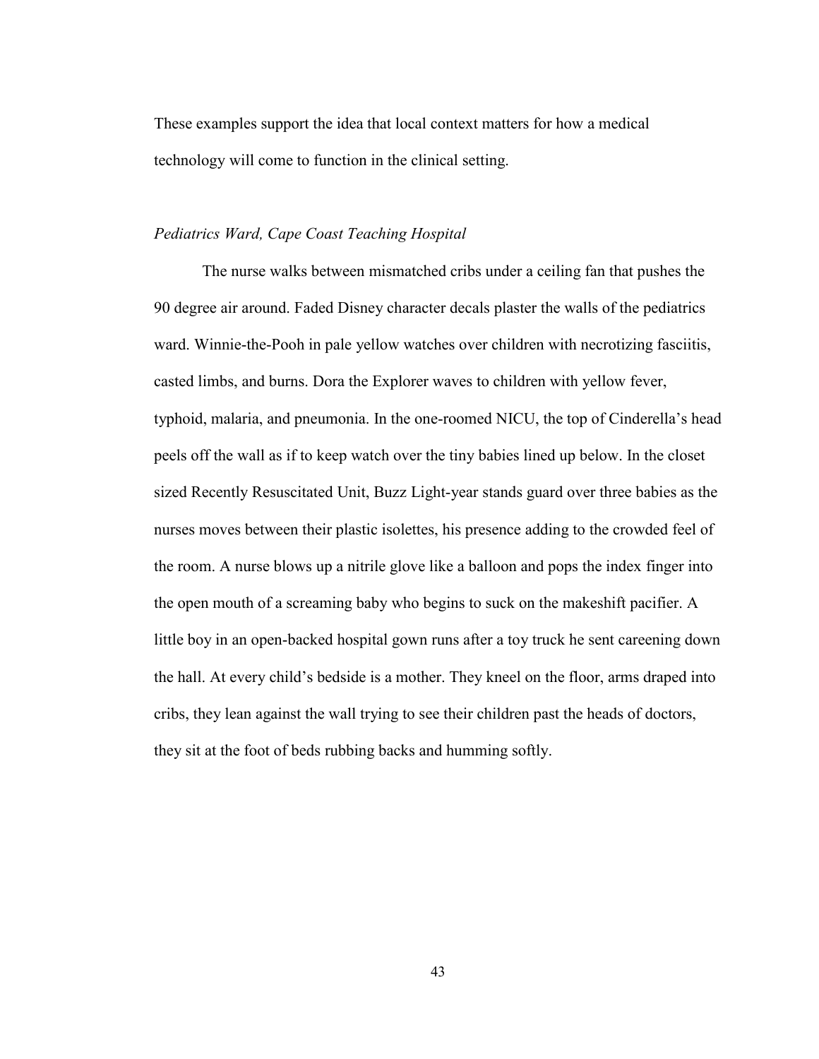These examples support the idea that local context matters for how a medical technology will come to function in the clinical setting.

*Pediatrics Ward, Cape Coast Teaching Hospital*

The nurse walks between mismatched cribs under a ceiling fan that pushes the 90 degree air around. Faded Disney character decals plaster the walls of the pediatrics ward. Winnie-the-Pooh in pale yellow watches over children with necrotizing fasciitis, casted limbs, and burns. Dora the Explorer waves to children with yellow fever, typhoid, malaria, and pneumonia. In the one-roomed NICU, the top of Cinderella's head peels off the wall as if to keep watch over the tiny babies lined up below. In the closet sized Recently Resuscitated Unit, Buzz Light-year stands guard over three babies as the nurses moves between their plastic isolettes, his presence adding to the crowded feel of the room. A nurse blows up a nitrile glove like a balloon and pops the index finger into the open mouth of a screaming baby who begins to suck on the makeshift pacifier. A little boy in an open-backed hospital gown runs after a toy truck he sent careening down the hall. At every child's bedside is a mother. They kneel on the floor, arms draped into cribs, they lean against the wall trying to see their children past the heads of doctors, they sit at the foot of beds rubbing backs and humming softly.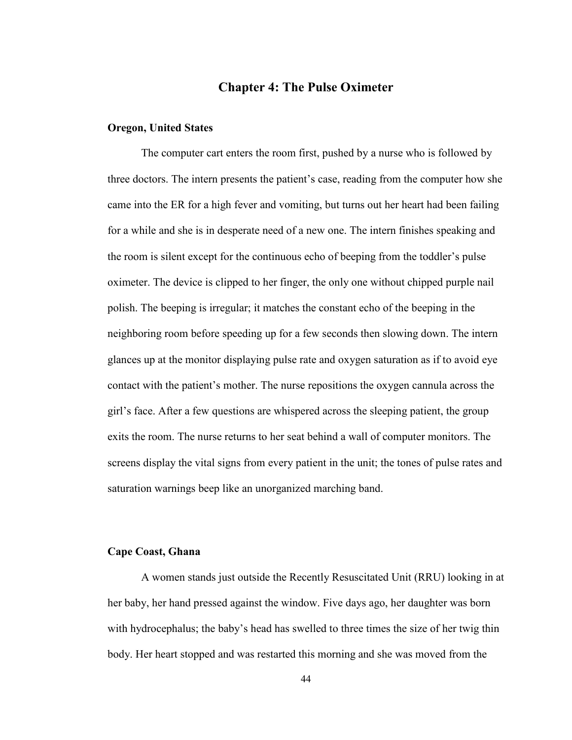# Chapter 4: The Pulse Oximeter

### Oregon, United States

The computer cart enters the room first, pushed by a nurse who is followed by three doctors. The intern presents the patient's case, reading from the computer how she came into the ER for a high fever and vomiting, but turns out her heart had been failing for a while and she is in desperate need of a new one. The intern finishes speaking and the room is silent except for the continuous echo of beeping from the toddler's pulse oximeter. The device is clipped to her finger, the only one without chipped purple nail polish. The beeping is irregular; it matches the constant echo of the beeping in the neighboring room before speeding up for a few seconds then slowing down. The intern glances up at the monitor displaying pulse rate and oxygen saturation as if to avoid eye contact with the patient's mother. The nurse repositions the oxygen cannula across the girl's face. After a few questions are whispered across the sleeping patient, the group exits the room. The nurse returns to her seat behind a wall of computer monitors. The screens display the vital signs from every patient in the unit; the tones of pulse rates and saturation warnings beep like an unorganized marching band.

### Cape Coast, Ghana

A women stands just outside the Recently Resuscitated Unit (RRU) looking in at her baby, her hand pressed against the window. Five days ago, her daughter was born with hydrocephalus; the baby's head has swelled to three times the size of her twig thin body. Her heart stopped and was restarted this morning and she was moved from the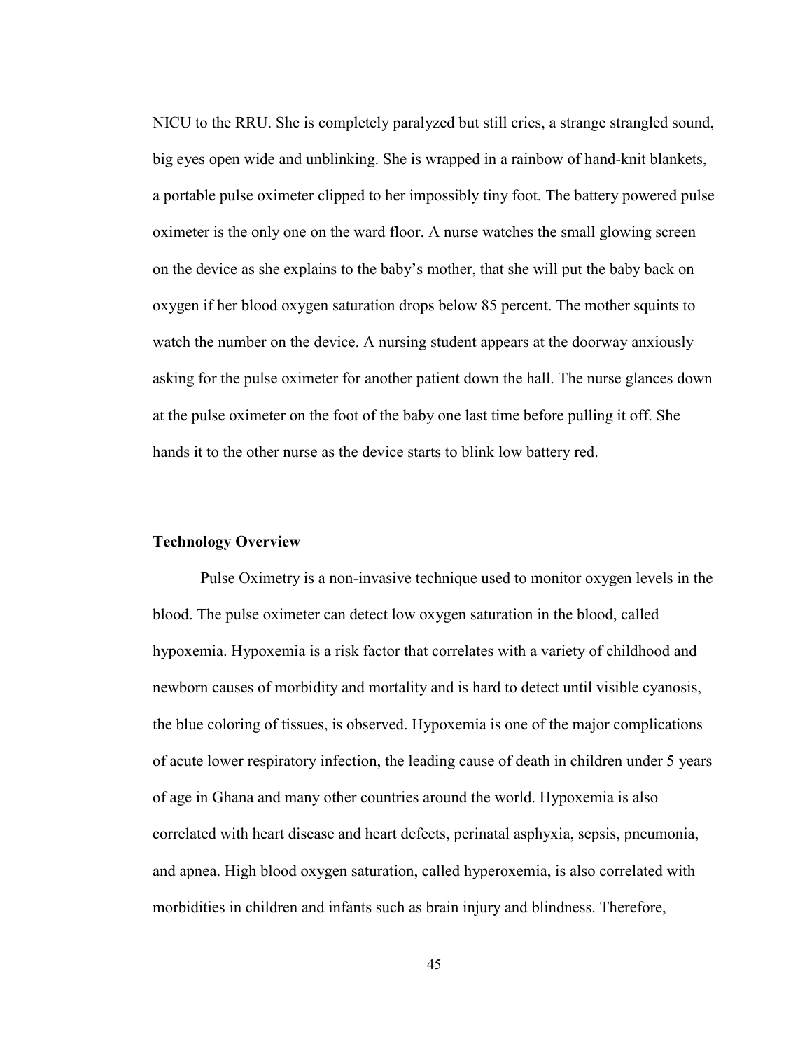NICU to the RRU. She is completely paralyzed but still cries, a strange strangled sound, big eyes open wide and unblinking. She is wrapped in a rainbow of hand-knit blankets, a portable pulse oximeter clipped to her impossibly tiny foot. The battery powered pulse oximeter is the only one on the ward floor. A nurse watches the small glowing screen on the device as she explains to the baby's mother, that she will put the baby back on oxygen if her blood oxygen saturation drops below 85 percent. The mother squints to watch the number on the device. A nursing student appears at the doorway anxiously asking for the pulse oximeter for another patient down the hall. The nurse glances down at the pulse oximeter on the foot of the baby one last time before pulling it off. She hands it to the other nurse as the device starts to blink low battery red.

**Technology Overview**

Pulse Oximetry is a non-invasive technique used to monitor oxygen levels in the blood. The pulse oximeter can detect low oxygen saturation in the blood, called hypoxemia. Hypoxemia is a risk factor that correlates with a variety of childhood and newborn causes of morbidity and mortality and is hard to detect until visible cyanosis, the blue coloring of tissues, is observed. Hypoxemia is one of the major complications of acute lower respiratory infection, the leading cause of death in children under 5 years of age in Ghana and many other countries around the world. Hypoxemia is also correlated with heart disease and heart defects, perinatal asphyxia, sepsis, pneumonia, and apnea. High blood oxygen saturation, called hyperoxemia, is also correlated with morbidities in children and infants such as brain injury and blindness. Therefore,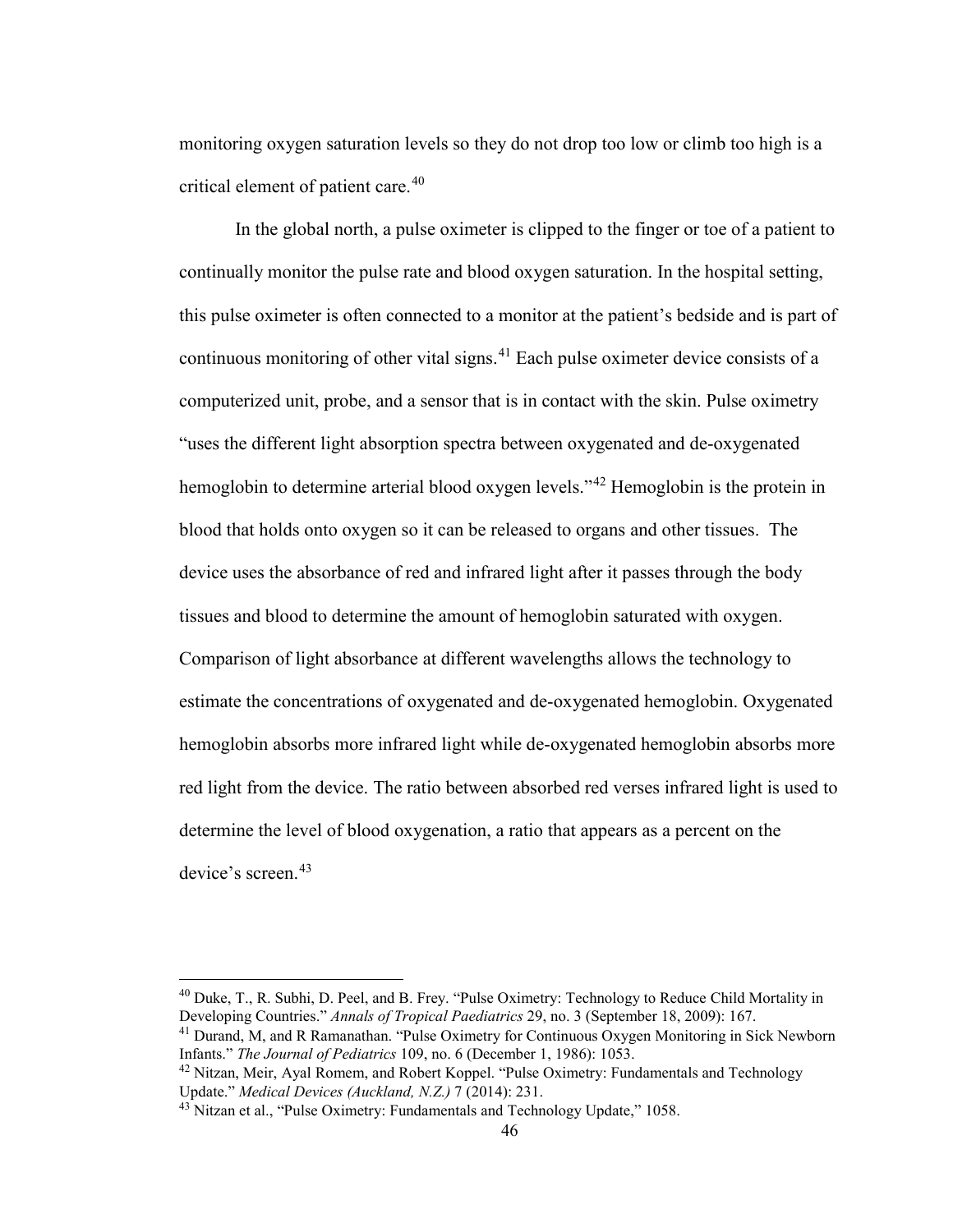monitoring oxygen saturation levels so they do not drop too low or climb too high is a critical element of patient care.[40]

In the global north, a pulse oximeter is clipped to the finger or toe of a patient to continually monitor the pulse rate and blood oxygen saturation. In the hospital setting, this pulse oximeter is often connected to a monitor at the patient's bedside and is part of continuous monitoring of other vital signs.[41] Each pulse oximeter device consists of a computerized unit, probe, and a sensor that is in contact with the skin. Pulse oximetry "uses the different light absorption spectra between oxygenated and de-oxygenated hemoglobin to determine arterial blood oxygen levels."[42] Hemoglobin is the protein in blood that holds onto oxygen so it can be released to organs and other tissues. The device uses the absorbance of red and infrared light after it passes through the body tissues and blood to determine the amount of hemoglobin saturated with oxygen. Comparison of light absorbance at different wavelengths allows the technology to estimate the concentrations of oxygenated and de-oxygenated hemoglobin. Oxygenated hemoglobin absorbs more infrared light while de-oxygenated hemoglobin absorbs more red light from the device. The ratio between absorbed red verses infrared light is used to determine the level of blood oxygenation, a ratio that appears as a percent on the device's screen.[43]

---

[40] Duke, T., R. Subhi, D. Peel, and B. Frey. "Pulse Oximetry: Technology to Reduce Child Mortality in Developing Countries." *Annals of Tropical Paediatrics* 29, no. 3 (September 18, 2009): 167.

[41] Durand, M, and R Ramanathan. "Pulse Oximetry for Continuous Oxygen Monitoring in Sick Newborn Infants." *The Journal of Pediatrics* 109, no. 6 (December 1, 1986): 1053.

[42] Nitzan, Meir, Ayal Romem, and Robert Koppel. "Pulse Oximetry: Fundamentals and Technology Update." *Medical Devices (Auckland, N.Z.)* 7 (2014): 231.

[43] Nitzan et al., "Pulse Oximetry: Fundamentals and Technology Update," 1058.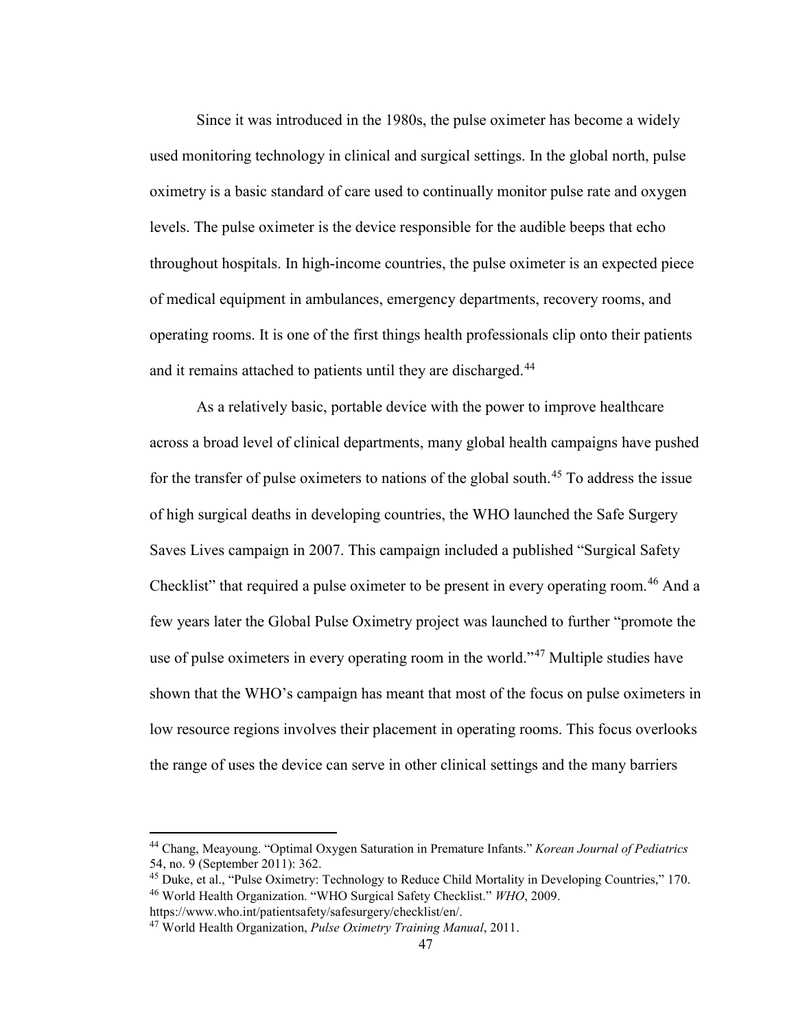Since it was introduced in the 1980s, the pulse oximeter has become a widely used monitoring technology in clinical and surgical settings. In the global north, pulse oximetry is a basic standard of care used to continually monitor pulse rate and oxygen levels. The pulse oximeter is the device responsible for the audible beeps that echo throughout hospitals. In high-income countries, the pulse oximeter is an expected piece of medical equipment in ambulances, emergency departments, recovery rooms, and operating rooms. It is one of the first things health professionals clip onto their patients and it remains attached to patients until they are discharged.[44]

As a relatively basic, portable device with the power to improve healthcare across a broad level of clinical departments, many global health campaigns have pushed for the transfer of pulse oximeters to nations of the global south.[45] To address the issue of high surgical deaths in developing countries, the WHO launched the Safe Surgery Saves Lives campaign in 2007. This campaign included a published "Surgical Safety Checklist" that required a pulse oximeter to be present in every operating room.[46] And a few years later the Global Pulse Oximetry project was launched to further "promote the use of pulse oximeters in every operating room in the world."[47] Multiple studies have shown that the WHO's campaign has meant that most of the focus on pulse oximeters in low resource regions involves their placement in operating rooms. This focus overlooks the range of uses the device can serve in other clinical settings and the many barriers

---

[44] Chang, Meayoung. "Optimal Oxygen Saturation in Premature Infants." *Korean Journal of Pediatrics* 54, no. 9 (September 2011): 362.

[45] Duke, et al., "Pulse Oximetry: Technology to Reduce Child Mortality in Developing Countries," 170.

[46] World Health Organization. "WHO Surgical Safety Checklist." *WHO*, 2009. https://www.who.int/patientsafety/safesurgery/checklist/en/.

[47] World Health Organization, *Pulse Oximetry Training Manual*, 2011.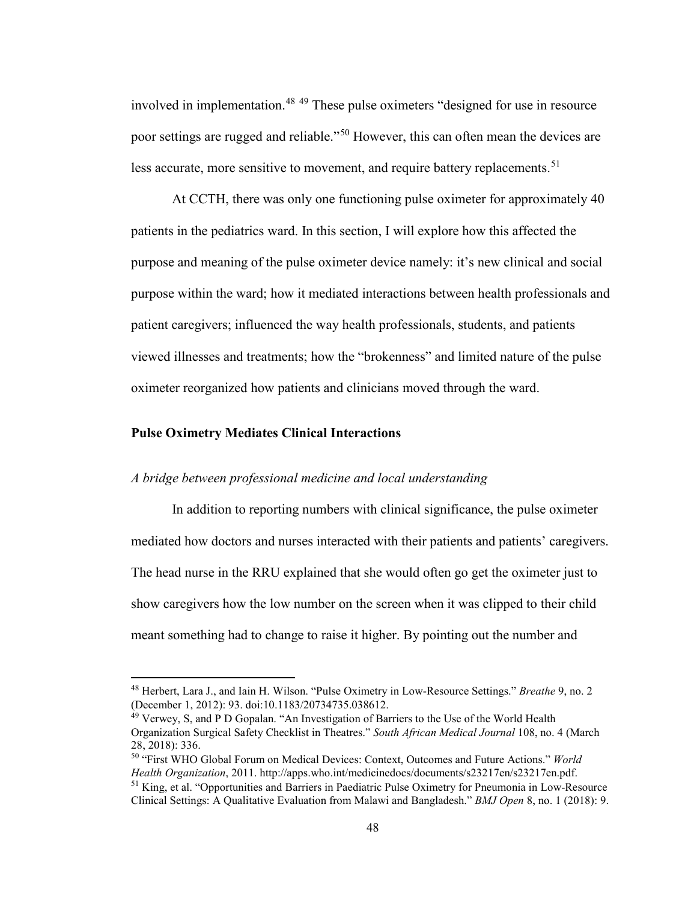involved in implementation.[48] [49] These pulse oximeters "designed for use in resource poor settings are rugged and reliable."[50] However, this can often mean the devices are less accurate, more sensitive to movement, and require battery replacements.[51]

At CCTH, there was only one functioning pulse oximeter for approximately 40 patients in the pediatrics ward. In this section, I will explore how this affected the purpose and meaning of the pulse oximeter device namely: it's new clinical and social purpose within the ward; how it mediated interactions between health professionals and patient caregivers; influenced the way health professionals, students, and patients viewed illnesses and treatments; how the "brokenness" and limited nature of the pulse oximeter reorganized how patients and clinicians moved through the ward.

### Pulse Oximetry Mediates Clinical Interactions

#### *A bridge between professional medicine and local understanding*

In addition to reporting numbers with clinical significance, the pulse oximeter mediated how doctors and nurses interacted with their patients and patients' caregivers. The head nurse in the RRU explained that she would often go get the oximeter just to show caregivers how the low number on the screen when it was clipped to their child meant something had to change to raise it higher. By pointing out the number and

---

[48] Herbert, Lara J., and Iain H. Wilson. "Pulse Oximetry in Low-Resource Settings." *Breathe* 9, no. 2 (December 1, 2012): 93. doi:10.1183/20734735.038612.

[49] Verwey, S, and P D Gopalan. "An Investigation of Barriers to the Use of the World Health Organization Surgical Safety Checklist in Theatres." *South African Medical Journal* 108, no. 4 (March 28, 2018): 336.

[50] "First WHO Global Forum on Medical Devices: Context, Outcomes and Future Actions." *World Health Organization*, 2011. http://apps.who.int/medicinedocs/documents/s23217en/s23217en.pdf.

[51] King, et al. "Opportunities and Barriers in Paediatric Pulse Oximetry for Pneumonia in Low-Resource Clinical Settings: A Qualitative Evaluation from Malawi and Bangladesh." *BMJ Open* 8, no. 1 (2018): 9.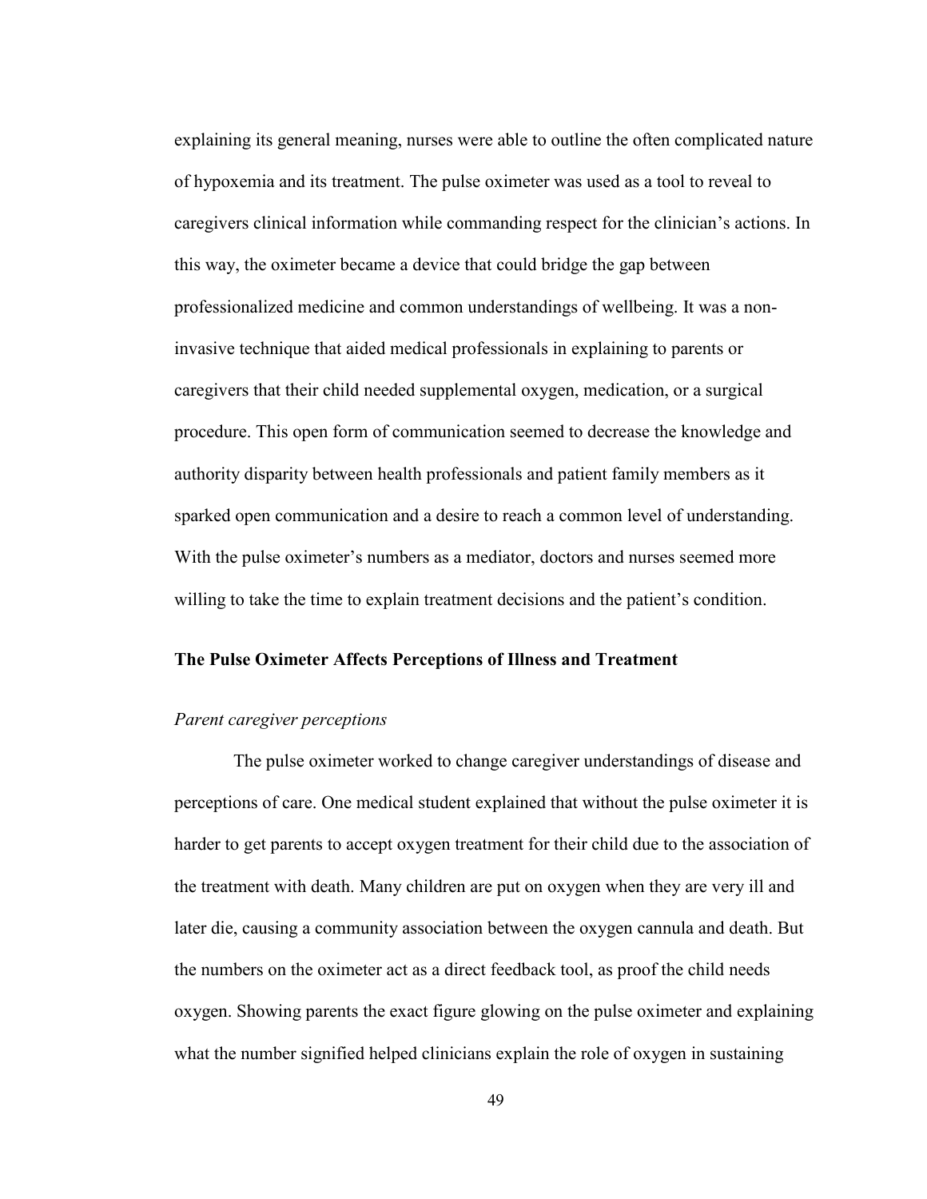explaining its general meaning, nurses were able to outline the often complicated nature of hypoxemia and its treatment. The pulse oximeter was used as a tool to reveal to caregivers clinical information while commanding respect for the clinician's actions. In this way, the oximeter became a device that could bridge the gap between professionalized medicine and common understandings of wellbeing. It was a non-invasive technique that aided medical professionals in explaining to parents or caregivers that their child needed supplemental oxygen, medication, or a surgical procedure. This open form of communication seemed to decrease the knowledge and authority disparity between health professionals and patient family members as it sparked open communication and a desire to reach a common level of understanding. With the pulse oximeter's numbers as a mediator, doctors and nurses seemed more willing to take the time to explain treatment decisions and the patient's condition.

## The Pulse Oximeter Affects Perceptions of Illness and Treatment

*Parent caregiver perceptions*

The pulse oximeter worked to change caregiver understandings of disease and perceptions of care. One medical student explained that without the pulse oximeter it is harder to get parents to accept oxygen treatment for their child due to the association of the treatment with death. Many children are put on oxygen when they are very ill and later die, causing a community association between the oxygen cannula and death. But the numbers on the oximeter act as a direct feedback tool, as proof the child needs oxygen. Showing parents the exact figure glowing on the pulse oximeter and explaining what the number signified helped clinicians explain the role of oxygen in sustaining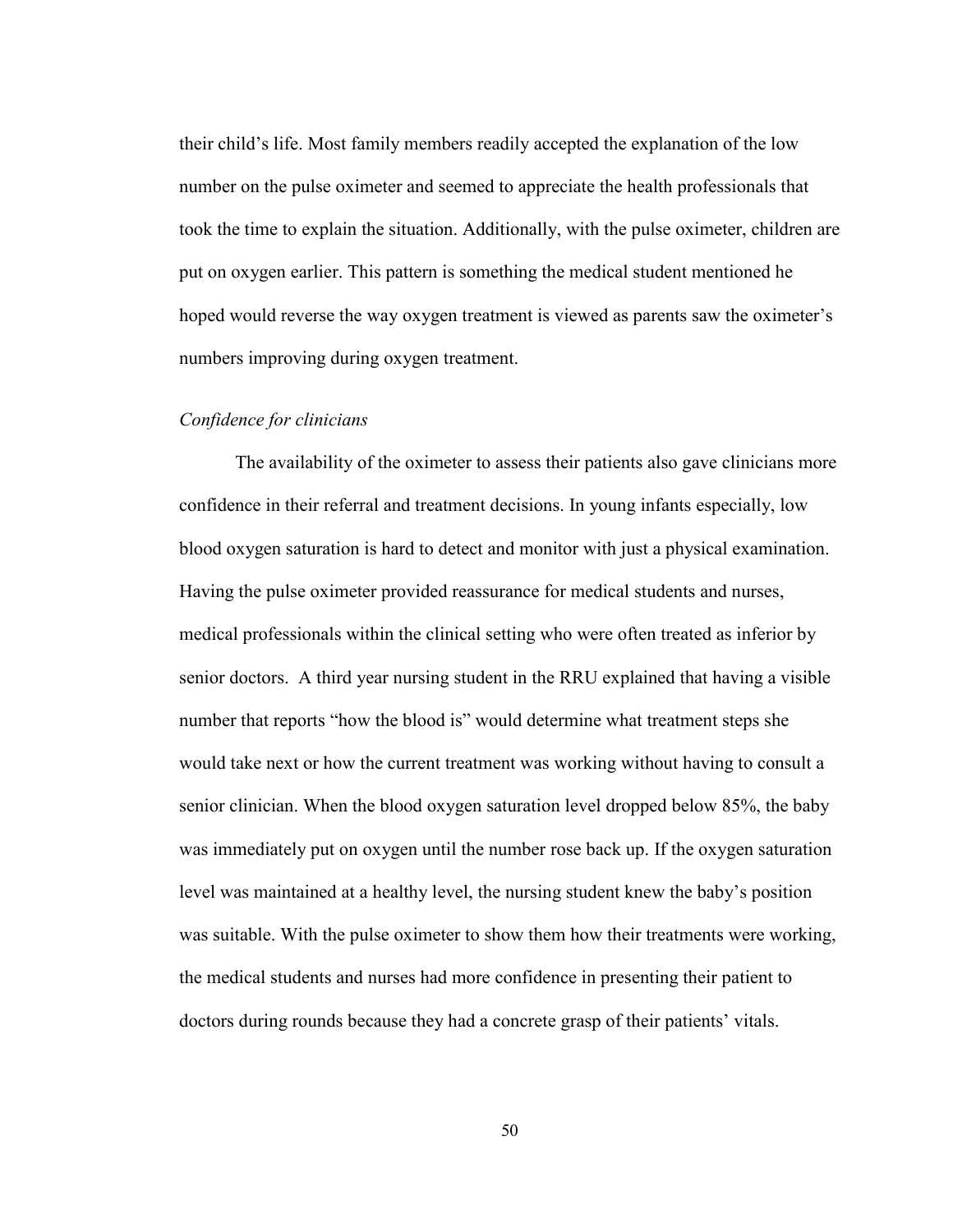their child's life. Most family members readily accepted the explanation of the low number on the pulse oximeter and seemed to appreciate the health professionals that took the time to explain the situation. Additionally, with the pulse oximeter, children are put on oxygen earlier. This pattern is something the medical student mentioned he hoped would reverse the way oxygen treatment is viewed as parents saw the oximeter's numbers improving during oxygen treatment.

*Confidence for clinicians*

The availability of the oximeter to assess their patients also gave clinicians more confidence in their referral and treatment decisions. In young infants especially, low blood oxygen saturation is hard to detect and monitor with just a physical examination. Having the pulse oximeter provided reassurance for medical students and nurses, medical professionals within the clinical setting who were often treated as inferior by senior doctors. A third year nursing student in the RRU explained that having a visible number that reports "how the blood is" would determine what treatment steps she would take next or how the current treatment was working without having to consult a senior clinician. When the blood oxygen saturation level dropped below 85%, the baby was immediately put on oxygen until the number rose back up. If the oxygen saturation level was maintained at a healthy level, the nursing student knew the baby's position was suitable. With the pulse oximeter to show them how their treatments were working, the medical students and nurses had more confidence in presenting their patient to doctors during rounds because they had a concrete grasp of their patients' vitals.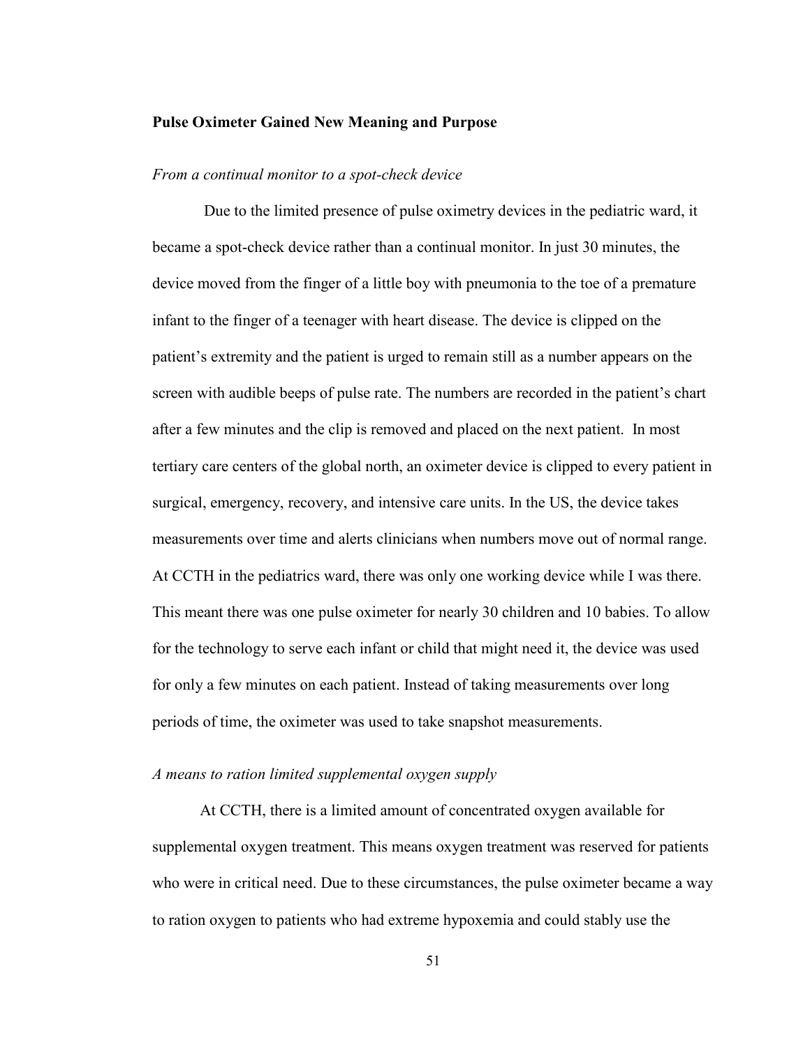**Pulse Oximeter Gained New Meaning and Purpose**

*From a continual monitor to a spot-check device*

Due to the limited presence of pulse oximetry devices in the pediatric ward, it became a spot-check device rather than a continual monitor. In just 30 minutes, the device moved from the finger of a little boy with pneumonia to the toe of a premature infant to the finger of a teenager with heart disease. The device is clipped on the patient's extremity and the patient is urged to remain still as a number appears on the screen with audible beeps of pulse rate. The numbers are recorded in the patient's chart after a few minutes and the clip is removed and placed on the next patient. In most tertiary care centers of the global north, an oximeter device is clipped to every patient in surgical, emergency, recovery, and intensive care units. In the US, the device takes measurements over time and alerts clinicians when numbers move out of normal range. At CCTH in the pediatrics ward, there was only one working device while I was there. This meant there was one pulse oximeter for nearly 30 children and 10 babies. To allow for the technology to serve each infant or child that might need it, the device was used for only a few minutes on each patient. Instead of taking measurements over long periods of time, the oximeter was used to take snapshot measurements.

*A means to ration limited supplemental oxygen supply*

At CCTH, there is a limited amount of concentrated oxygen available for supplemental oxygen treatment. This means oxygen treatment was reserved for patients who were in critical need. Due to these circumstances, the pulse oximeter became a way to ration oxygen to patients who had extreme hypoxemia and could stably use the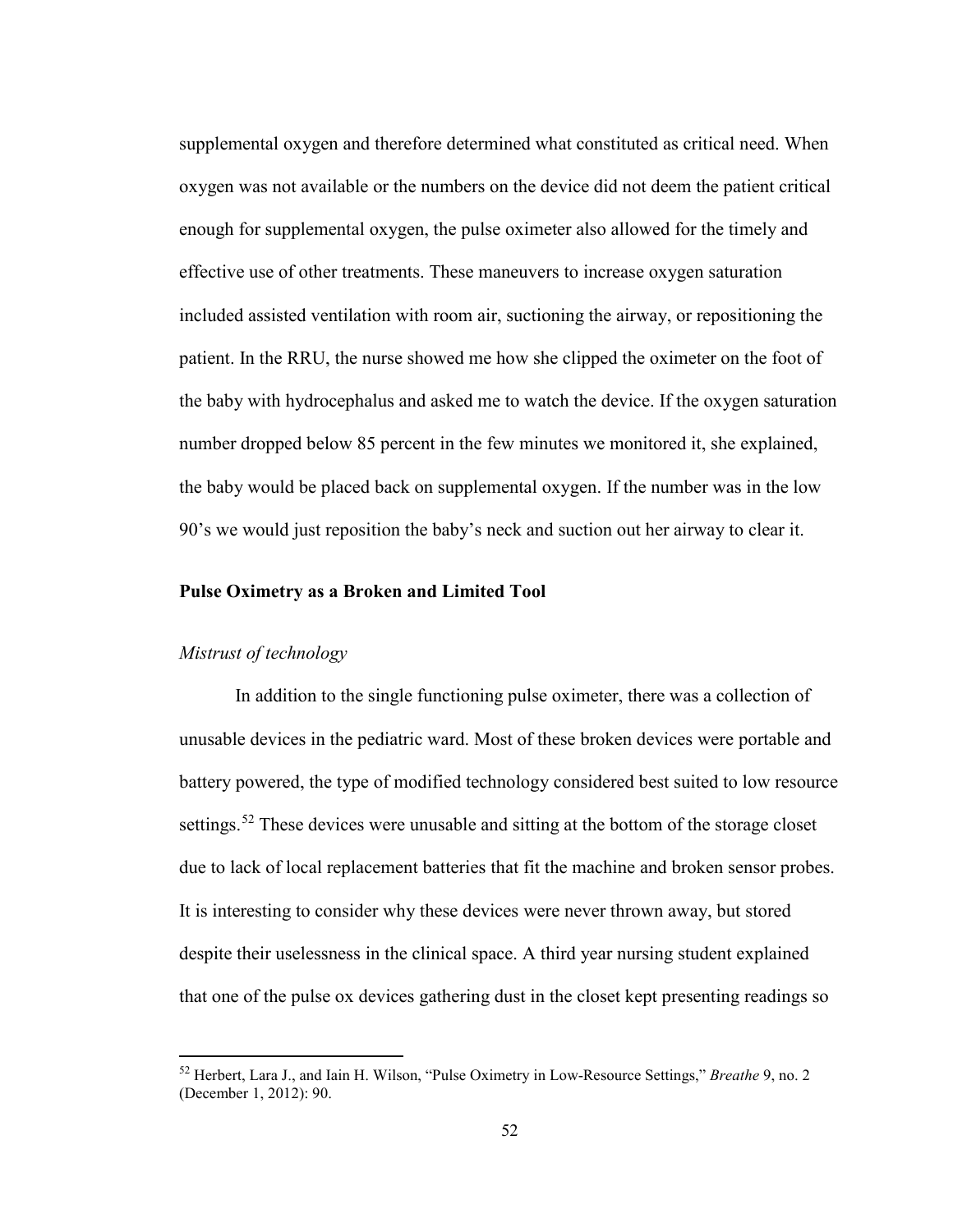supplemental oxygen and therefore determined what constituted as critical need. When oxygen was not available or the numbers on the device did not deem the patient critical enough for supplemental oxygen, the pulse oximeter also allowed for the timely and effective use of other treatments. These maneuvers to increase oxygen saturation included assisted ventilation with room air, suctioning the airway, or repositioning the patient. In the RRU, the nurse showed me how she clipped the oximeter on the foot of the baby with hydrocephalus and asked me to watch the device. If the oxygen saturation number dropped below 85 percent in the few minutes we monitored it, she explained, the baby would be placed back on supplemental oxygen. If the number was in the low 90's we would just reposition the baby's neck and suction out her airway to clear it.

## Pulse Oximetry as a Broken and Limited Tool

### *Mistrust of technology*

In addition to the single functioning pulse oximeter, there was a collection of unusable devices in the pediatric ward. Most of these broken devices were portable and battery powered, the type of modified technology considered best suited to low resource settings.[52] These devices were unusable and sitting at the bottom of the storage closet due to lack of local replacement batteries that fit the machine and broken sensor probes. It is interesting to consider why these devices were never thrown away, but stored despite their uselessness in the clinical space. A third year nursing student explained that one of the pulse ox devices gathering dust in the closet kept presenting readings so

---

[52] Herbert, Lara J., and Iain H. Wilson, "Pulse Oximetry in Low-Resource Settings," *Breathe* 9, no. 2 (December 1, 2012): 90.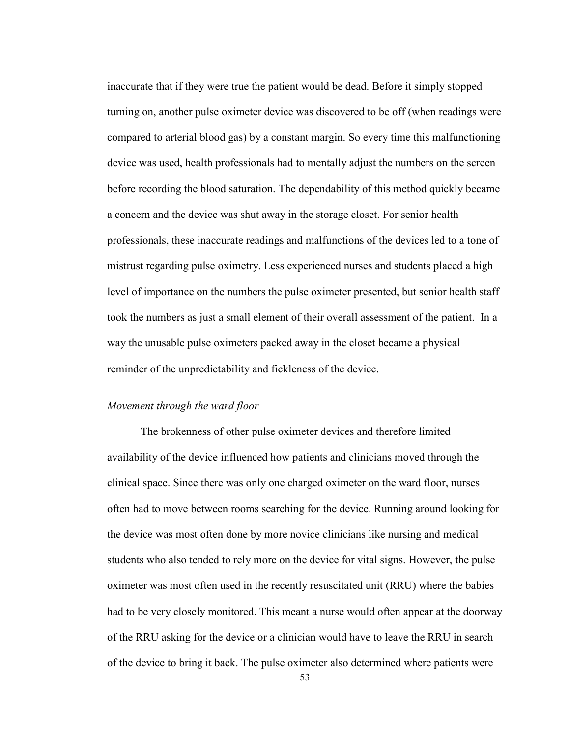inaccurate that if they were true the patient would be dead. Before it simply stopped turning on, another pulse oximeter device was discovered to be off (when readings were compared to arterial blood gas) by a constant margin. So every time this malfunctioning device was used, health professionals had to mentally adjust the numbers on the screen before recording the blood saturation. The dependability of this method quickly became a concern and the device was shut away in the storage closet. For senior health professionals, these inaccurate readings and malfunctions of the devices led to a tone of mistrust regarding pulse oximetry. Less experienced nurses and students placed a high level of importance on the numbers the pulse oximeter presented, but senior health staff took the numbers as just a small element of their overall assessment of the patient. In a way the unusable pulse oximeters packed away in the closet became a physical reminder of the unpredictability and fickleness of the device.

### *Movement through the ward floor*

The brokenness of other pulse oximeter devices and therefore limited availability of the device influenced how patients and clinicians moved through the clinical space. Since there was only one charged oximeter on the ward floor, nurses often had to move between rooms searching for the device. Running around looking for the device was most often done by more novice clinicians like nursing and medical students who also tended to rely more on the device for vital signs. However, the pulse oximeter was most often used in the recently resuscitated unit (RRU) where the babies had to be very closely monitored. This meant a nurse would often appear at the doorway of the RRU asking for the device or a clinician would have to leave the RRU in search of the device to bring it back. The pulse oximeter also determined where patients were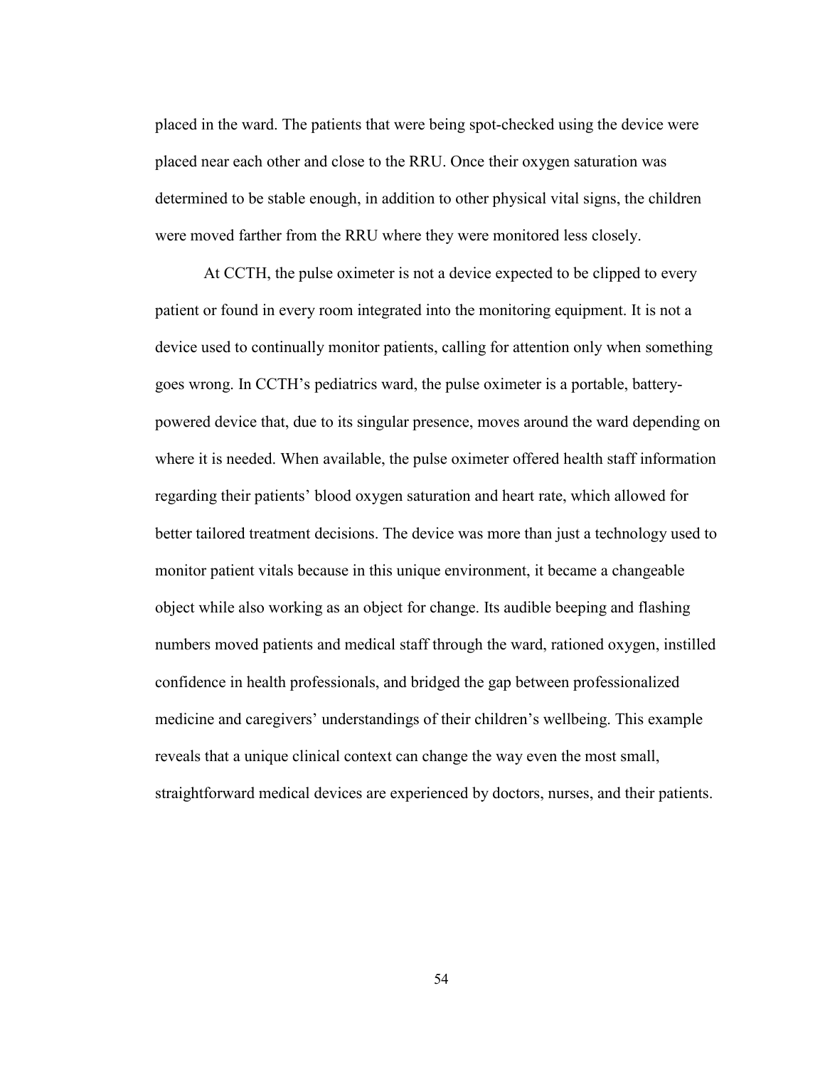placed in the ward. The patients that were being spot-checked using the device were placed near each other and close to the RRU. Once their oxygen saturation was determined to be stable enough, in addition to other physical vital signs, the children were moved farther from the RRU where they were monitored less closely.

At CCTH, the pulse oximeter is not a device expected to be clipped to every patient or found in every room integrated into the monitoring equipment. It is not a device used to continually monitor patients, calling for attention only when something goes wrong. In CCTH's pediatrics ward, the pulse oximeter is a portable, battery-powered device that, due to its singular presence, moves around the ward depending on where it is needed. When available, the pulse oximeter offered health staff information regarding their patients' blood oxygen saturation and heart rate, which allowed for better tailored treatment decisions. The device was more than just a technology used to monitor patient vitals because in this unique environment, it became a changeable object while also working as an object for change. Its audible beeping and flashing numbers moved patients and medical staff through the ward, rationed oxygen, instilled confidence in health professionals, and bridged the gap between professionalized medicine and caregivers' understandings of their children's wellbeing. This example reveals that a unique clinical context can change the way even the most small, straightforward medical devices are experienced by doctors, nurses, and their patients.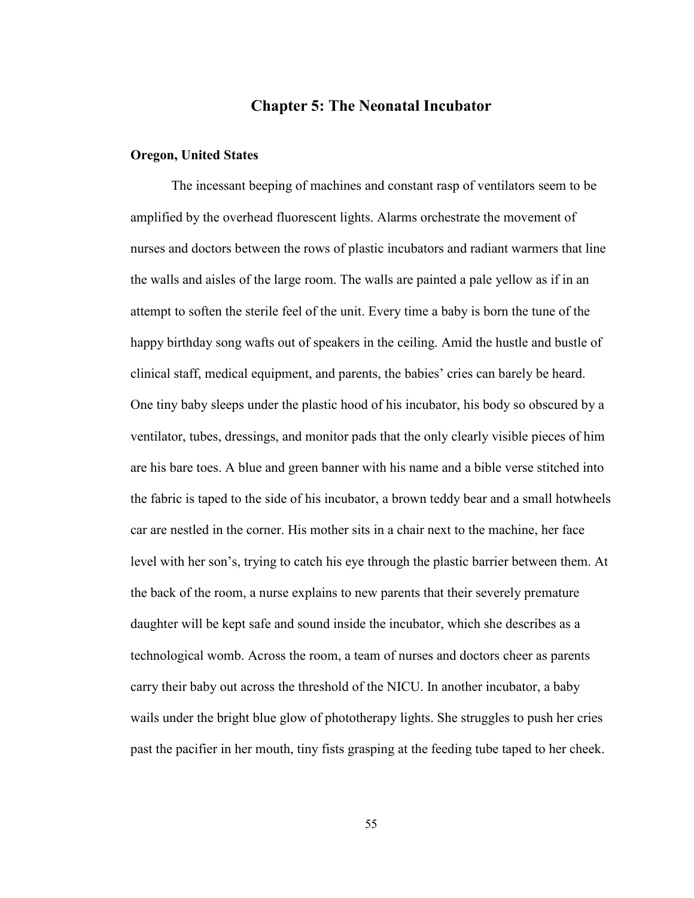# Chapter 5: The Neonatal Incubator

### Oregon, United States

The incessant beeping of machines and constant rasp of ventilators seem to be amplified by the overhead fluorescent lights. Alarms orchestrate the movement of nurses and doctors between the rows of plastic incubators and radiant warmers that line the walls and aisles of the large room. The walls are painted a pale yellow as if in an attempt to soften the sterile feel of the unit. Every time a baby is born the tune of the happy birthday song wafts out of speakers in the ceiling. Amid the hustle and bustle of clinical staff, medical equipment, and parents, the babies' cries can barely be heard. One tiny baby sleeps under the plastic hood of his incubator, his body so obscured by a ventilator, tubes, dressings, and monitor pads that the only clearly visible pieces of him are his bare toes. A blue and green banner with his name and a bible verse stitched into the fabric is taped to the side of his incubator, a brown teddy bear and a small hotwheels car are nestled in the corner. His mother sits in a chair next to the machine, her face level with her son's, trying to catch his eye through the plastic barrier between them. At the back of the room, a nurse explains to new parents that their severely premature daughter will be kept safe and sound inside the incubator, which she describes as a technological womb. Across the room, a team of nurses and doctors cheer as parents carry their baby out across the threshold of the NICU. In another incubator, a baby wails under the bright blue glow of phototherapy lights. She struggles to push her cries past the pacifier in her mouth, tiny fists grasping at the feeding tube taped to her cheek.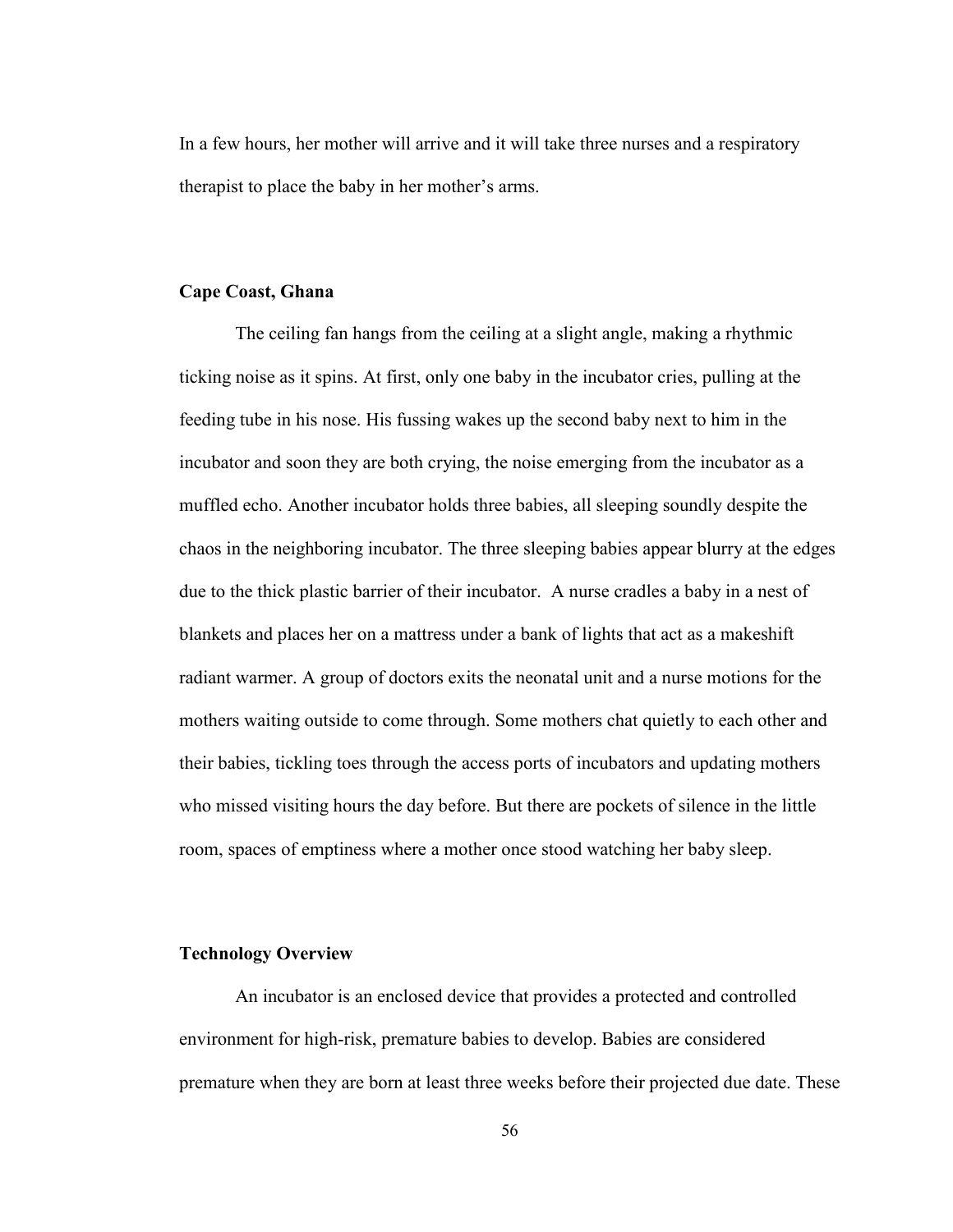In a few hours, her mother will arrive and it will take three nurses and a respiratory therapist to place the baby in her mother's arms.

### Cape Coast, Ghana

The ceiling fan hangs from the ceiling at a slight angle, making a rhythmic ticking noise as it spins. At first, only one baby in the incubator cries, pulling at the feeding tube in his nose. His fussing wakes up the second baby next to him in the incubator and soon they are both crying, the noise emerging from the incubator as a muffled echo. Another incubator holds three babies, all sleeping soundly despite the chaos in the neighboring incubator. The three sleeping babies appear blurry at the edges due to the thick plastic barrier of their incubator. A nurse cradles a baby in a nest of blankets and places her on a mattress under a bank of lights that act as a makeshift radiant warmer. A group of doctors exits the neonatal unit and a nurse motions for the mothers waiting outside to come through. Some mothers chat quietly to each other and their babies, tickling toes through the access ports of incubators and updating mothers who missed visiting hours the day before. But there are pockets of silence in the little room, spaces of emptiness where a mother once stood watching her baby sleep.

### Technology Overview

An incubator is an enclosed device that provides a protected and controlled environment for high-risk, premature babies to develop. Babies are considered premature when they are born at least three weeks before their projected due date. These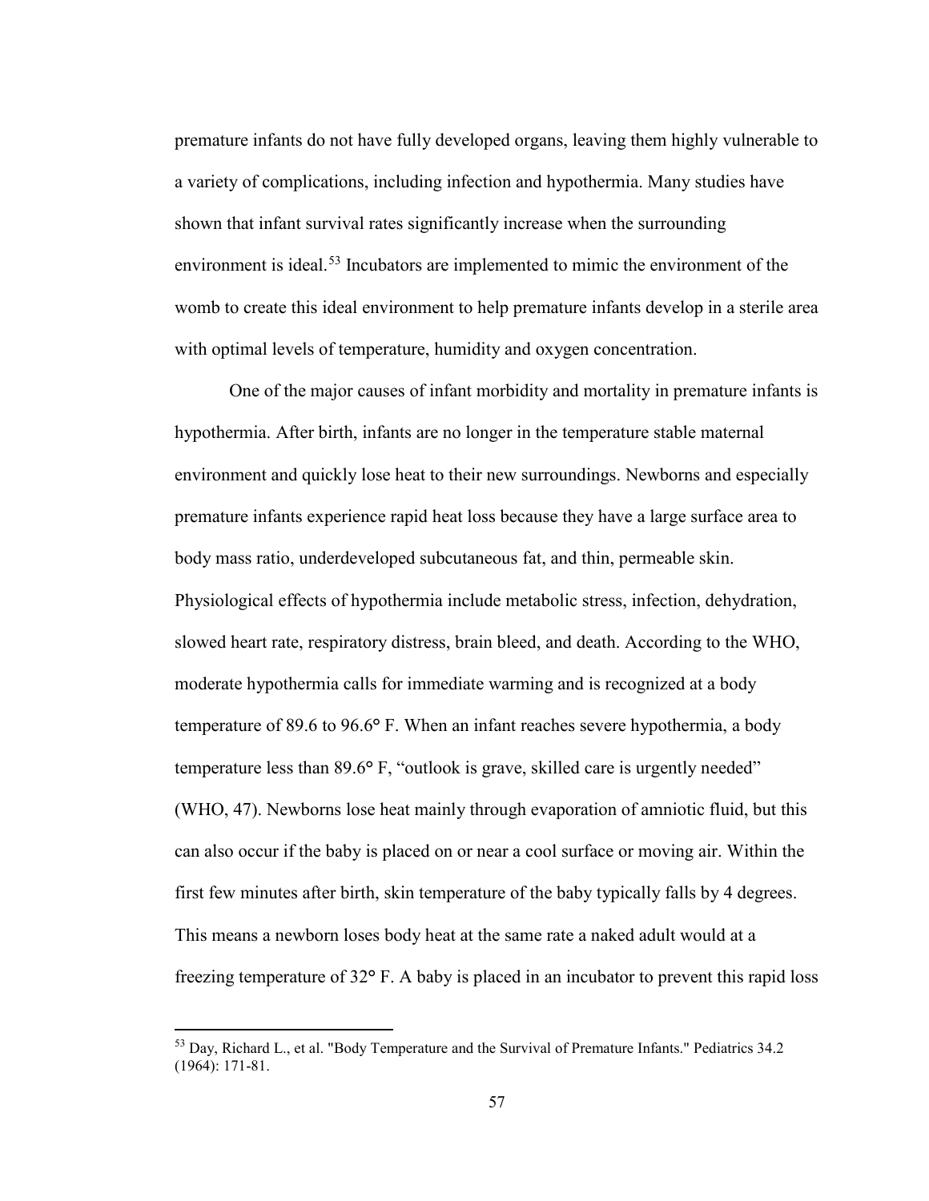premature infants do not have fully developed organs, leaving them highly vulnerable to a variety of complications, including infection and hypothermia. Many studies have shown that infant survival rates significantly increase when the surrounding environment is ideal.[53] Incubators are implemented to mimic the environment of the womb to create this ideal environment to help premature infants develop in a sterile area with optimal levels of temperature, humidity and oxygen concentration.

One of the major causes of infant morbidity and mortality in premature infants is hypothermia. After birth, infants are no longer in the temperature stable maternal environment and quickly lose heat to their new surroundings. Newborns and especially premature infants experience rapid heat loss because they have a large surface area to body mass ratio, underdeveloped subcutaneous fat, and thin, permeable skin. Physiological effects of hypothermia include metabolic stress, infection, dehydration, slowed heart rate, respiratory distress, brain bleed, and death. According to the WHO, moderate hypothermia calls for immediate warming and is recognized at a body temperature of 89.6 to 96.6° F. When an infant reaches severe hypothermia, a body temperature less than 89.6° F, "outlook is grave, skilled care is urgently needed" (WHO, 47). Newborns lose heat mainly through evaporation of amniotic fluid, but this can also occur if the baby is placed on or near a cool surface or moving air. Within the first few minutes after birth, skin temperature of the baby typically falls by 4 degrees. This means a newborn loses body heat at the same rate a naked adult would at a freezing temperature of 32° F. A baby is placed in an incubator to prevent this rapid loss

[53] Day, Richard L., et al. "Body Temperature and the Survival of Premature Infants." Pediatrics 34.2 (1964): 171-81.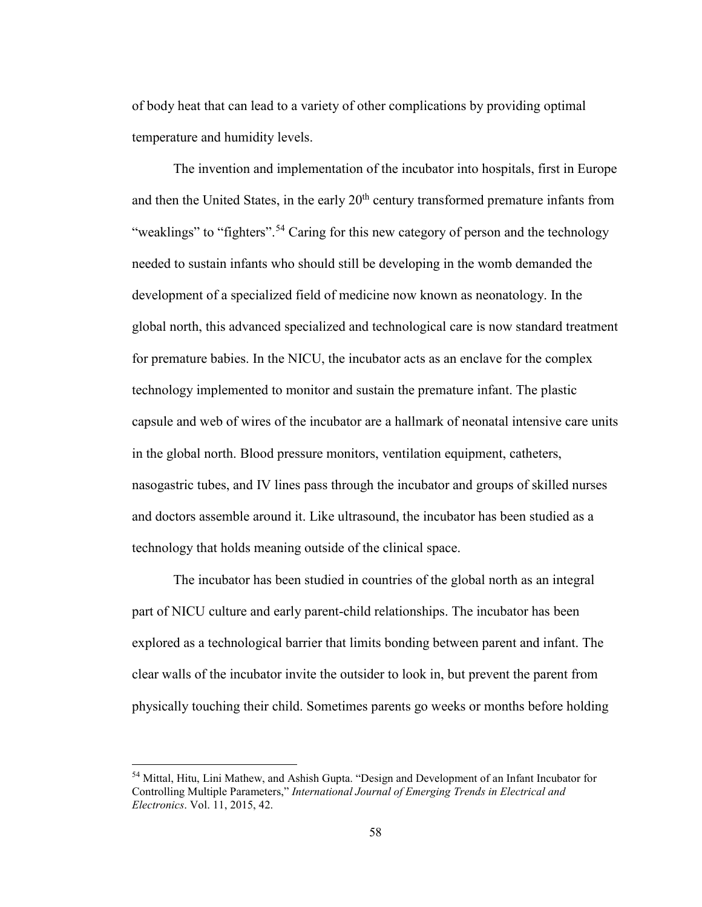of body heat that can lead to a variety of other complications by providing optimal temperature and humidity levels.

The invention and implementation of the incubator into hospitals, first in Europe and then the United States, in the early 20th century transformed premature infants from "weaklings" to "fighters".[54] Caring for this new category of person and the technology needed to sustain infants who should still be developing in the womb demanded the development of a specialized field of medicine now known as neonatology. In the global north, this advanced specialized and technological care is now standard treatment for premature babies. In the NICU, the incubator acts as an enclave for the complex technology implemented to monitor and sustain the premature infant. The plastic capsule and web of wires of the incubator are a hallmark of neonatal intensive care units in the global north. Blood pressure monitors, ventilation equipment, catheters, nasogastric tubes, and IV lines pass through the incubator and groups of skilled nurses and doctors assemble around it. Like ultrasound, the incubator has been studied as a technology that holds meaning outside of the clinical space.

The incubator has been studied in countries of the global north as an integral part of NICU culture and early parent-child relationships. The incubator has been explored as a technological barrier that limits bonding between parent and infant. The clear walls of the incubator invite the outsider to look in, but prevent the parent from physically touching their child. Sometimes parents go weeks or months before holding

---

[54] Mittal, Hitu, Lini Mathew, and Ashish Gupta. "Design and Development of an Infant Incubator for Controlling Multiple Parameters," *International Journal of Emerging Trends in Electrical and Electronics*. Vol. 11, 2015, 42.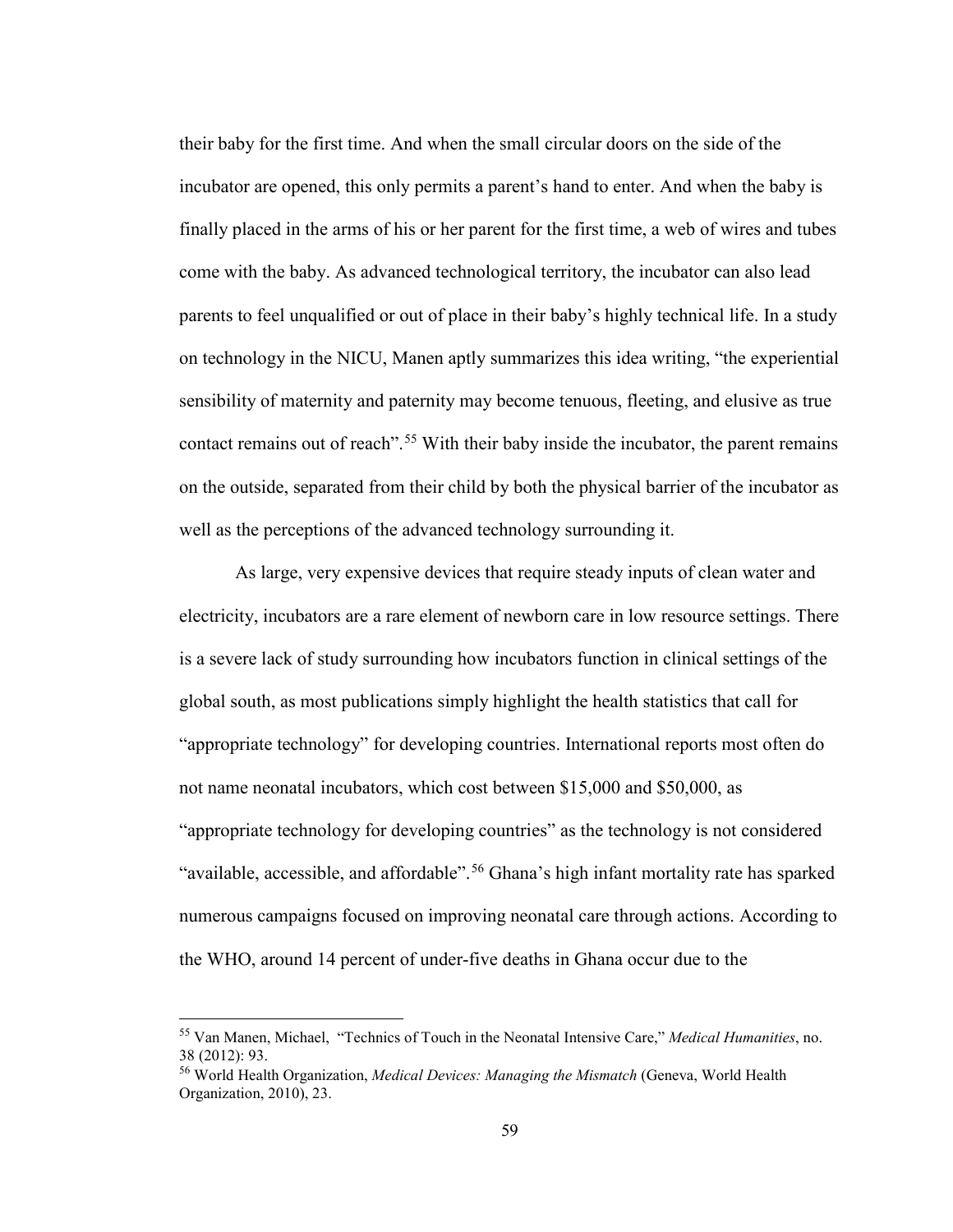their baby for the first time. And when the small circular doors on the side of the incubator are opened, this only permits a parent's hand to enter. And when the baby is finally placed in the arms of his or her parent for the first time, a web of wires and tubes come with the baby. As advanced technological territory, the incubator can also lead parents to feel unqualified or out of place in their baby's highly technical life. In a study on technology in the NICU, Manen aptly summarizes this idea writing, "the experiential sensibility of maternity and paternity may become tenuous, fleeting, and elusive as true contact remains out of reach".[55] With their baby inside the incubator, the parent remains on the outside, separated from their child by both the physical barrier of the incubator as well as the perceptions of the advanced technology surrounding it.

As large, very expensive devices that require steady inputs of clean water and electricity, incubators are a rare element of newborn care in low resource settings. There is a severe lack of study surrounding how incubators function in clinical settings of the global south, as most publications simply highlight the health statistics that call for "appropriate technology" for developing countries. International reports most often do not name neonatal incubators, which cost between \$15,000 and \$50,000, as "appropriate technology for developing countries" as the technology is not considered "available, accessible, and affordable".[56] Ghana's high infant mortality rate has sparked numerous campaigns focused on improving neonatal care through actions. According to the WHO, around 14 percent of under-five deaths in Ghana occur due to the

[55] Van Manen, Michael, "Technics of Touch in the Neonatal Intensive Care," *Medical Humanities*, no. 38 (2012): 93.

[56] World Health Organization, *Medical Devices: Managing the Mismatch* (Geneva, World Health Organization, 2010), 23.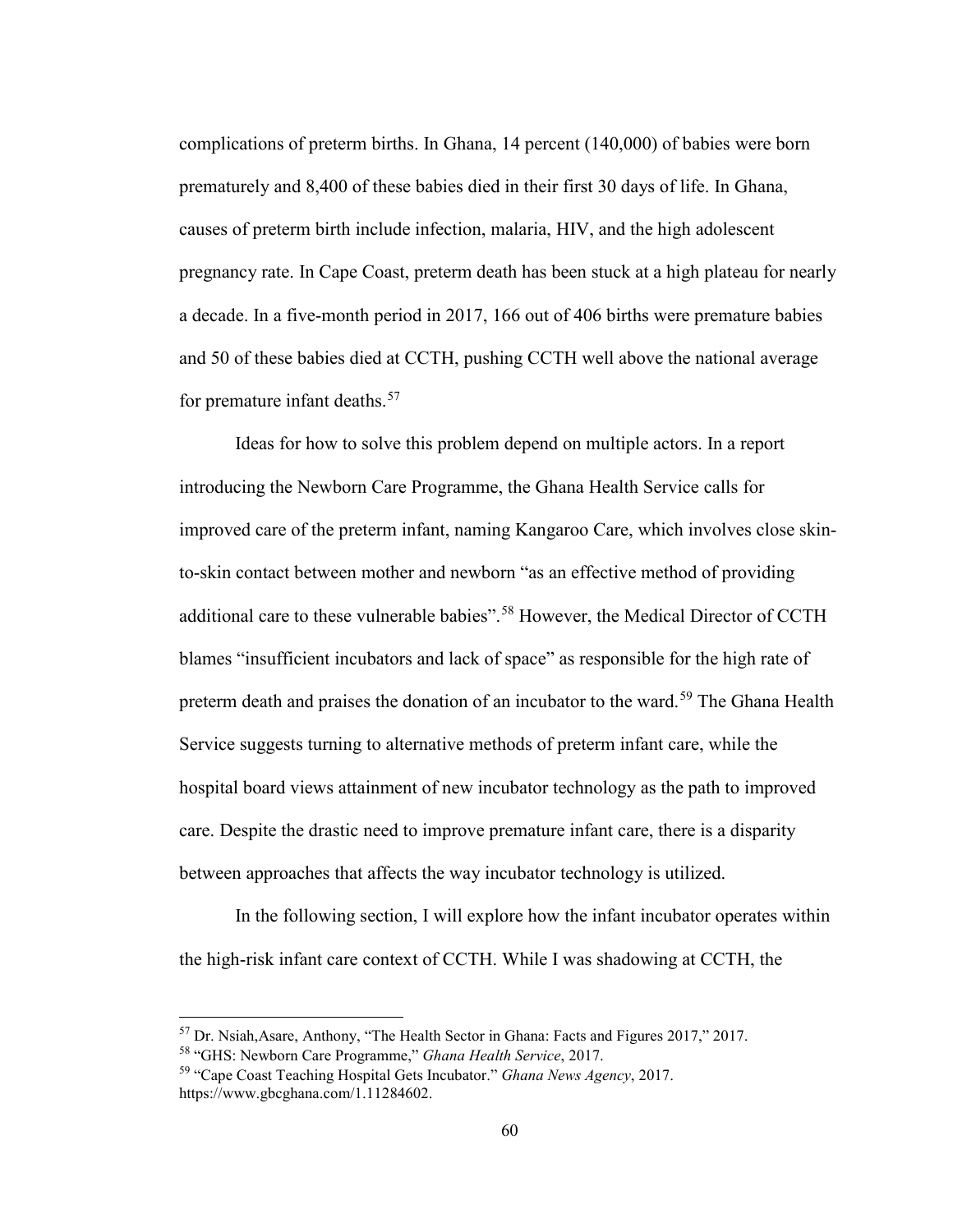complications of preterm births. In Ghana, 14 percent (140,000) of babies were born prematurely and 8,400 of these babies died in their first 30 days of life. In Ghana, causes of preterm birth include infection, malaria, HIV, and the high adolescent pregnancy rate. In Cape Coast, preterm death has been stuck at a high plateau for nearly a decade. In a five-month period in 2017, 166 out of 406 births were premature babies and 50 of these babies died at CCTH, pushing CCTH well above the national average for premature infant deaths.[57]

Ideas for how to solve this problem depend on multiple actors. In a report introducing the Newborn Care Programme, the Ghana Health Service calls for improved care of the preterm infant, naming Kangaroo Care, which involves close skin-to-skin contact between mother and newborn "as an effective method of providing additional care to these vulnerable babies".[58] However, the Medical Director of CCTH blames "insufficient incubators and lack of space" as responsible for the high rate of preterm death and praises the donation of an incubator to the ward.[59] The Ghana Health Service suggests turning to alternative methods of preterm infant care, while the hospital board views attainment of new incubator technology as the path to improved care. Despite the drastic need to improve premature infant care, there is a disparity between approaches that affects the way incubator technology is utilized.

In the following section, I will explore how the infant incubator operates within the high-risk infant care context of CCTH. While I was shadowing at CCTH, the

---

[57] Dr. Nsiah,Asare, Anthony, "The Health Sector in Ghana: Facts and Figures 2017," 2017.

[58] "GHS: Newborn Care Programme," *Ghana Health Service*, 2017.

[59] "Cape Coast Teaching Hospital Gets Incubator." *Ghana News Agency*, 2017. https://www.gbcghana.com/1.11284602.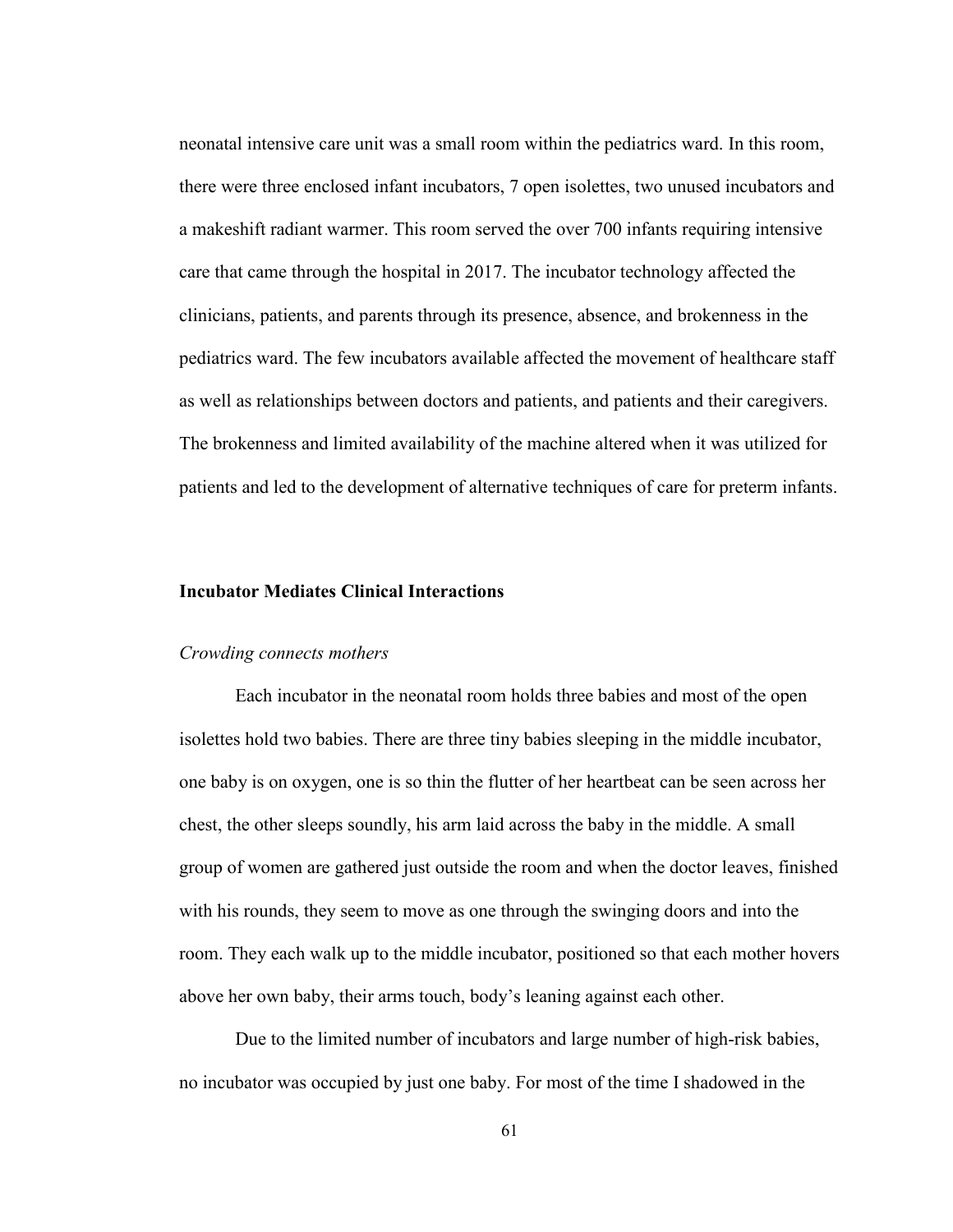neonatal intensive care unit was a small room within the pediatrics ward. In this room, there were three enclosed infant incubators, 7 open isolettes, two unused incubators and a makeshift radiant warmer. This room served the over 700 infants requiring intensive care that came through the hospital in 2017. The incubator technology affected the clinicians, patients, and parents through its presence, absence, and brokenness in the pediatrics ward. The few incubators available affected the movement of healthcare staff as well as relationships between doctors and patients, and patients and their caregivers. The brokenness and limited availability of the machine altered when it was utilized for patients and led to the development of alternative techniques of care for preterm infants.

## Incubator Mediates Clinical Interactions

### *Crowding connects mothers*

Each incubator in the neonatal room holds three babies and most of the open isolettes hold two babies. There are three tiny babies sleeping in the middle incubator, one baby is on oxygen, one is so thin the flutter of her heartbeat can be seen across her chest, the other sleeps soundly, his arm laid across the baby in the middle. A small group of women are gathered just outside the room and when the doctor leaves, finished with his rounds, they seem to move as one through the swinging doors and into the room. They each walk up to the middle incubator, positioned so that each mother hovers above her own baby, their arms touch, body's leaning against each other.

Due to the limited number of incubators and large number of high-risk babies, no incubator was occupied by just one baby. For most of the time I shadowed in the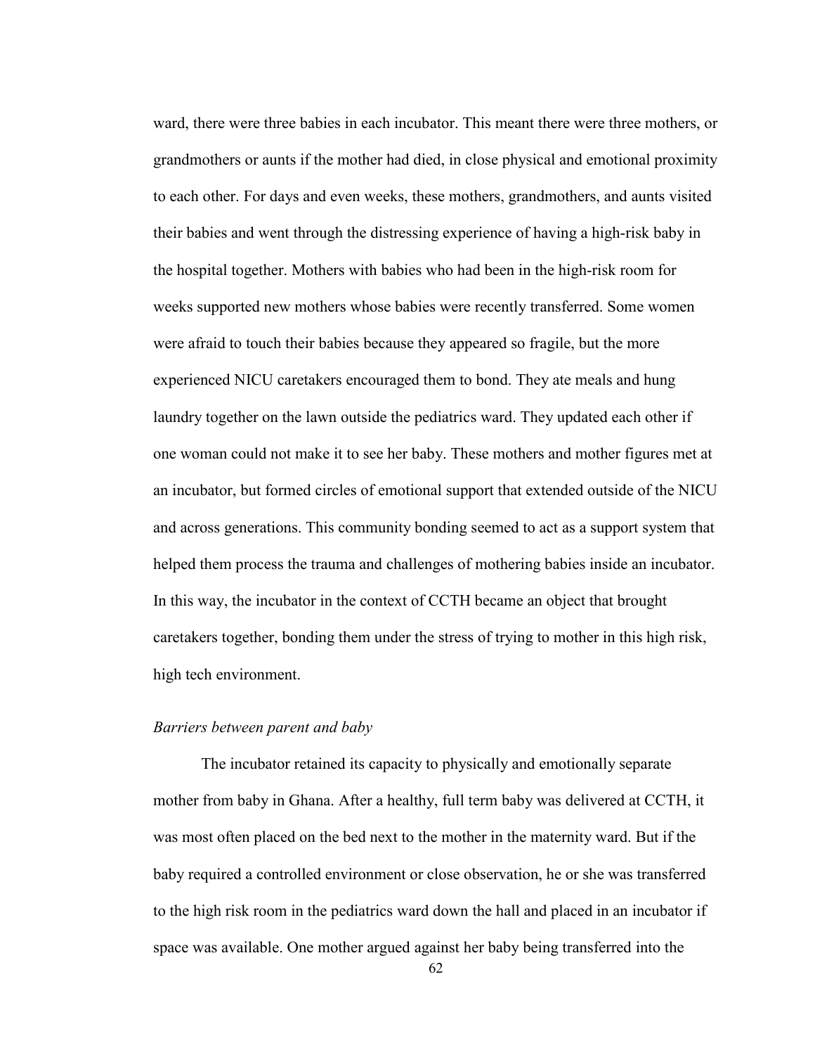ward, there were three babies in each incubator. This meant there were three mothers, or grandmothers or aunts if the mother had died, in close physical and emotional proximity to each other. For days and even weeks, these mothers, grandmothers, and aunts visited their babies and went through the distressing experience of having a high-risk baby in the hospital together. Mothers with babies who had been in the high-risk room for weeks supported new mothers whose babies were recently transferred. Some women were afraid to touch their babies because they appeared so fragile, but the more experienced NICU caretakers encouraged them to bond. They ate meals and hung laundry together on the lawn outside the pediatrics ward. They updated each other if one woman could not make it to see her baby. These mothers and mother figures met at an incubator, but formed circles of emotional support that extended outside of the NICU and across generations. This community bonding seemed to act as a support system that helped them process the trauma and challenges of mothering babies inside an incubator. In this way, the incubator in the context of CCTH became an object that brought caretakers together, bonding them under the stress of trying to mother in this high risk, high tech environment.

### *Barriers between parent and baby*

The incubator retained its capacity to physically and emotionally separate mother from baby in Ghana. After a healthy, full term baby was delivered at CCTH, it was most often placed on the bed next to the mother in the maternity ward. But if the baby required a controlled environment or close observation, he or she was transferred to the high risk room in the pediatrics ward down the hall and placed in an incubator if space was available. One mother argued against her baby being transferred into the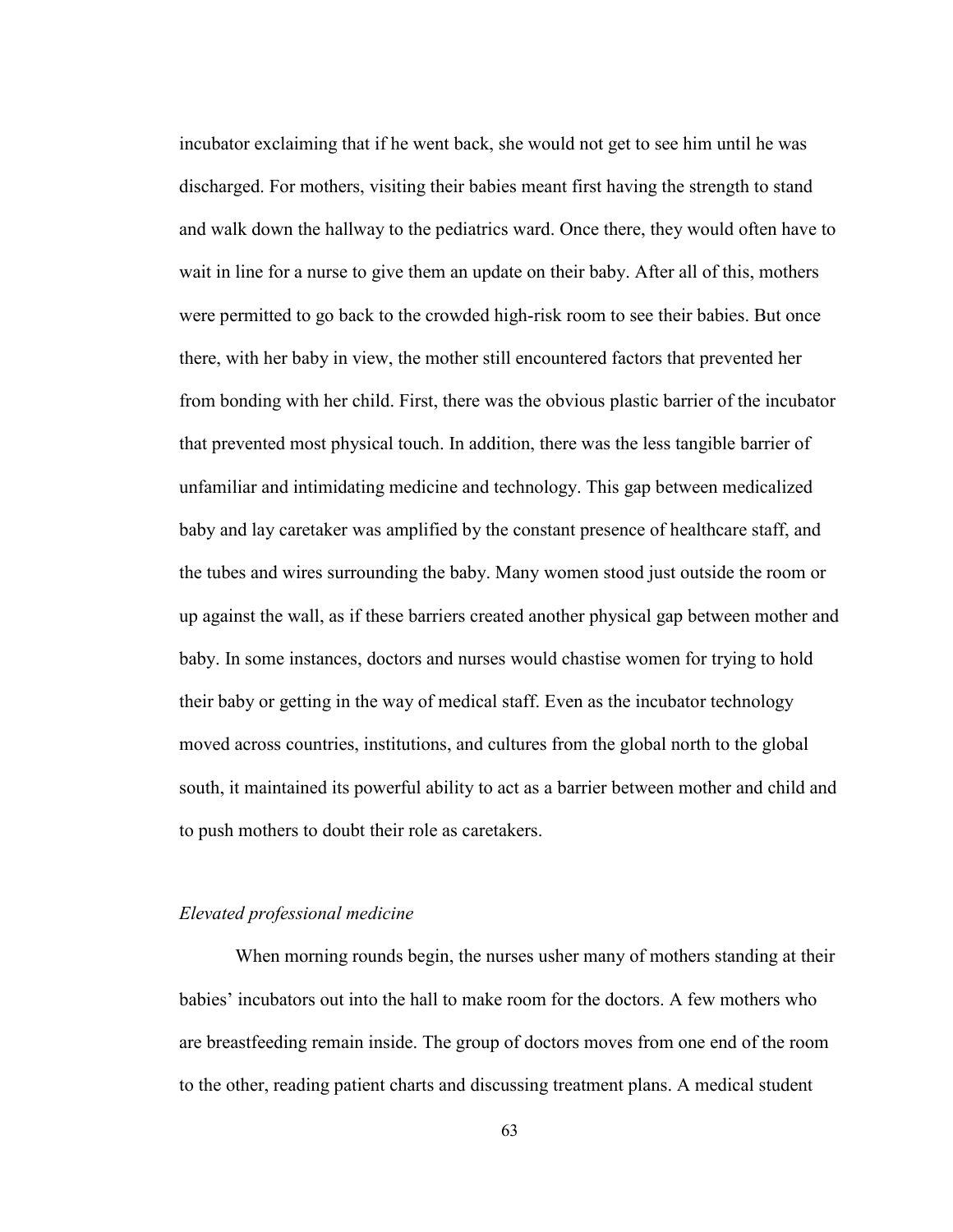incubator exclaiming that if he went back, she would not get to see him until he was discharged. For mothers, visiting their babies meant first having the strength to stand and walk down the hallway to the pediatrics ward. Once there, they would often have to wait in line for a nurse to give them an update on their baby. After all of this, mothers were permitted to go back to the crowded high-risk room to see their babies. But once there, with her baby in view, the mother still encountered factors that prevented her from bonding with her child. First, there was the obvious plastic barrier of the incubator that prevented most physical touch. In addition, there was the less tangible barrier of unfamiliar and intimidating medicine and technology. This gap between medicalized baby and lay caretaker was amplified by the constant presence of healthcare staff, and the tubes and wires surrounding the baby. Many women stood just outside the room or up against the wall, as if these barriers created another physical gap between mother and baby. In some instances, doctors and nurses would chastise women for trying to hold their baby or getting in the way of medical staff. Even as the incubator technology moved across countries, institutions, and cultures from the global north to the global south, it maintained its powerful ability to act as a barrier between mother and child and to push mothers to doubt their role as caretakers.

*Elevated professional medicine*

When morning rounds begin, the nurses usher many of mothers standing at their babies' incubators out into the hall to make room for the doctors. A few mothers who are breastfeeding remain inside. The group of doctors moves from one end of the room to the other, reading patient charts and discussing treatment plans. A medical student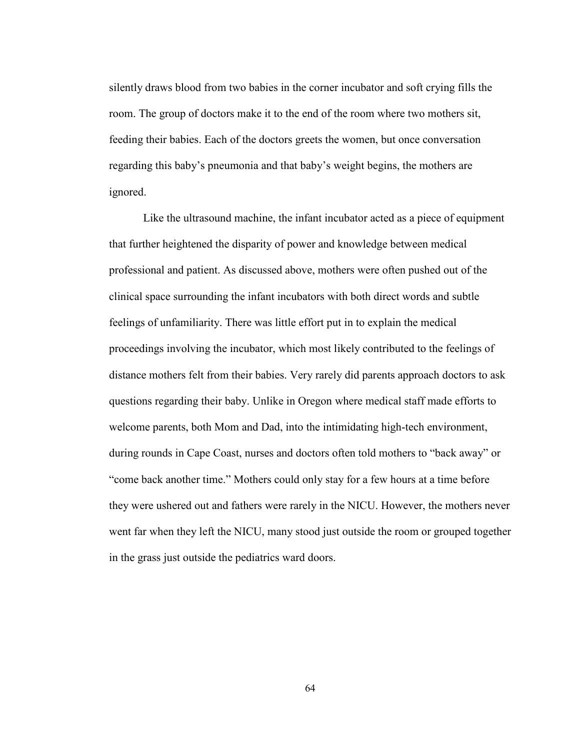silently draws blood from two babies in the corner incubator and soft crying fills the room. The group of doctors make it to the end of the room where two mothers sit, feeding their babies. Each of the doctors greets the women, but once conversation regarding this baby's pneumonia and that baby's weight begins, the mothers are ignored.

Like the ultrasound machine, the infant incubator acted as a piece of equipment that further heightened the disparity of power and knowledge between medical professional and patient. As discussed above, mothers were often pushed out of the clinical space surrounding the infant incubators with both direct words and subtle feelings of unfamiliarity. There was little effort put in to explain the medical proceedings involving the incubator, which most likely contributed to the feelings of distance mothers felt from their babies. Very rarely did parents approach doctors to ask questions regarding their baby. Unlike in Oregon where medical staff made efforts to welcome parents, both Mom and Dad, into the intimidating high-tech environment, during rounds in Cape Coast, nurses and doctors often told mothers to "back away" or "come back another time." Mothers could only stay for a few hours at a time before they were ushered out and fathers were rarely in the NICU. However, the mothers never went far when they left the NICU, many stood just outside the room or grouped together in the grass just outside the pediatrics ward doors.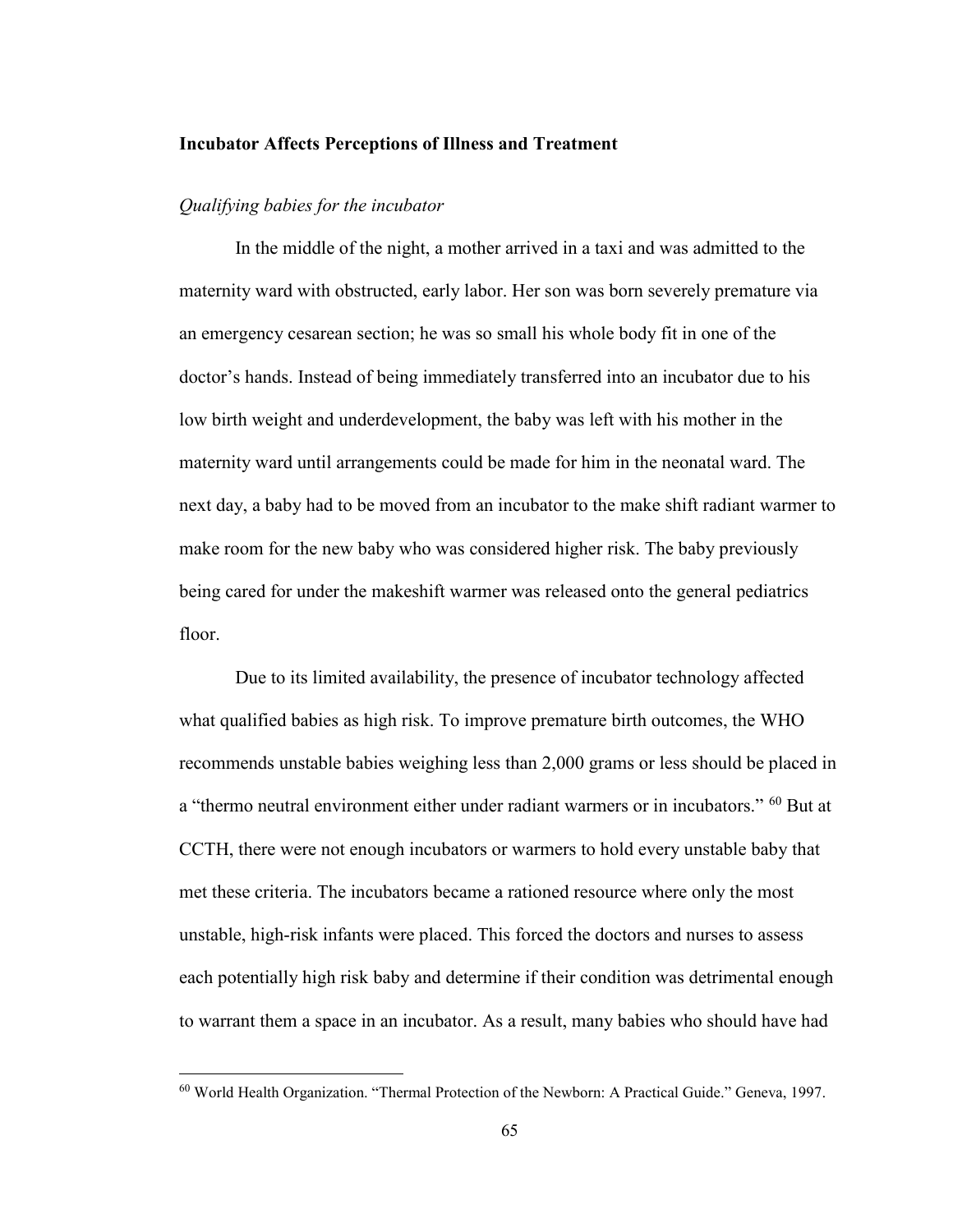**Incubator Affects Perceptions of Illness and Treatment**

*Qualifying babies for the incubator*

In the middle of the night, a mother arrived in a taxi and was admitted to the maternity ward with obstructed, early labor. Her son was born severely premature via an emergency cesarean section; he was so small his whole body fit in one of the doctor's hands. Instead of being immediately transferred into an incubator due to his low birth weight and underdevelopment, the baby was left with his mother in the maternity ward until arrangements could be made for him in the neonatal ward. The next day, a baby had to be moved from an incubator to the make shift radiant warmer to make room for the new baby who was considered higher risk. The baby previously being cared for under the makeshift warmer was released onto the general pediatrics floor.

Due to its limited availability, the presence of incubator technology affected what qualified babies as high risk. To improve premature birth outcomes, the WHO recommends unstable babies weighing less than 2,000 grams or less should be placed in a "thermo neutral environment either under radiant warmers or in incubators." [60] But at CCTH, there were not enough incubators or warmers to hold every unstable baby that met these criteria. The incubators became a rationed resource where only the most unstable, high-risk infants were placed. This forced the doctors and nurses to assess each potentially high risk baby and determine if their condition was detrimental enough to warrant them a space in an incubator. As a result, many babies who should have had

---

[60] World Health Organization. "Thermal Protection of the Newborn: A Practical Guide." Geneva, 1997.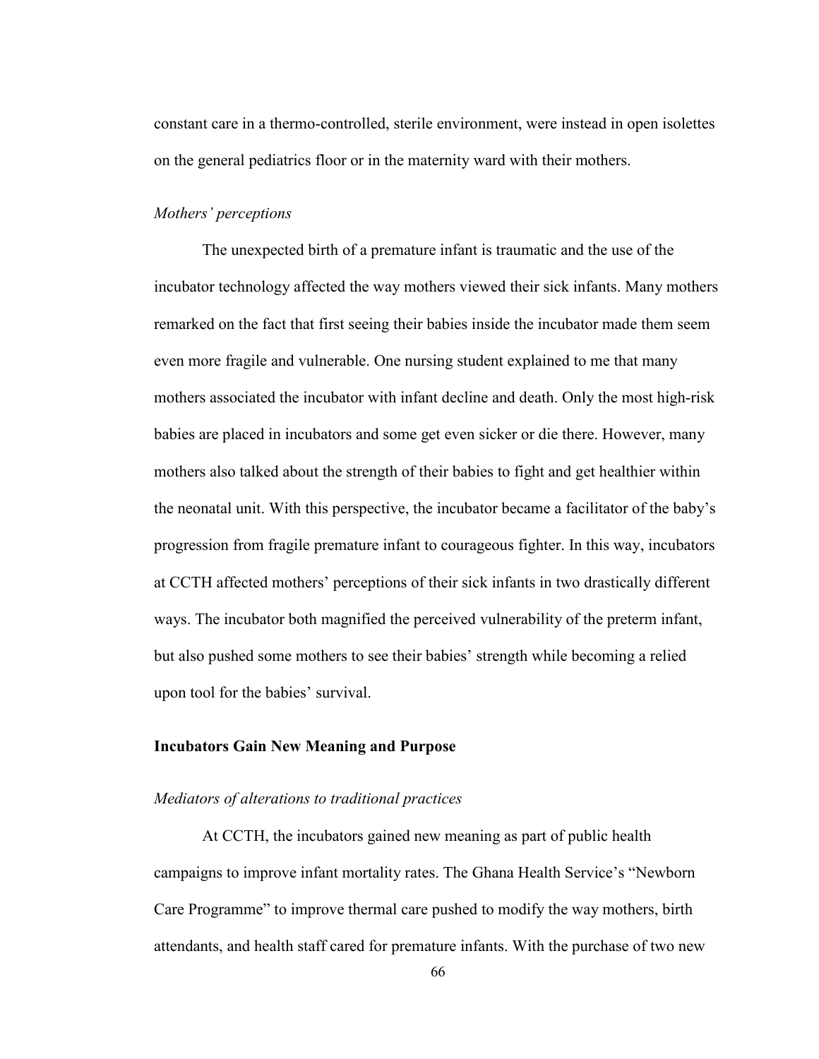constant care in a thermo-controlled, sterile environment, were instead in open isolettes on the general pediatrics floor or in the maternity ward with their mothers.

*Mothers' perceptions*

The unexpected birth of a premature infant is traumatic and the use of the incubator technology affected the way mothers viewed their sick infants. Many mothers remarked on the fact that first seeing their babies inside the incubator made them seem even more fragile and vulnerable. One nursing student explained to me that many mothers associated the incubator with infant decline and death. Only the most high-risk babies are placed in incubators and some get even sicker or die there. However, many mothers also talked about the strength of their babies to fight and get healthier within the neonatal unit. With this perspective, the incubator became a facilitator of the baby's progression from fragile premature infant to courageous fighter. In this way, incubators at CCTH affected mothers' perceptions of their sick infants in two drastically different ways. The incubator both magnified the perceived vulnerability of the preterm infant, but also pushed some mothers to see their babies' strength while becoming a relied upon tool for the babies' survival.

## Incubators Gain New Meaning and Purpose

*Mediators of alterations to traditional practices*

At CCTH, the incubators gained new meaning as part of public health campaigns to improve infant mortality rates. The Ghana Health Service's "Newborn Care Programme" to improve thermal care pushed to modify the way mothers, birth attendants, and health staff cared for premature infants. With the purchase of two new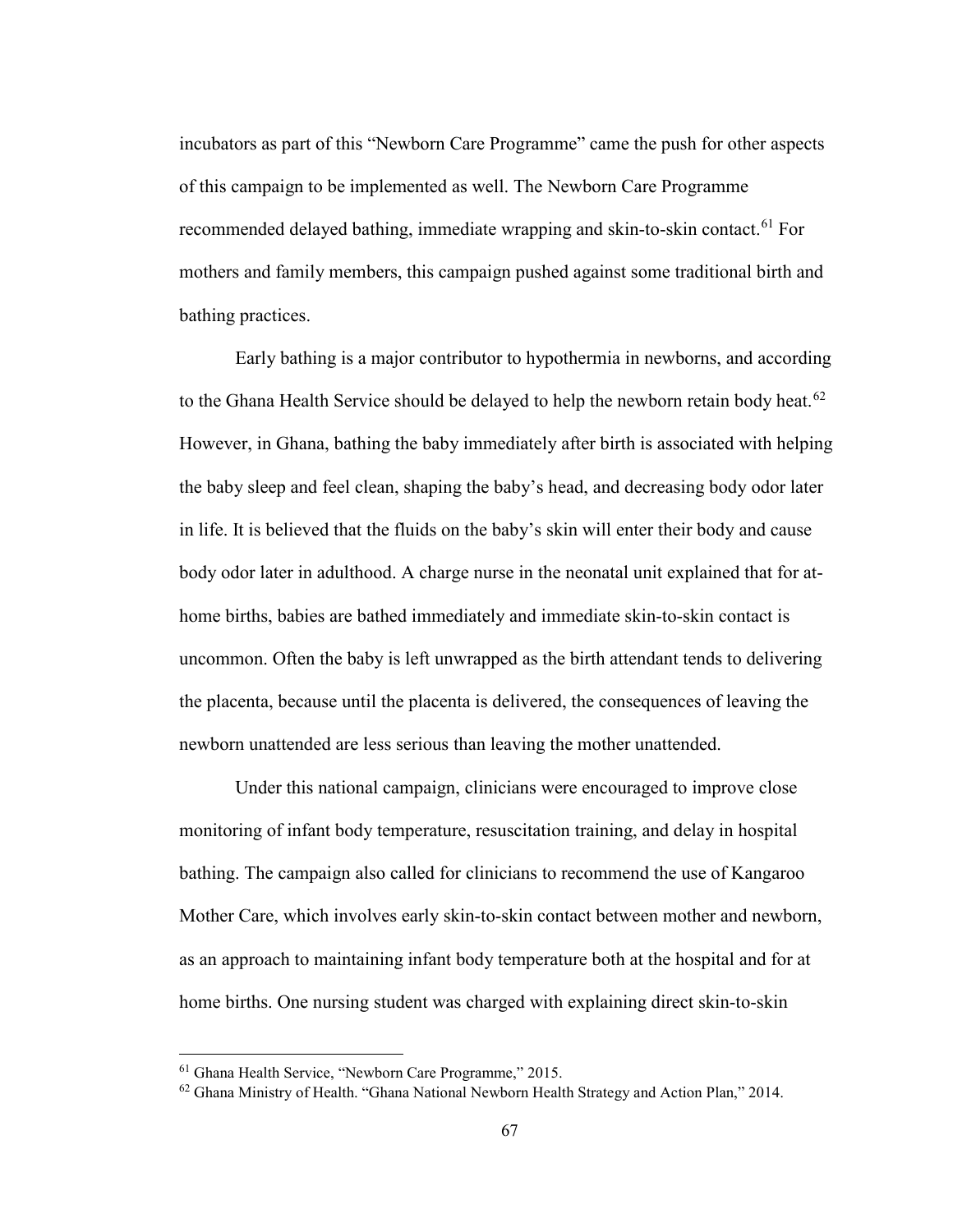incubators as part of this "Newborn Care Programme" came the push for other aspects of this campaign to be implemented as well. The Newborn Care Programme recommended delayed bathing, immediate wrapping and skin-to-skin contact.[61] For mothers and family members, this campaign pushed against some traditional birth and bathing practices.

Early bathing is a major contributor to hypothermia in newborns, and according to the Ghana Health Service should be delayed to help the newborn retain body heat.[62] However, in Ghana, bathing the baby immediately after birth is associated with helping the baby sleep and feel clean, shaping the baby's head, and decreasing body odor later in life. It is believed that the fluids on the baby's skin will enter their body and cause body odor later in adulthood. A charge nurse in the neonatal unit explained that for at-home births, babies are bathed immediately and immediate skin-to-skin contact is uncommon. Often the baby is left unwrapped as the birth attendant tends to delivering the placenta, because until the placenta is delivered, the consequences of leaving the newborn unattended are less serious than leaving the mother unattended.

Under this national campaign, clinicians were encouraged to improve close monitoring of infant body temperature, resuscitation training, and delay in hospital bathing. The campaign also called for clinicians to recommend the use of Kangaroo Mother Care, which involves early skin-to-skin contact between mother and newborn, as an approach to maintaining infant body temperature both at the hospital and for at home births. One nursing student was charged with explaining direct skin-to-skin

---

[61] Ghana Health Service, "Newborn Care Programme," 2015.

[62] Ghana Ministry of Health. "Ghana National Newborn Health Strategy and Action Plan," 2014.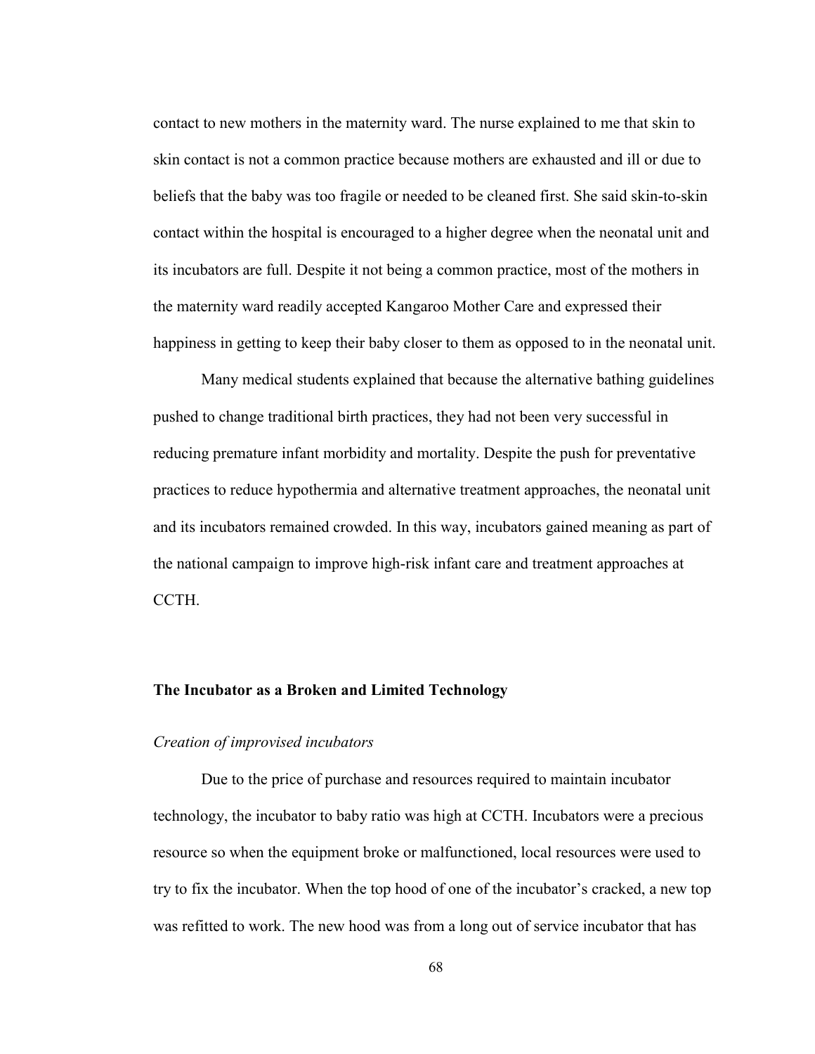contact to new mothers in the maternity ward. The nurse explained to me that skin to skin contact is not a common practice because mothers are exhausted and ill or due to beliefs that the baby was too fragile or needed to be cleaned first. She said skin-to-skin contact within the hospital is encouraged to a higher degree when the neonatal unit and its incubators are full. Despite it not being a common practice, most of the mothers in the maternity ward readily accepted Kangaroo Mother Care and expressed their happiness in getting to keep their baby closer to them as opposed to in the neonatal unit.

Many medical students explained that because the alternative bathing guidelines pushed to change traditional birth practices, they had not been very successful in reducing premature infant morbidity and mortality. Despite the push for preventative practices to reduce hypothermia and alternative treatment approaches, the neonatal unit and its incubators remained crowded. In this way, incubators gained meaning as part of the national campaign to improve high-risk infant care and treatment approaches at CCTH.

## The Incubator as a Broken and Limited Technology

### *Creation of improvised incubators*

Due to the price of purchase and resources required to maintain incubator technology, the incubator to baby ratio was high at CCTH. Incubators were a precious resource so when the equipment broke or malfunctioned, local resources were used to try to fix the incubator. When the top hood of one of the incubator's cracked, a new top was refitted to work. The new hood was from a long out of service incubator that has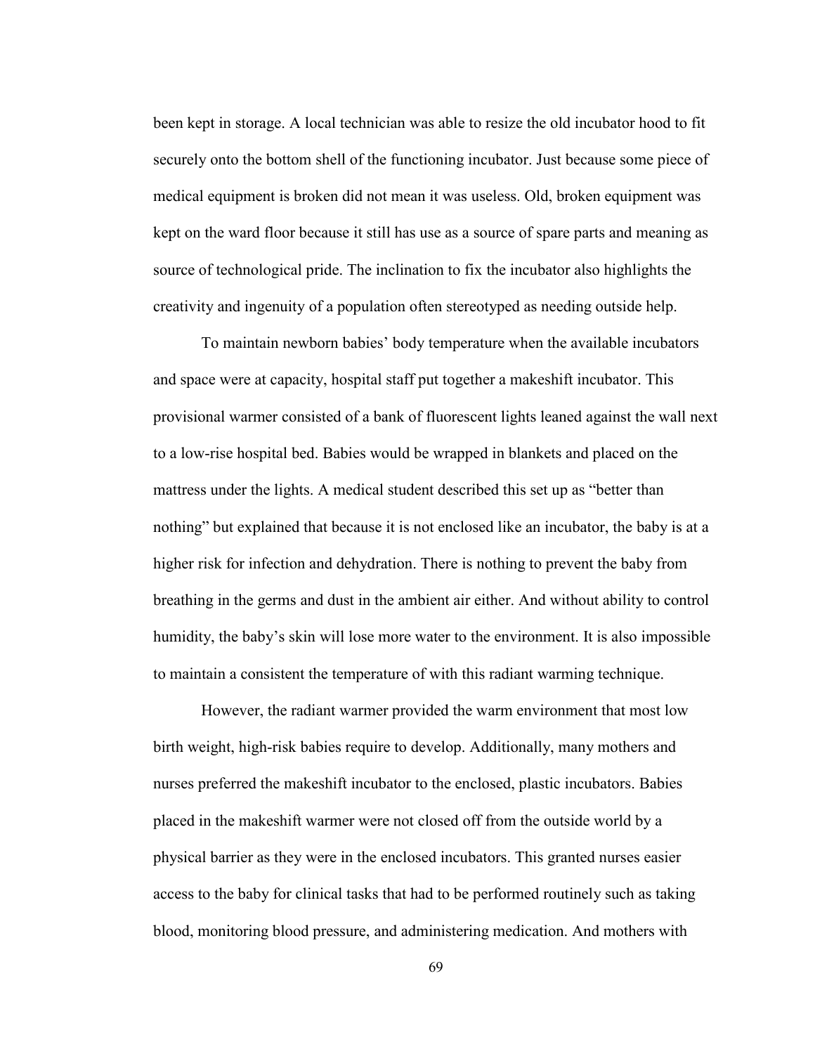been kept in storage. A local technician was able to resize the old incubator hood to fit securely onto the bottom shell of the functioning incubator. Just because some piece of medical equipment is broken did not mean it was useless. Old, broken equipment was kept on the ward floor because it still has use as a source of spare parts and meaning as source of technological pride. The inclination to fix the incubator also highlights the creativity and ingenuity of a population often stereotyped as needing outside help.

To maintain newborn babies' body temperature when the available incubators and space were at capacity, hospital staff put together a makeshift incubator. This provisional warmer consisted of a bank of fluorescent lights leaned against the wall next to a low-rise hospital bed. Babies would be wrapped in blankets and placed on the mattress under the lights. A medical student described this set up as "better than nothing" but explained that because it is not enclosed like an incubator, the baby is at a higher risk for infection and dehydration. There is nothing to prevent the baby from breathing in the germs and dust in the ambient air either. And without ability to control humidity, the baby's skin will lose more water to the environment. It is also impossible to maintain a consistent the temperature of with this radiant warming technique.

However, the radiant warmer provided the warm environment that most low birth weight, high-risk babies require to develop. Additionally, many mothers and nurses preferred the makeshift incubator to the enclosed, plastic incubators. Babies placed in the makeshift warmer were not closed off from the outside world by a physical barrier as they were in the enclosed incubators. This granted nurses easier access to the baby for clinical tasks that had to be performed routinely such as taking blood, monitoring blood pressure, and administering medication. And mothers with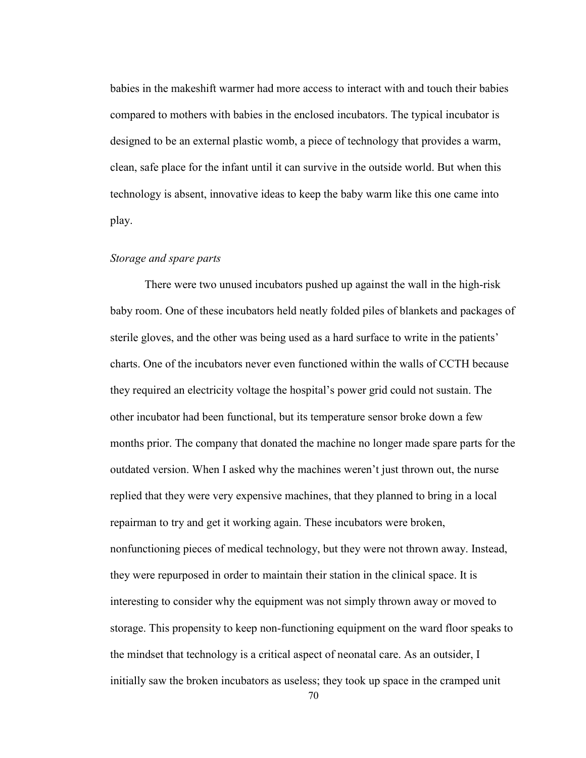babies in the makeshift warmer had more access to interact with and touch their babies compared to mothers with babies in the enclosed incubators. The typical incubator is designed to be an external plastic womb, a piece of technology that provides a warm, clean, safe place for the infant until it can survive in the outside world. But when this technology is absent, innovative ideas to keep the baby warm like this one came into play.

*Storage and spare parts*

There were two unused incubators pushed up against the wall in the high-risk baby room. One of these incubators held neatly folded piles of blankets and packages of sterile gloves, and the other was being used as a hard surface to write in the patients' charts. One of the incubators never even functioned within the walls of CCTH because they required an electricity voltage the hospital's power grid could not sustain. The other incubator had been functional, but its temperature sensor broke down a few months prior. The company that donated the machine no longer made spare parts for the outdated version. When I asked why the machines weren't just thrown out, the nurse replied that they were very expensive machines, that they planned to bring in a local repairman to try and get it working again. These incubators were broken, nonfunctioning pieces of medical technology, but they were not thrown away. Instead, they were repurposed in order to maintain their station in the clinical space. It is interesting to consider why the equipment was not simply thrown away or moved to storage. This propensity to keep non-functioning equipment on the ward floor speaks to the mindset that technology is a critical aspect of neonatal care. As an outsider, I initially saw the broken incubators as useless; they took up space in the cramped unit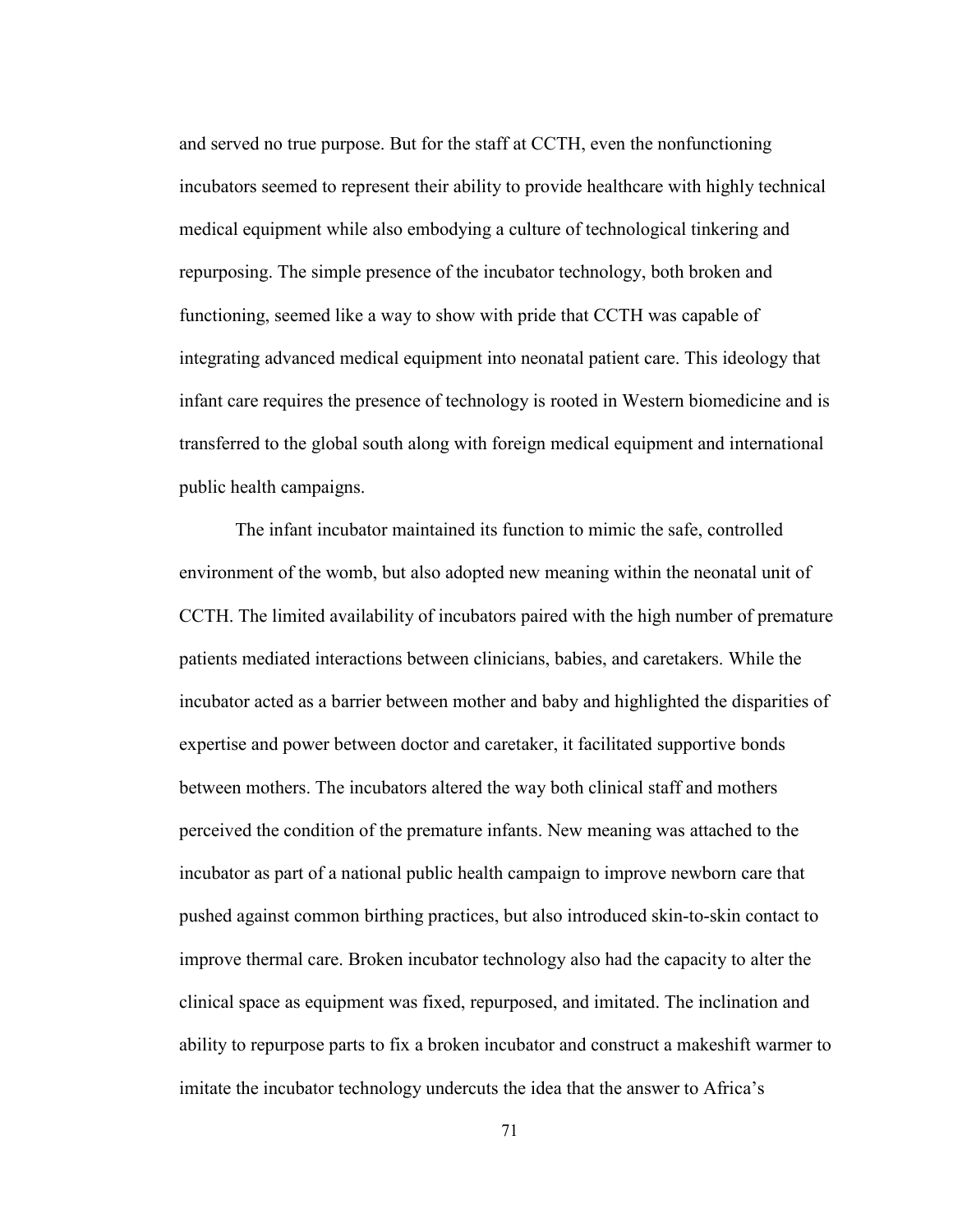and served no true purpose. But for the staff at CCTH, even the nonfunctioning incubators seemed to represent their ability to provide healthcare with highly technical medical equipment while also embodying a culture of technological tinkering and repurposing. The simple presence of the incubator technology, both broken and functioning, seemed like a way to show with pride that CCTH was capable of integrating advanced medical equipment into neonatal patient care. This ideology that infant care requires the presence of technology is rooted in Western biomedicine and is transferred to the global south along with foreign medical equipment and international public health campaigns.

The infant incubator maintained its function to mimic the safe, controlled environment of the womb, but also adopted new meaning within the neonatal unit of CCTH. The limited availability of incubators paired with the high number of premature patients mediated interactions between clinicians, babies, and caretakers. While the incubator acted as a barrier between mother and baby and highlighted the disparities of expertise and power between doctor and caretaker, it facilitated supportive bonds between mothers. The incubators altered the way both clinical staff and mothers perceived the condition of the premature infants. New meaning was attached to the incubator as part of a national public health campaign to improve newborn care that pushed against common birthing practices, but also introduced skin-to-skin contact to improve thermal care. Broken incubator technology also had the capacity to alter the clinical space as equipment was fixed, repurposed, and imitated. The inclination and ability to repurpose parts to fix a broken incubator and construct a makeshift warmer to imitate the incubator technology undercuts the idea that the answer to Africa's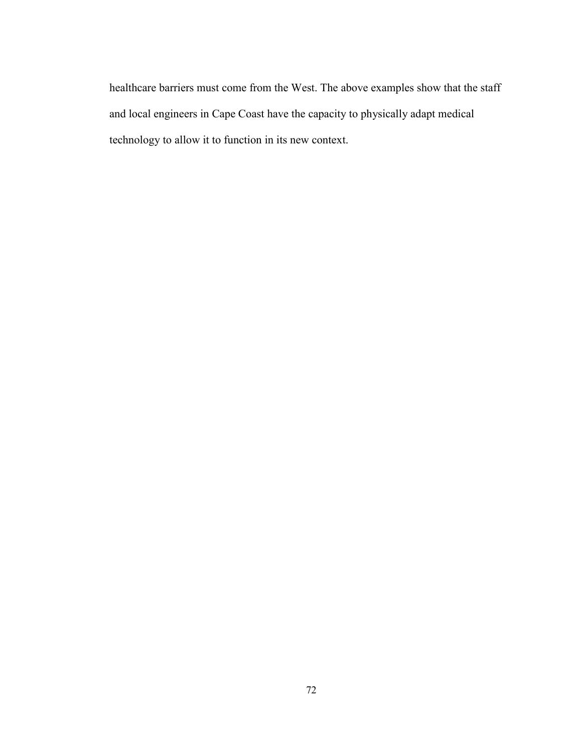healthcare barriers must come from the West. The above examples show that the staff and local engineers in Cape Coast have the capacity to physically adapt medical technology to allow it to function in its new context.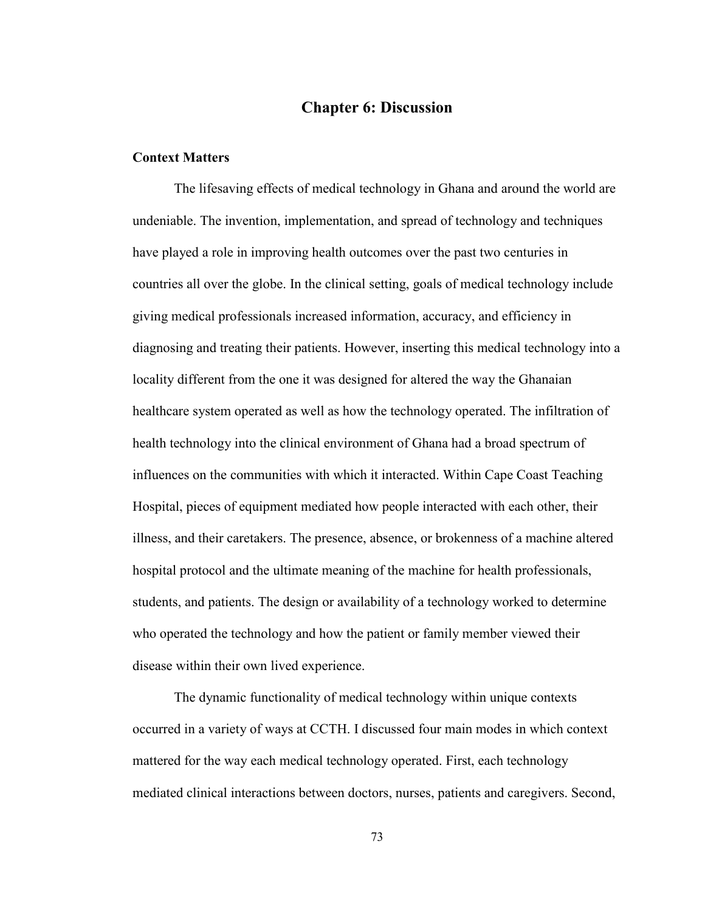# Chapter 6: Discussion

## Context Matters

The lifesaving effects of medical technology in Ghana and around the world are undeniable. The invention, implementation, and spread of technology and techniques have played a role in improving health outcomes over the past two centuries in countries all over the globe. In the clinical setting, goals of medical technology include giving medical professionals increased information, accuracy, and efficiency in diagnosing and treating their patients. However, inserting this medical technology into a locality different from the one it was designed for altered the way the Ghanaian healthcare system operated as well as how the technology operated. The infiltration of health technology into the clinical environment of Ghana had a broad spectrum of influences on the communities with which it interacted. Within Cape Coast Teaching Hospital, pieces of equipment mediated how people interacted with each other, their illness, and their caretakers. The presence, absence, or brokenness of a machine altered hospital protocol and the ultimate meaning of the machine for health professionals, students, and patients. The design or availability of a technology worked to determine who operated the technology and how the patient or family member viewed their disease within their own lived experience.

The dynamic functionality of medical technology within unique contexts occurred in a variety of ways at CCTH. I discussed four main modes in which context mattered for the way each medical technology operated. First, each technology mediated clinical interactions between doctors, nurses, patients and caregivers. Second,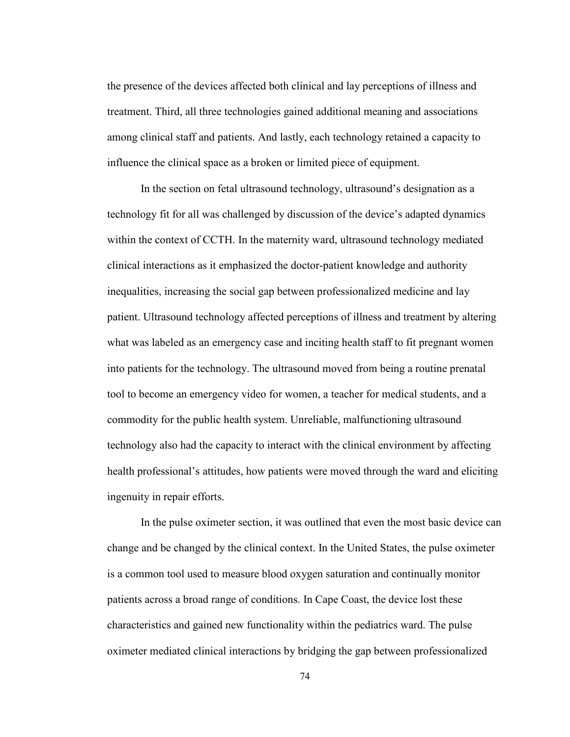the presence of the devices affected both clinical and lay perceptions of illness and treatment. Third, all three technologies gained additional meaning and associations among clinical staff and patients. And lastly, each technology retained a capacity to influence the clinical space as a broken or limited piece of equipment.

In the section on fetal ultrasound technology, ultrasound's designation as a technology fit for all was challenged by discussion of the device's adapted dynamics within the context of CCTH. In the maternity ward, ultrasound technology mediated clinical interactions as it emphasized the doctor-patient knowledge and authority inequalities, increasing the social gap between professionalized medicine and lay patient. Ultrasound technology affected perceptions of illness and treatment by altering what was labeled as an emergency case and inciting health staff to fit pregnant women into patients for the technology. The ultrasound moved from being a routine prenatal tool to become an emergency video for women, a teacher for medical students, and a commodity for the public health system. Unreliable, malfunctioning ultrasound technology also had the capacity to interact with the clinical environment by affecting health professional's attitudes, how patients were moved through the ward and eliciting ingenuity in repair efforts.

In the pulse oximeter section, it was outlined that even the most basic device can change and be changed by the clinical context. In the United States, the pulse oximeter is a common tool used to measure blood oxygen saturation and continually monitor patients across a broad range of conditions. In Cape Coast, the device lost these characteristics and gained new functionality within the pediatrics ward. The pulse oximeter mediated clinical interactions by bridging the gap between professionalized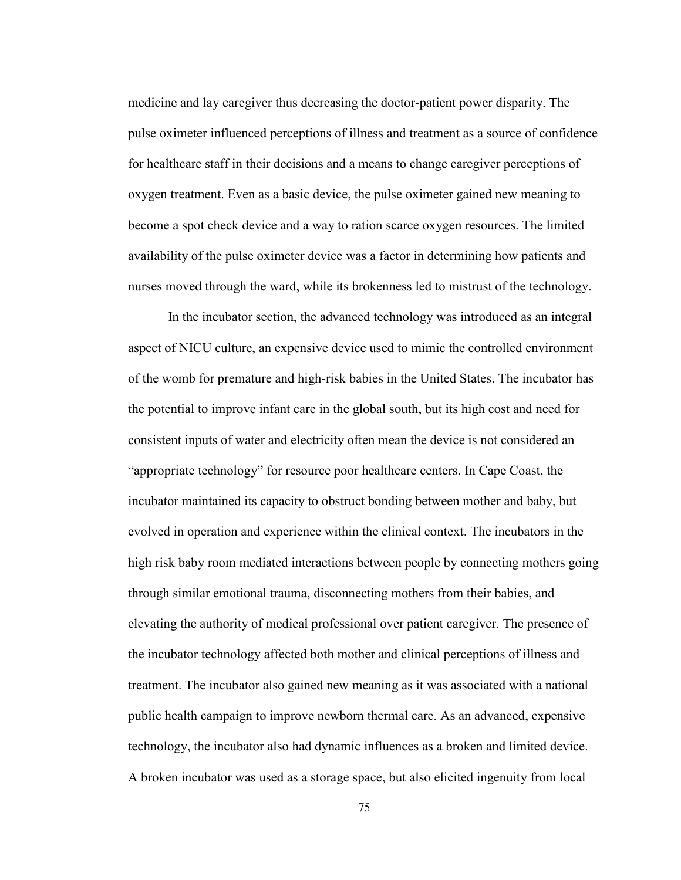medicine and lay caregiver thus decreasing the doctor-patient power disparity. The pulse oximeter influenced perceptions of illness and treatment as a source of confidence for healthcare staff in their decisions and a means to change caregiver perceptions of oxygen treatment. Even as a basic device, the pulse oximeter gained new meaning to become a spot check device and a way to ration scarce oxygen resources. The limited availability of the pulse oximeter device was a factor in determining how patients and nurses moved through the ward, while its brokenness led to mistrust of the technology.

In the incubator section, the advanced technology was introduced as an integral aspect of NICU culture, an expensive device used to mimic the controlled environment of the womb for premature and high-risk babies in the United States. The incubator has the potential to improve infant care in the global south, but its high cost and need for consistent inputs of water and electricity often mean the device is not considered an "appropriate technology" for resource poor healthcare centers. In Cape Coast, the incubator maintained its capacity to obstruct bonding between mother and baby, but evolved in operation and experience within the clinical context. The incubators in the high risk baby room mediated interactions between people by connecting mothers going through similar emotional trauma, disconnecting mothers from their babies, and elevating the authority of medical professional over patient caregiver. The presence of the incubator technology affected both mother and clinical perceptions of illness and treatment. The incubator also gained new meaning as it was associated with a national public health campaign to improve newborn thermal care. As an advanced, expensive technology, the incubator also had dynamic influences as a broken and limited device. A broken incubator was used as a storage space, but also elicited ingenuity from local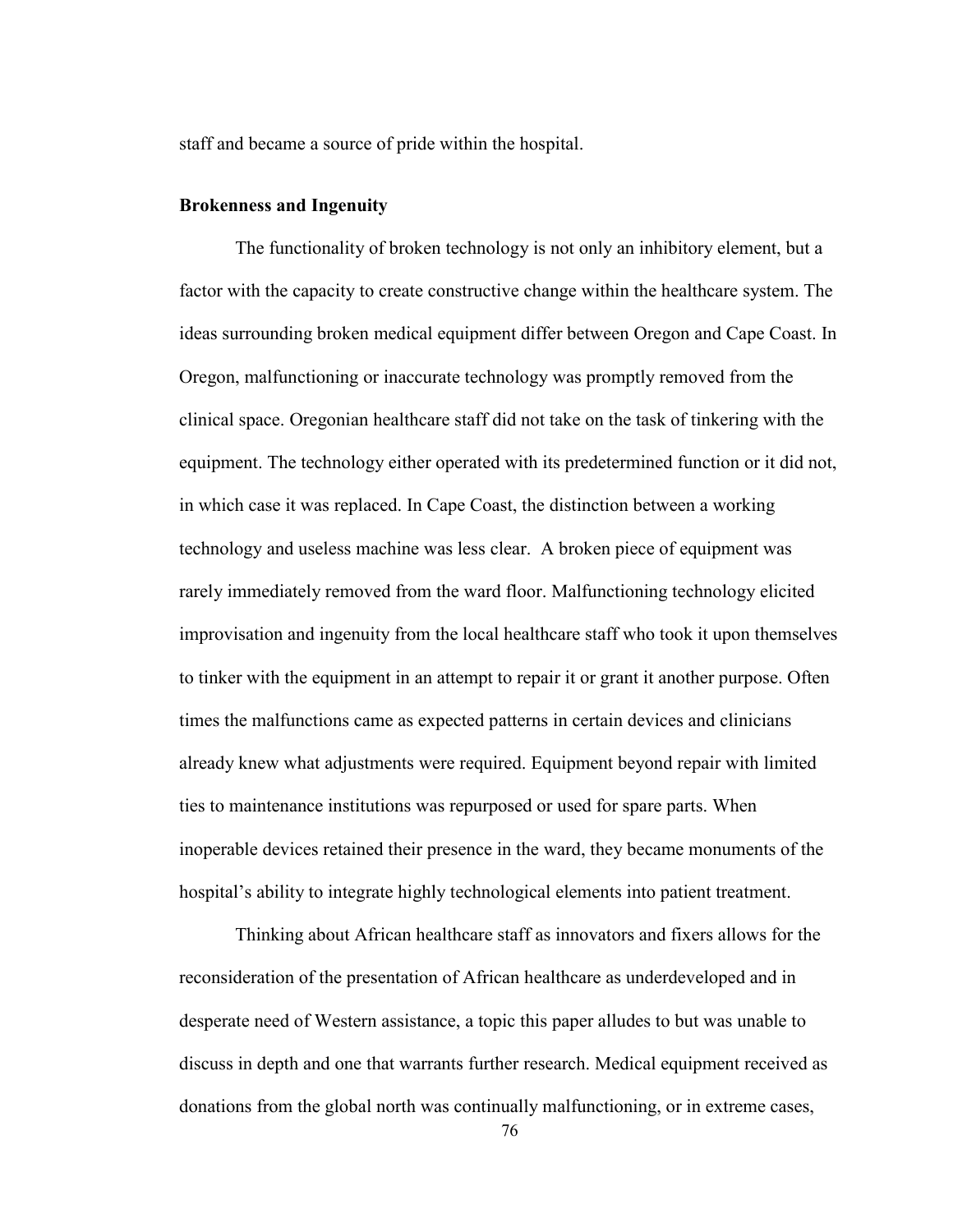staff and became a source of pride within the hospital.

### Brokenness and Ingenuity

The functionality of broken technology is not only an inhibitory element, but a factor with the capacity to create constructive change within the healthcare system. The ideas surrounding broken medical equipment differ between Oregon and Cape Coast. In Oregon, malfunctioning or inaccurate technology was promptly removed from the clinical space. Oregonian healthcare staff did not take on the task of tinkering with the equipment. The technology either operated with its predetermined function or it did not, in which case it was replaced. In Cape Coast, the distinction between a working technology and useless machine was less clear. A broken piece of equipment was rarely immediately removed from the ward floor. Malfunctioning technology elicited improvisation and ingenuity from the local healthcare staff who took it upon themselves to tinker with the equipment in an attempt to repair it or grant it another purpose. Often times the malfunctions came as expected patterns in certain devices and clinicians already knew what adjustments were required. Equipment beyond repair with limited ties to maintenance institutions was repurposed or used for spare parts. When inoperable devices retained their presence in the ward, they became monuments of the hospital's ability to integrate highly technological elements into patient treatment.

Thinking about African healthcare staff as innovators and fixers allows for the reconsideration of the presentation of African healthcare as underdeveloped and in desperate need of Western assistance, a topic this paper alludes to but was unable to discuss in depth and one that warrants further research. Medical equipment received as donations from the global north was continually malfunctioning, or in extreme cases,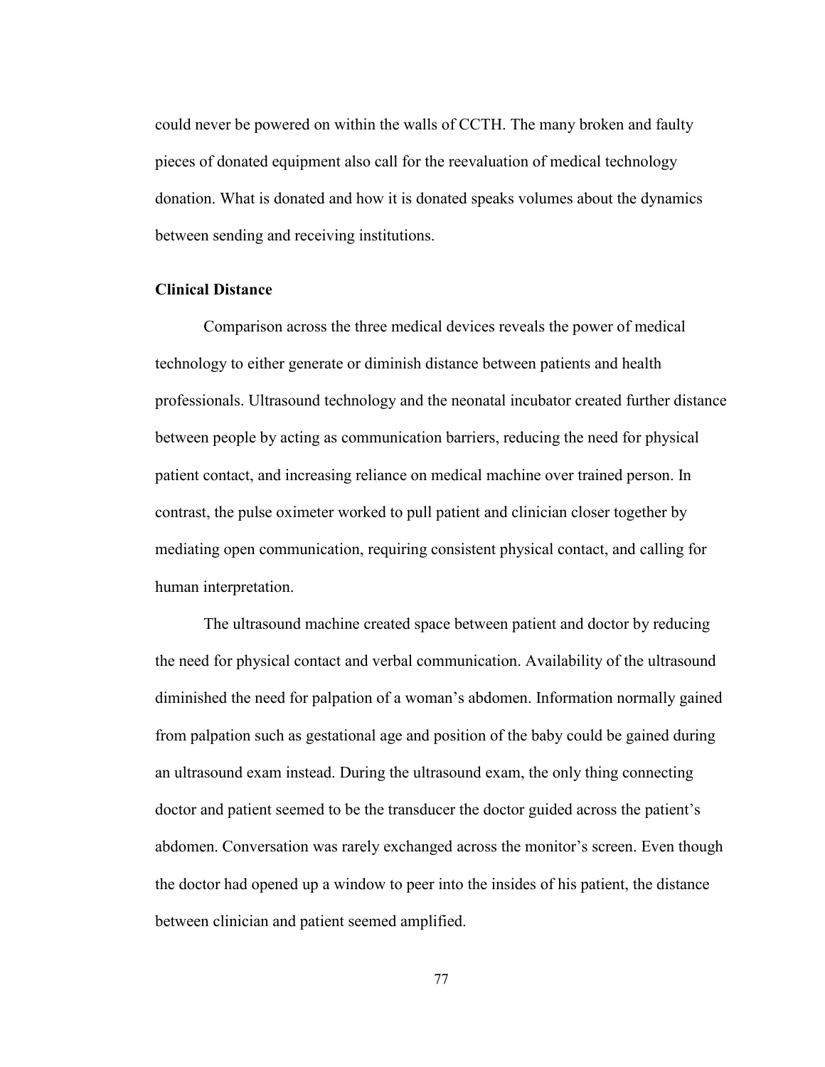could never be powered on within the walls of CCTH. The many broken and faulty pieces of donated equipment also call for the reevaluation of medical technology donation. What is donated and how it is donated speaks volumes about the dynamics between sending and receiving institutions.

**Clinical Distance**

Comparison across the three medical devices reveals the power of medical technology to either generate or diminish distance between patients and health professionals. Ultrasound technology and the neonatal incubator created further distance between people by acting as communication barriers, reducing the need for physical patient contact, and increasing reliance on medical machine over trained person. In contrast, the pulse oximeter worked to pull patient and clinician closer together by mediating open communication, requiring consistent physical contact, and calling for human interpretation.

The ultrasound machine created space between patient and doctor by reducing the need for physical contact and verbal communication. Availability of the ultrasound diminished the need for palpation of a woman's abdomen. Information normally gained from palpation such as gestational age and position of the baby could be gained during an ultrasound exam instead. During the ultrasound exam, the only thing connecting doctor and patient seemed to be the transducer the doctor guided across the patient's abdomen. Conversation was rarely exchanged across the monitor's screen. Even though the doctor had opened up a window to peer into the insides of his patient, the distance between clinician and patient seemed amplified.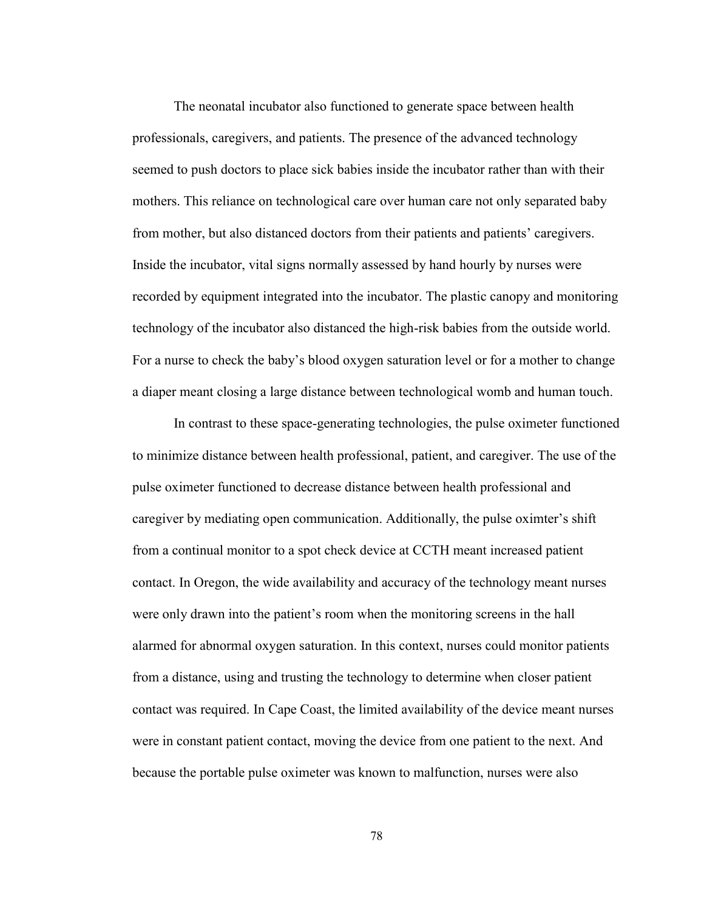The neonatal incubator also functioned to generate space between health professionals, caregivers, and patients. The presence of the advanced technology seemed to push doctors to place sick babies inside the incubator rather than with their mothers. This reliance on technological care over human care not only separated baby from mother, but also distanced doctors from their patients and patients' caregivers. Inside the incubator, vital signs normally assessed by hand hourly by nurses were recorded by equipment integrated into the incubator. The plastic canopy and monitoring technology of the incubator also distanced the high-risk babies from the outside world. For a nurse to check the baby's blood oxygen saturation level or for a mother to change a diaper meant closing a large distance between technological womb and human touch.

In contrast to these space-generating technologies, the pulse oximeter functioned to minimize distance between health professional, patient, and caregiver. The use of the pulse oximeter functioned to decrease distance between health professional and caregiver by mediating open communication. Additionally, the pulse oximter's shift from a continual monitor to a spot check device at CCTH meant increased patient contact. In Oregon, the wide availability and accuracy of the technology meant nurses were only drawn into the patient's room when the monitoring screens in the hall alarmed for abnormal oxygen saturation. In this context, nurses could monitor patients from a distance, using and trusting the technology to determine when closer patient contact was required. In Cape Coast, the limited availability of the device meant nurses were in constant patient contact, moving the device from one patient to the next. And because the portable pulse oximeter was known to malfunction, nurses were also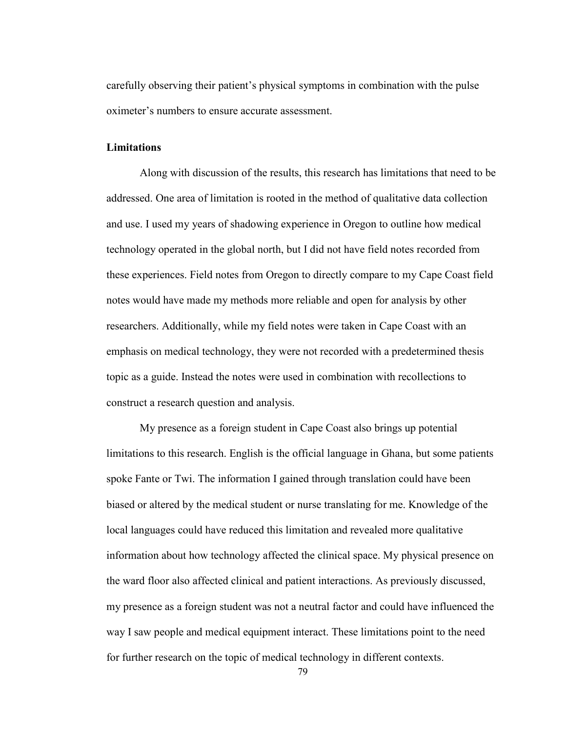carefully observing their patient's physical symptoms in combination with the pulse oximeter's numbers to ensure accurate assessment.

**Limitations**

Along with discussion of the results, this research has limitations that need to be addressed. One area of limitation is rooted in the method of qualitative data collection and use. I used my years of shadowing experience in Oregon to outline how medical technology operated in the global north, but I did not have field notes recorded from these experiences. Field notes from Oregon to directly compare to my Cape Coast field notes would have made my methods more reliable and open for analysis by other researchers. Additionally, while my field notes were taken in Cape Coast with an emphasis on medical technology, they were not recorded with a predetermined thesis topic as a guide. Instead the notes were used in combination with recollections to construct a research question and analysis.

My presence as a foreign student in Cape Coast also brings up potential limitations to this research. English is the official language in Ghana, but some patients spoke Fante or Twi. The information I gained through translation could have been biased or altered by the medical student or nurse translating for me. Knowledge of the local languages could have reduced this limitation and revealed more qualitative information about how technology affected the clinical space. My physical presence on the ward floor also affected clinical and patient interactions. As previously discussed, my presence as a foreign student was not a neutral factor and could have influenced the way I saw people and medical equipment interact. These limitations point to the need for further research on the topic of medical technology in different contexts.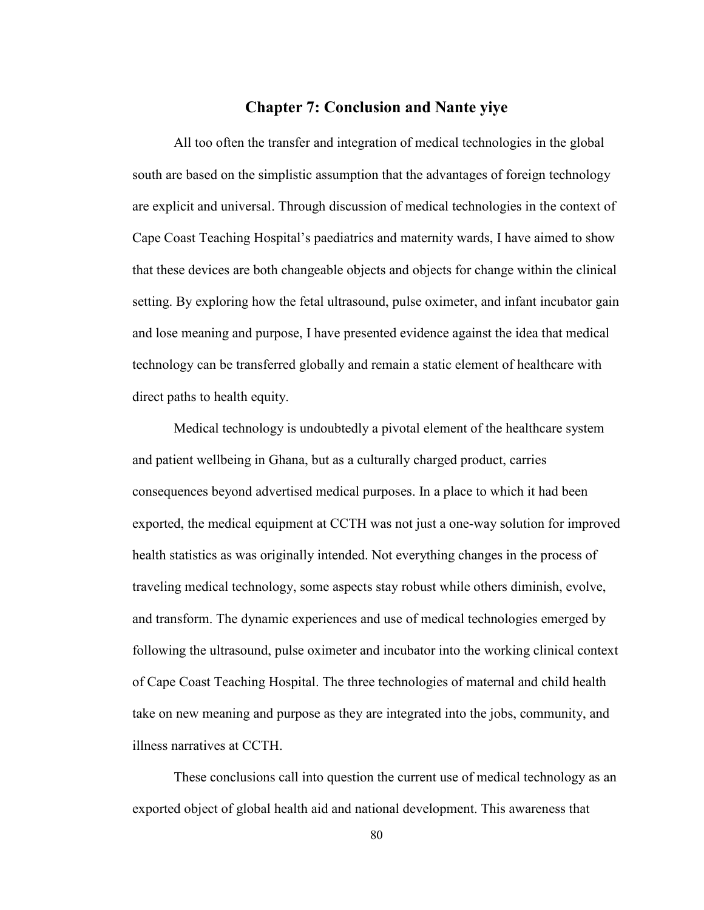# Chapter 7: Conclusion and Nante yiye

All too often the transfer and integration of medical technologies in the global south are based on the simplistic assumption that the advantages of foreign technology are explicit and universal. Through discussion of medical technologies in the context of Cape Coast Teaching Hospital's paediatrics and maternity wards, I have aimed to show that these devices are both changeable objects and objects for change within the clinical setting. By exploring how the fetal ultrasound, pulse oximeter, and infant incubator gain and lose meaning and purpose, I have presented evidence against the idea that medical technology can be transferred globally and remain a static element of healthcare with direct paths to health equity.

Medical technology is undoubtedly a pivotal element of the healthcare system and patient wellbeing in Ghana, but as a culturally charged product, carries consequences beyond advertised medical purposes. In a place to which it had been exported, the medical equipment at CCTH was not just a one-way solution for improved health statistics as was originally intended. Not everything changes in the process of traveling medical technology, some aspects stay robust while others diminish, evolve, and transform. The dynamic experiences and use of medical technologies emerged by following the ultrasound, pulse oximeter and incubator into the working clinical context of Cape Coast Teaching Hospital. The three technologies of maternal and child health take on new meaning and purpose as they are integrated into the jobs, community, and illness narratives at CCTH.

These conclusions call into question the current use of medical technology as an exported object of global health aid and national development. This awareness that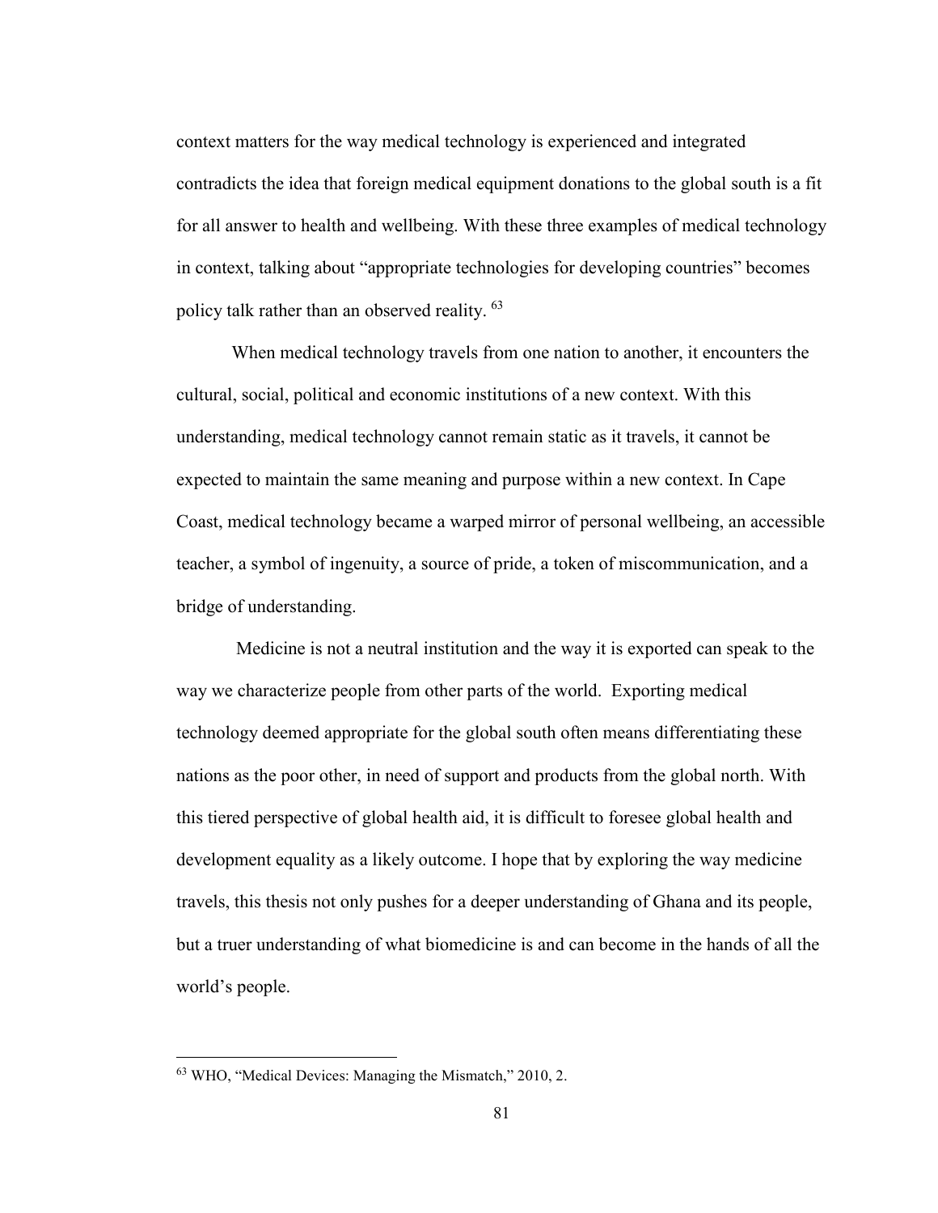context matters for the way medical technology is experienced and integrated contradicts the idea that foreign medical equipment donations to the global south is a fit for all answer to health and wellbeing. With these three examples of medical technology in context, talking about "appropriate technologies for developing countries" becomes policy talk rather than an observed reality. [63]

When medical technology travels from one nation to another, it encounters the cultural, social, political and economic institutions of a new context. With this understanding, medical technology cannot remain static as it travels, it cannot be expected to maintain the same meaning and purpose within a new context. In Cape Coast, medical technology became a warped mirror of personal wellbeing, an accessible teacher, a symbol of ingenuity, a source of pride, a token of miscommunication, and a bridge of understanding.

Medicine is not a neutral institution and the way it is exported can speak to the way we characterize people from other parts of the world. Exporting medical technology deemed appropriate for the global south often means differentiating these nations as the poor other, in need of support and products from the global north. With this tiered perspective of global health aid, it is difficult to foresee global health and development equality as a likely outcome. I hope that by exploring the way medicine travels, this thesis not only pushes for a deeper understanding of Ghana and its people, but a truer understanding of what biomedicine is and can become in the hands of all the world's people.

---

[63] WHO, "Medical Devices: Managing the Mismatch," 2010, 2.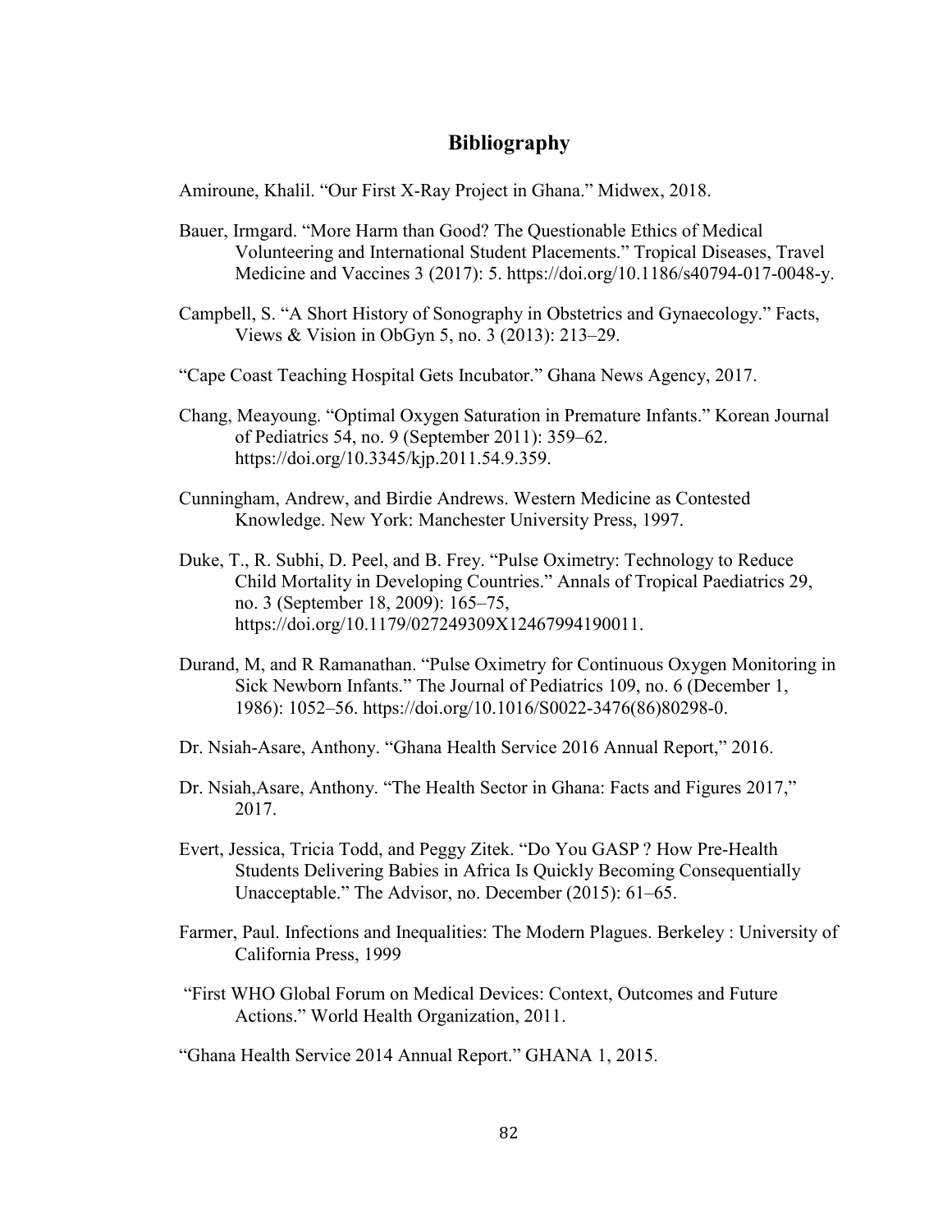# Bibliography

Amiroune, Khalil. "Our First X-Ray Project in Ghana." Midwex, 2018.

Bauer, Irmgard. "More Harm than Good? The Questionable Ethics of Medical Volunteering and International Student Placements." Tropical Diseases, Travel Medicine and Vaccines 3 (2017): 5. https://doi.org/10.1186/s40794-017-0048-y.

Campbell, S. "A Short History of Sonography in Obstetrics and Gynaecology." Facts, Views & Vision in ObGyn 5, no. 3 (2013): 213–29.

"Cape Coast Teaching Hospital Gets Incubator." Ghana News Agency, 2017.

Chang, Meayoung. "Optimal Oxygen Saturation in Premature Infants." Korean Journal of Pediatrics 54, no. 9 (September 2011): 359–62. https://doi.org/10.3345/kjp.2011.54.9.359.

Cunningham, Andrew, and Birdie Andrews. Western Medicine as Contested Knowledge. New York: Manchester University Press, 1997.

Duke, T., R. Subhi, D. Peel, and B. Frey. "Pulse Oximetry: Technology to Reduce Child Mortality in Developing Countries." Annals of Tropical Paediatrics 29, no. 3 (September 18, 2009): 165–75, https://doi.org/10.1179/027249309X12467994190011.

Durand, M, and R Ramanathan. "Pulse Oximetry for Continuous Oxygen Monitoring in Sick Newborn Infants." The Journal of Pediatrics 109, no. 6 (December 1, 1986): 1052–56. https://doi.org/10.1016/S0022-3476(86)80298-0.

Dr. Nsiah-Asare, Anthony. "Ghana Health Service 2016 Annual Report," 2016.

Dr. Nsiah,Asare, Anthony. "The Health Sector in Ghana: Facts and Figures 2017," 2017.

Evert, Jessica, Tricia Todd, and Peggy Zitek. "Do You GASP ? How Pre-Health Students Delivering Babies in Africa Is Quickly Becoming Consequentially Unacceptable." The Advisor, no. December (2015): 61–65.

Farmer, Paul. Infections and Inequalities: The Modern Plagues. Berkeley : University of California Press, 1999

"First WHO Global Forum on Medical Devices: Context, Outcomes and Future Actions." World Health Organization, 2011.

"Ghana Health Service 2014 Annual Report." GHANA 1, 2015.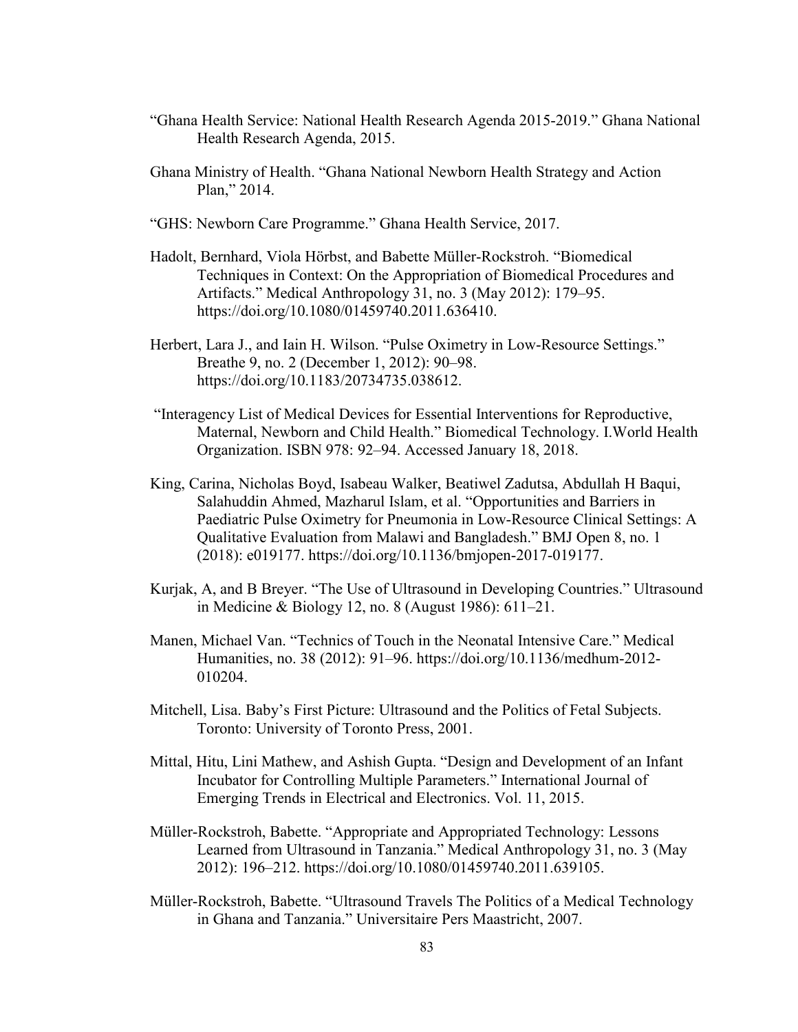"Ghana Health Service: National Health Research Agenda 2015-2019." Ghana National Health Research Agenda, 2015.

Ghana Ministry of Health. "Ghana National Newborn Health Strategy and Action Plan," 2014.

"GHS: Newborn Care Programme." Ghana Health Service, 2017.

Hadolt, Bernhard, Viola Hörbst, and Babette Müller-Rockstroh. "Biomedical Techniques in Context: On the Appropriation of Biomedical Procedures and Artifacts." Medical Anthropology 31, no. 3 (May 2012): 179–95. https://doi.org/10.1080/01459740.2011.636410.

Herbert, Lara J., and Iain H. Wilson. "Pulse Oximetry in Low-Resource Settings." Breathe 9, no. 2 (December 1, 2012): 90–98. https://doi.org/10.1183/20734735.038612.

"Interagency List of Medical Devices for Essential Interventions for Reproductive, Maternal, Newborn and Child Health." Biomedical Technology. I.World Health Organization. ISBN 978: 92–94. Accessed January 18, 2018.

King, Carina, Nicholas Boyd, Isabeau Walker, Beatiwel Zadutsa, Abdullah H Baqui, Salahuddin Ahmed, Mazharul Islam, et al. "Opportunities and Barriers in Paediatric Pulse Oximetry for Pneumonia in Low-Resource Clinical Settings: A Qualitative Evaluation from Malawi and Bangladesh." BMJ Open 8, no. 1 (2018): e019177. https://doi.org/10.1136/bmjopen-2017-019177.

Kurjak, A, and B Breyer. "The Use of Ultrasound in Developing Countries." Ultrasound in Medicine & Biology 12, no. 8 (August 1986): 611–21.

Manen, Michael Van. "Technics of Touch in the Neonatal Intensive Care." Medical Humanities, no. 38 (2012): 91–96. https://doi.org/10.1136/medhum-2012-010204.

Mitchell, Lisa. Baby's First Picture: Ultrasound and the Politics of Fetal Subjects. Toronto: University of Toronto Press, 2001.

Mittal, Hitu, Lini Mathew, and Ashish Gupta. "Design and Development of an Infant Incubator for Controlling Multiple Parameters." International Journal of Emerging Trends in Electrical and Electronics. Vol. 11, 2015.

Müller-Rockstroh, Babette. "Appropriate and Appropriated Technology: Lessons Learned from Ultrasound in Tanzania." Medical Anthropology 31, no. 3 (May 2012): 196–212. https://doi.org/10.1080/01459740.2011.639105.

Müller-Rockstroh, Babette. "Ultrasound Travels The Politics of a Medical Technology in Ghana and Tanzania." Universitaire Pers Maastricht, 2007.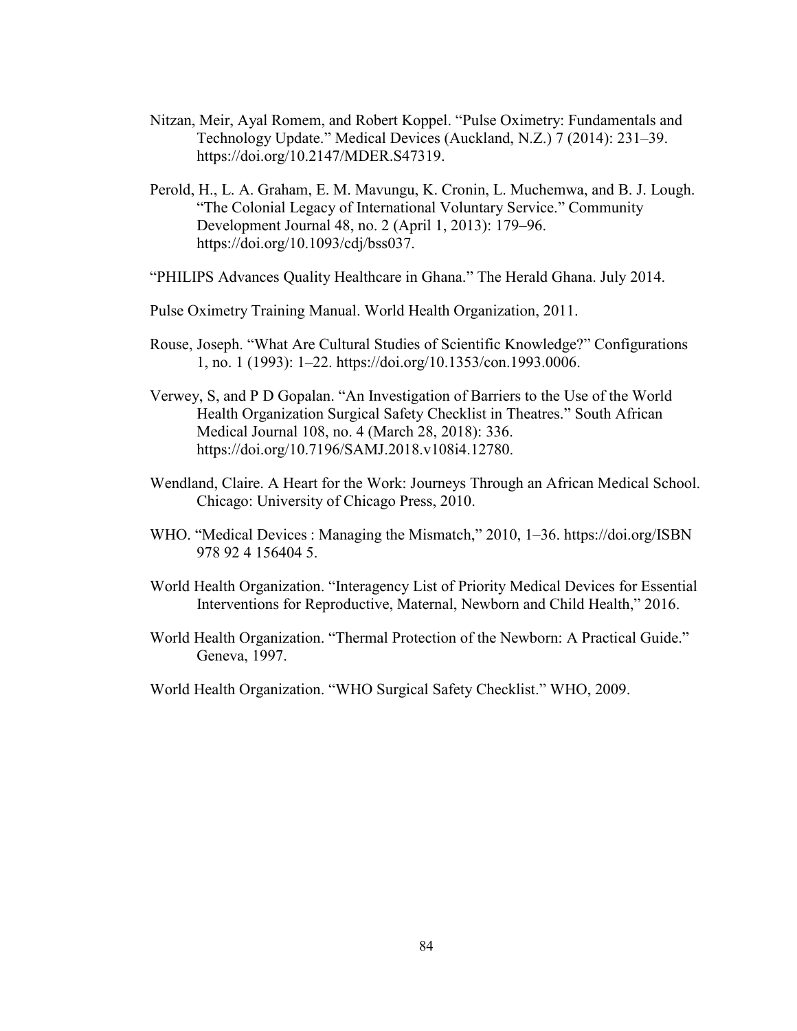Nitzan, Meir, Ayal Romem, and Robert Koppel. “Pulse Oximetry: Fundamentals and Technology Update.” Medical Devices (Auckland, N.Z.) 7 (2014): 231–39. https://doi.org/10.2147/MDER.S47319.

Perold, H., L. A. Graham, E. M. Mavungu, K. Cronin, L. Muchemwa, and B. J. Lough. “The Colonial Legacy of International Voluntary Service.” Community Development Journal 48, no. 2 (April 1, 2013): 179–96. https://doi.org/10.1093/cdj/bss037.

“PHILIPS Advances Quality Healthcare in Ghana.” The Herald Ghana. July 2014.

Pulse Oximetry Training Manual. World Health Organization, 2011.

Rouse, Joseph. “What Are Cultural Studies of Scientific Knowledge?” Configurations 1, no. 1 (1993): 1–22. https://doi.org/10.1353/con.1993.0006.

Verwey, S, and P D Gopalan. “An Investigation of Barriers to the Use of the World Health Organization Surgical Safety Checklist in Theatres.” South African Medical Journal 108, no. 4 (March 28, 2018): 336. https://doi.org/10.7196/SAMJ.2018.v108i4.12780.

Wendland, Claire. A Heart for the Work: Journeys Through an African Medical School. Chicago: University of Chicago Press, 2010.

WHO. “Medical Devices : Managing the Mismatch,” 2010, 1–36. https://doi.org/ISBN 978 92 4 156404 5.

World Health Organization. “Interagency List of Priority Medical Devices for Essential Interventions for Reproductive, Maternal, Newborn and Child Health,” 2016.

World Health Organization. “Thermal Protection of the Newborn: A Practical Guide.” Geneva, 1997.

World Health Organization. “WHO Surgical Safety Checklist.” WHO, 2009.